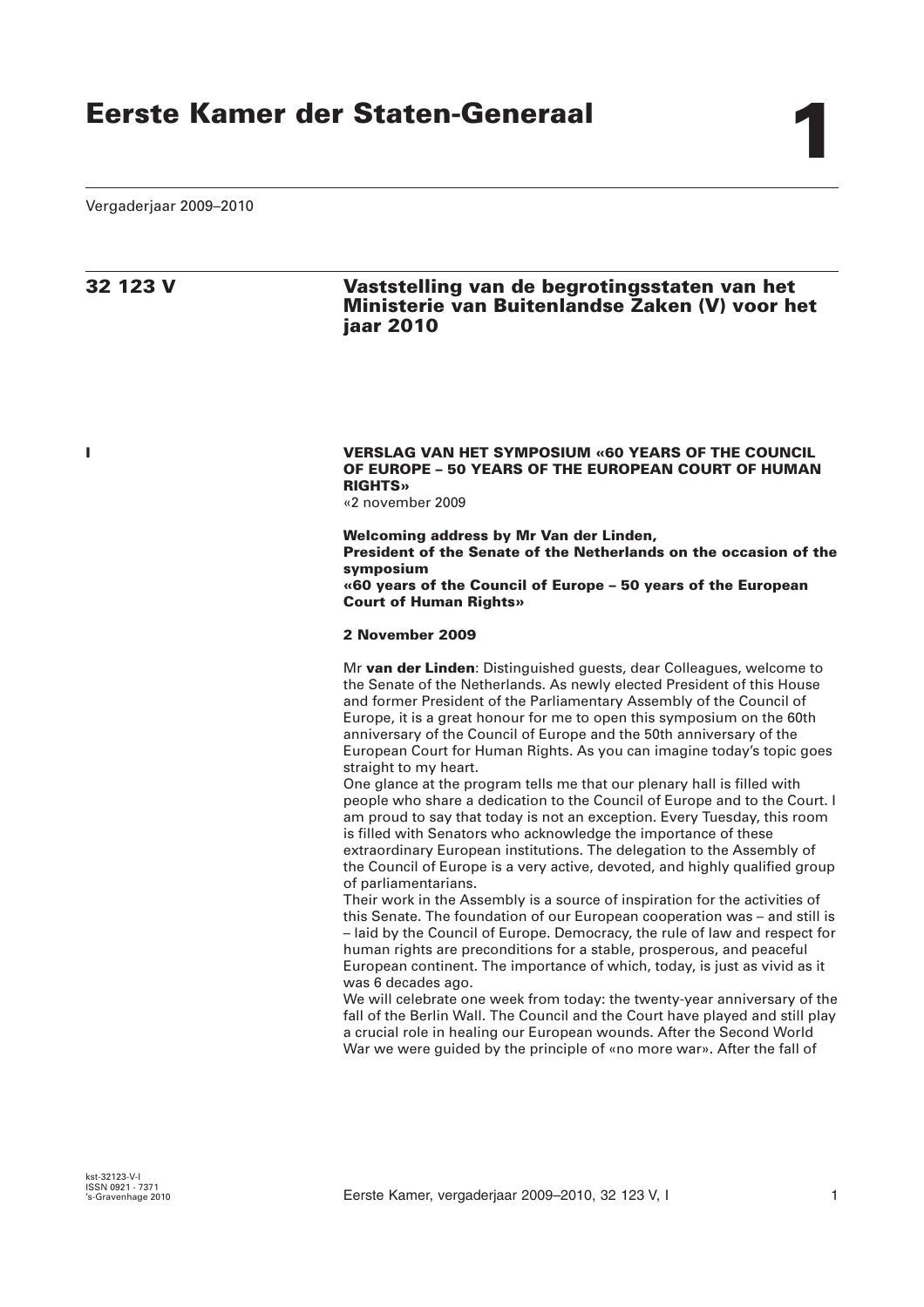# Eerste Kamer der Staten-Generaal

**1**

Vergaderjaar 2009–2010

## 32 123 V — Vaststelling van de begrotingsstaten van het Ministerie van Buitenlandse Zaken (V) voor het jaar 2010

**I**

### VERSLAG VAN HET SYMPOSIUM «60 YEARS OF THE COUNCIL OF EUROPE – 50 YEARS OF THE EUROPEAN COURT OF HUMAN RIGHTS»

«2 november 2009

**Welcoming address by Mr Van der Linden,**
**President of the Senate of the Netherlands on the occasion of the symposium**
**«60 years of the Council of Europe – 50 years of the European Court of Human Rights»**

**2 November 2009**

Mr **van der Linden**: Distinguished guests, dear Colleagues, welcome to the Senate of the Netherlands. As newly elected President of this House and former President of the Parliamentary Assembly of the Council of Europe, it is a great honour for me to open this symposium on the 60th anniversary of the Council of Europe and the 50th anniversary of the European Court for Human Rights. As you can imagine today's topic goes straight to my heart.

One glance at the program tells me that our plenary hall is filled with people who share a dedication to the Council of Europe and to the Court. I am proud to say that today is not an exception. Every Tuesday, this room is filled with Senators who acknowledge the importance of these extraordinary European institutions. The delegation to the Assembly of the Council of Europe is a very active, devoted, and highly qualified group of parliamentarians.

Their work in the Assembly is a source of inspiration for the activities of this Senate. The foundation of our European cooperation was – and still is – laid by the Council of Europe. Democracy, the rule of law and respect for human rights are preconditions for a stable, prosperous, and peaceful European continent. The importance of which, today, is just as vivid as it was 6 decades ago.

We will celebrate one week from today: the twenty-year anniversary of the fall of the Berlin Wall. The Council and the Court have played and still play a crucial role in healing our European wounds. After the Second World War we were guided by the principle of «no more war». After the fall of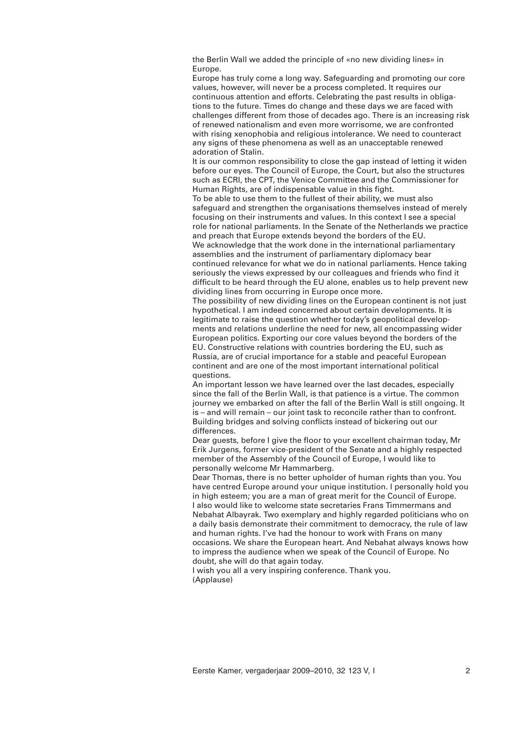the Berlin Wall we added the principle of «no new dividing lines» in Europe.

Europe has truly come a long way. Safeguarding and promoting our core values, however, will never be a process completed. It requires our continuous attention and efforts. Celebrating the past results in obligations to the future. Times do change and these days we are faced with challenges different from those of decades ago. There is an increasing risk of renewed nationalism and even more worrisome, we are confronted with rising xenophobia and religious intolerance. We need to counteract any signs of these phenomena as well as an unacceptable renewed adoration of Stalin.

It is our common responsibility to close the gap instead of letting it widen before our eyes. The Council of Europe, the Court, but also the structures such as ECRI, the CPT, the Venice Committee and the Commissioner for Human Rights, are of indispensable value in this fight.

To be able to use them to the fullest of their ability, we must also safeguard and strengthen the organisations themselves instead of merely focusing on their instruments and values. In this context I see a special role for national parliaments. In the Senate of the Netherlands we practice and preach that Europe extends beyond the borders of the EU.

We acknowledge that the work done in the international parliamentary assemblies and the instrument of parliamentary diplomacy bear continued relevance for what we do in national parliaments. Hence taking seriously the views expressed by our colleagues and friends who find it difficult to be heard through the EU alone, enables us to help prevent new dividing lines from occurring in Europe once more.

The possibility of new dividing lines on the European continent is not just hypothetical. I am indeed concerned about certain developments. It is legitimate to raise the question whether today's geopolitical developments and relations underline the need for new, all encompassing wider European politics. Exporting our core values beyond the borders of the EU. Constructive relations with countries bordering the EU, such as Russia, are of crucial importance for a stable and peaceful European continent and are one of the most important international political questions.

An important lesson we have learned over the last decades, especially since the fall of the Berlin Wall, is that patience is a virtue. The common journey we embarked on after the fall of the Berlin Wall is still ongoing. It is – and will remain – our joint task to reconcile rather than to confront. Building bridges and solving conflicts instead of bickering out our differences.

Dear guests, before I give the floor to your excellent chairman today, Mr Erik Jurgens, former vice-president of the Senate and a highly respected member of the Assembly of the Council of Europe, I would like to personally welcome Mr Hammarberg.

Dear Thomas, there is no better upholder of human rights than you. You have centred Europe around your unique institution. I personally hold you in high esteem; you are a man of great merit for the Council of Europe.

I also would like to welcome state secretaries Frans Timmermans and Nebahat Albayrak. Two exemplary and highly regarded politicians who on a daily basis demonstrate their commitment to democracy, the rule of law and human rights. I've had the honour to work with Frans on many occasions. We share the European heart. And Nebahat always knows how to impress the audience when we speak of the Council of Europe. No doubt, she will do that again today.

I wish you all a very inspiring conference. Thank you.

(Applause)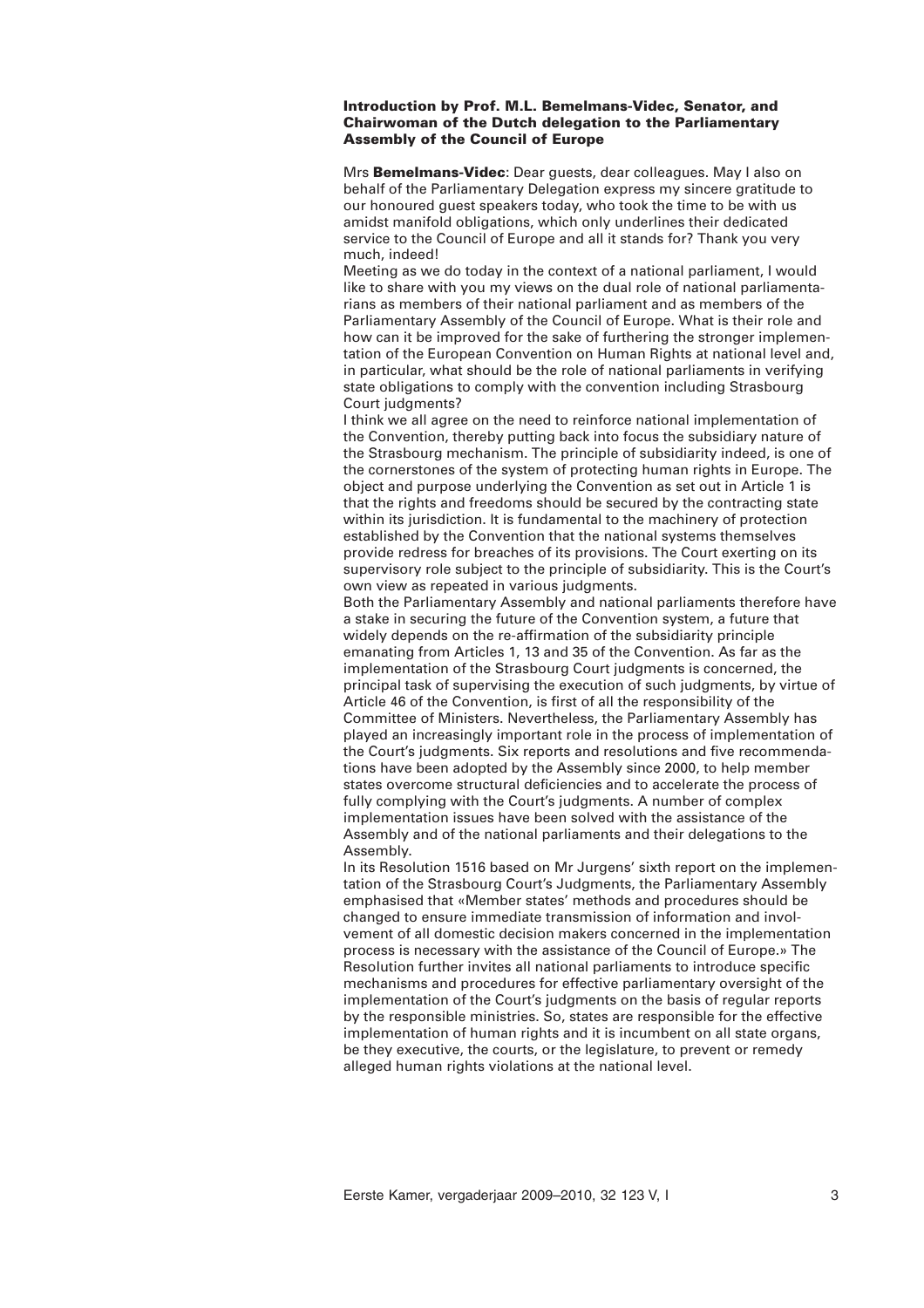### Introduction by Prof. M.L. Bemelmans-Videc, Senator, and Chairwoman of the Dutch delegation to the Parliamentary Assembly of the Council of Europe

Mrs **Bemelmans-Videc**: Dear guests, dear colleagues. May I also on behalf of the Parliamentary Delegation express my sincere gratitude to our honoured guest speakers today, who took the time to be with us amidst manifold obligations, which only underlines their dedicated service to the Council of Europe and all it stands for? Thank you very much, indeed!

Meeting as we do today in the context of a national parliament, I would like to share with you my views on the dual role of national parliamentarians as members of their national parliament and as members of the Parliamentary Assembly of the Council of Europe. What is their role and how can it be improved for the sake of furthering the stronger implementation of the European Convention on Human Rights at national level and, in particular, what should be the role of national parliaments in verifying state obligations to comply with the convention including Strasbourg Court judgments?

I think we all agree on the need to reinforce national implementation of the Convention, thereby putting back into focus the subsidiary nature of the Strasbourg mechanism. The principle of subsidiarity indeed, is one of the cornerstones of the system of protecting human rights in Europe. The object and purpose underlying the Convention as set out in Article 1 is that the rights and freedoms should be secured by the contracting state within its jurisdiction. It is fundamental to the machinery of protection established by the Convention that the national systems themselves provide redress for breaches of its provisions. The Court exerting on its supervisory role subject to the principle of subsidiarity. This is the Court's own view as repeated in various judgments.

Both the Parliamentary Assembly and national parliaments therefore have a stake in securing the future of the Convention system, a future that widely depends on the re-affirmation of the subsidiarity principle emanating from Articles 1, 13 and 35 of the Convention. As far as the implementation of the Strasbourg Court judgments is concerned, the principal task of supervising the execution of such judgments, by virtue of Article 46 of the Convention, is first of all the responsibility of the Committee of Ministers. Nevertheless, the Parliamentary Assembly has played an increasingly important role in the process of implementation of the Court's judgments. Six reports and resolutions and five recommendations have been adopted by the Assembly since 2000, to help member states overcome structural deficiencies and to accelerate the process of fully complying with the Court's judgments. A number of complex implementation issues have been solved with the assistance of the Assembly and of the national parliaments and their delegations to the Assembly.

In its Resolution 1516 based on Mr Jurgens' sixth report on the implementation of the Strasbourg Court's Judgments, the Parliamentary Assembly emphasised that «Member states' methods and procedures should be changed to ensure immediate transmission of information and involvement of all domestic decision makers concerned in the implementation process is necessary with the assistance of the Council of Europe.» The Resolution further invites all national parliaments to introduce specific mechanisms and procedures for effective parliamentary oversight of the implementation of the Court's judgments on the basis of regular reports by the responsible ministries. So, states are responsible for the effective implementation of human rights and it is incumbent on all state organs, be they executive, the courts, or the legislature, to prevent or remedy alleged human rights violations at the national level.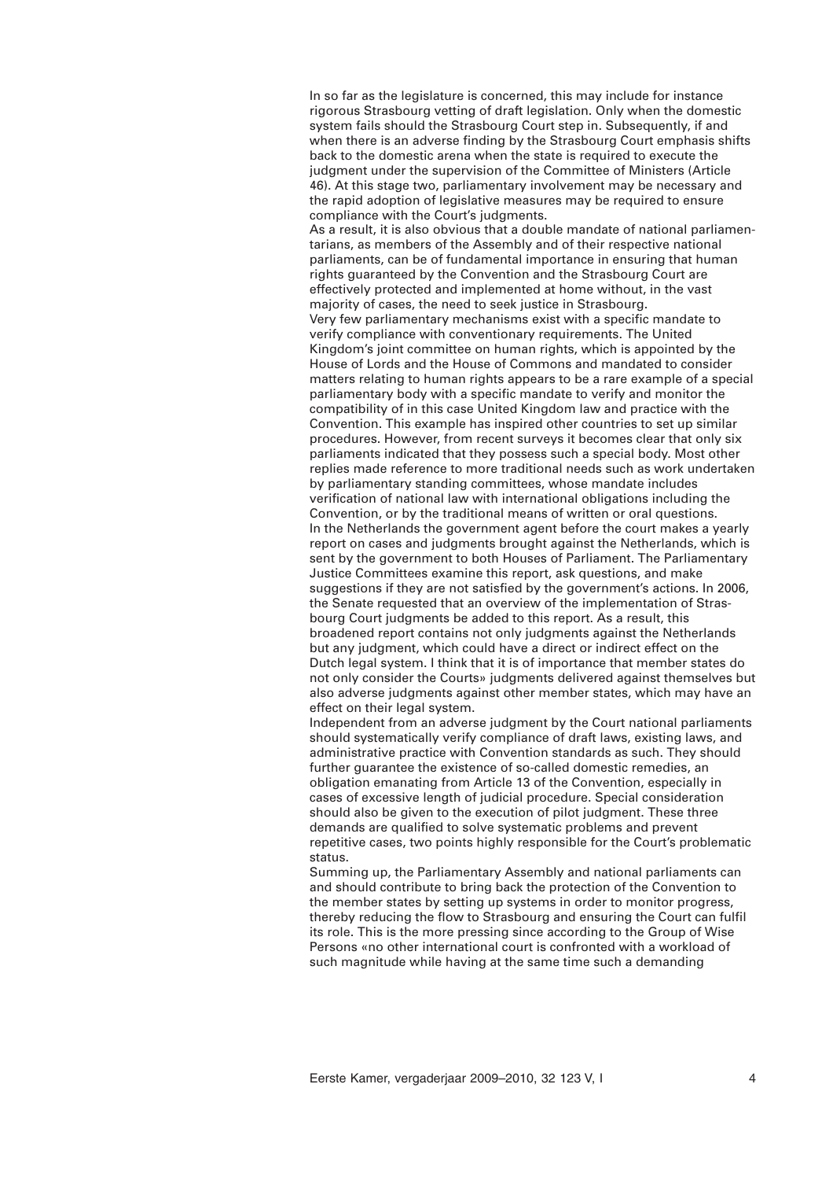In so far as the legislature is concerned, this may include for instance rigorous Strasbourg vetting of draft legislation. Only when the domestic system fails should the Strasbourg Court step in. Subsequently, if and when there is an adverse finding by the Strasbourg Court emphasis shifts back to the domestic arena when the state is required to execute the judgment under the supervision of the Committee of Ministers (Article 46). At this stage two, parliamentary involvement may be necessary and the rapid adoption of legislative measures may be required to ensure compliance with the Court's judgments.

As a result, it is also obvious that a double mandate of national parliamentarians, as members of the Assembly and of their respective national parliaments, can be of fundamental importance in ensuring that human rights guaranteed by the Convention and the Strasbourg Court are effectively protected and implemented at home without, in the vast majority of cases, the need to seek justice in Strasbourg.

Very few parliamentary mechanisms exist with a specific mandate to verify compliance with conventionary requirements. The United Kingdom's joint committee on human rights, which is appointed by the House of Lords and the House of Commons and mandated to consider matters relating to human rights appears to be a rare example of a special parliamentary body with a specific mandate to verify and monitor the compatibility of in this case United Kingdom law and practice with the Convention. This example has inspired other countries to set up similar procedures. However, from recent surveys it becomes clear that only six parliaments indicated that they possess such a special body. Most other replies made reference to more traditional needs such as work undertaken by parliamentary standing committees, whose mandate includes verification of national law with international obligations including the Convention, or by the traditional means of written or oral questions.

In the Netherlands the government agent before the court makes a yearly report on cases and judgments brought against the Netherlands, which is sent by the government to both Houses of Parliament. The Parliamentary Justice Committees examine this report, ask questions, and make suggestions if they are not satisfied by the government's actions. In 2006, the Senate requested that an overview of the implementation of Strasbourg Court judgments be added to this report. As a result, this broadened report contains not only judgments against the Netherlands but any judgment, which could have a direct or indirect effect on the Dutch legal system. I think that it is of importance that member states do not only consider the Courts» judgments delivered against themselves but also adverse judgments against other member states, which may have an effect on their legal system.

Independent from an adverse judgment by the Court national parliaments should systematically verify compliance of draft laws, existing laws, and administrative practice with Convention standards as such. They should further guarantee the existence of so-called domestic remedies, an obligation emanating from Article 13 of the Convention, especially in cases of excessive length of judicial procedure. Special consideration should also be given to the execution of pilot judgment. These three demands are qualified to solve systematic problems and prevent repetitive cases, two points highly responsible for the Court's problematic status.

Summing up, the Parliamentary Assembly and national parliaments can and should contribute to bring back the protection of the Convention to the member states by setting up systems in order to monitor progress, thereby reducing the flow to Strasbourg and ensuring the Court can fulfil its role. This is the more pressing since according to the Group of Wise Persons «no other international court is confronted with a workload of such magnitude while having at the same time such a demanding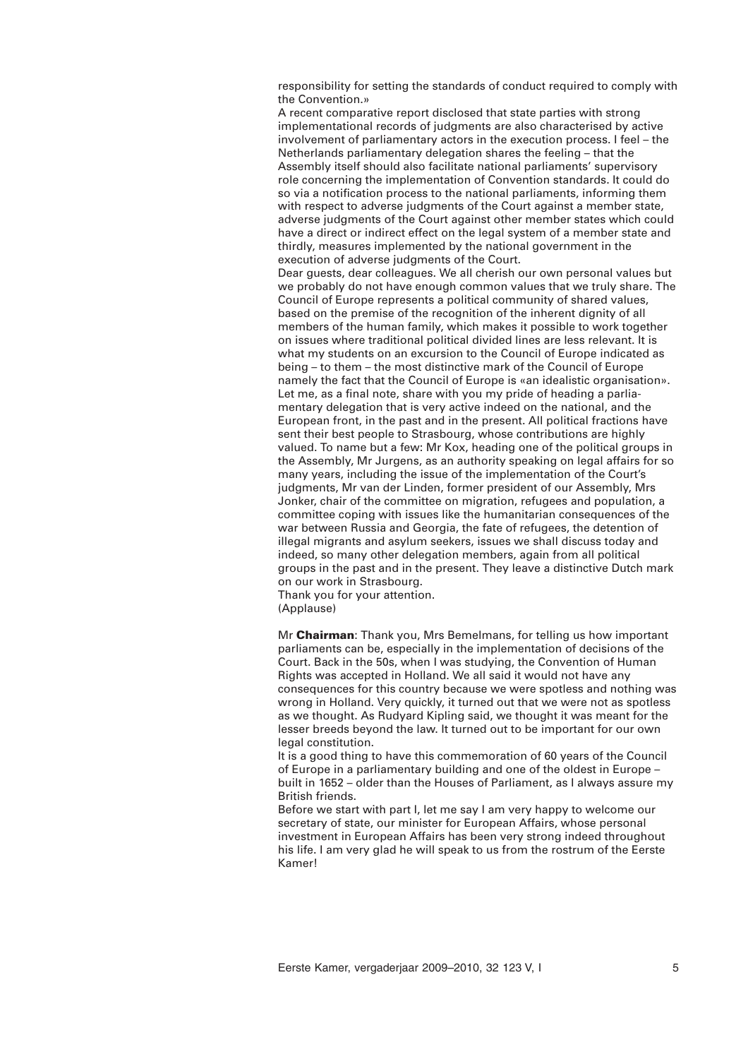responsibility for setting the standards of conduct required to comply with the Convention.»

A recent comparative report disclosed that state parties with strong implementational records of judgments are also characterised by active involvement of parliamentary actors in the execution process. I feel – the Netherlands parliamentary delegation shares the feeling – that the Assembly itself should also facilitate national parliaments' supervisory role concerning the implementation of Convention standards. It could do so via a notification process to the national parliaments, informing them with respect to adverse judgments of the Court against a member state, adverse judgments of the Court against other member states which could have a direct or indirect effect on the legal system of a member state and thirdly, measures implemented by the national government in the execution of adverse judgments of the Court.

Dear guests, dear colleagues. We all cherish our own personal values but we probably do not have enough common values that we truly share. The Council of Europe represents a political community of shared values, based on the premise of the recognition of the inherent dignity of all members of the human family, which makes it possible to work together on issues where traditional political divided lines are less relevant. It is what my students on an excursion to the Council of Europe indicated as being – to them – the most distinctive mark of the Council of Europe namely the fact that the Council of Europe is «an idealistic organisation».

Let me, as a final note, share with you my pride of heading a parliamentary delegation that is very active indeed on the national, and the European front, in the past and in the present. All political fractions have sent their best people to Strasbourg, whose contributions are highly valued. To name but a few: Mr Kox, heading one of the political groups in the Assembly, Mr Jurgens, as an authority speaking on legal affairs for so many years, including the issue of the implementation of the Court's judgments, Mr van der Linden, former president of our Assembly, Mrs Jonker, chair of the committee on migration, refugees and population, a committee coping with issues like the humanitarian consequences of the war between Russia and Georgia, the fate of refugees, the detention of illegal migrants and asylum seekers, issues we shall discuss today and indeed, so many other delegation members, again from all political groups in the past and in the present. They leave a distinctive Dutch mark on our work in Strasbourg.

Thank you for your attention.

(Applause)

Mr **Chairman**: Thank you, Mrs Bemelmans, for telling us how important parliaments can be, especially in the implementation of decisions of the Court. Back in the 50s, when I was studying, the Convention of Human Rights was accepted in Holland. We all said it would not have any consequences for this country because we were spotless and nothing was wrong in Holland. Very quickly, it turned out that we were not as spotless as we thought. As Rudyard Kipling said, we thought it was meant for the lesser breeds beyond the law. It turned out to be important for our own legal constitution.

It is a good thing to have this commemoration of 60 years of the Council of Europe in a parliamentary building and one of the oldest in Europe – built in 1652 – older than the Houses of Parliament, as I always assure my British friends.

Before we start with part I, let me say I am very happy to welcome our secretary of state, our minister for European Affairs, whose personal investment in European Affairs has been very strong indeed throughout his life. I am very glad he will speak to us from the rostrum of the Eerste Kamer!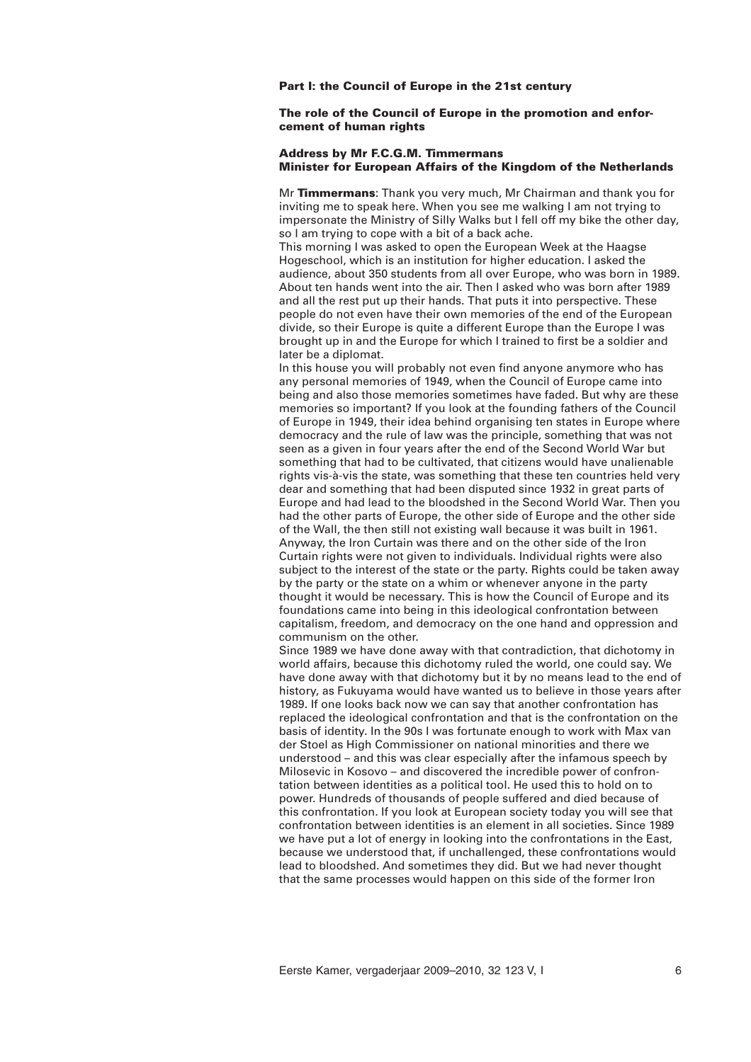## Part I: the Council of Europe in the 21st century

### The role of the Council of Europe in the promotion and enforcement of human rights

### Address by Mr F.C.G.M. Timmermans Minister for European Affairs of the Kingdom of the Netherlands

Mr **Timmermans**: Thank you very much, Mr Chairman and thank you for inviting me to speak here. When you see me walking I am not trying to impersonate the Ministry of Silly Walks but I fell off my bike the other day, so I am trying to cope with a bit of a back ache.

This morning I was asked to open the European Week at the Haagse Hogeschool, which is an institution for higher education. I asked the audience, about 350 students from all over Europe, who was born in 1989. About ten hands went into the air. Then I asked who was born after 1989 and all the rest put up their hands. That puts it into perspective. These people do not even have their own memories of the end of the European divide, so their Europe is quite a different Europe than the Europe I was brought up in and the Europe for which I trained to first be a soldier and later be a diplomat.

In this house you will probably not even find anyone anymore who has any personal memories of 1949, when the Council of Europe came into being and also those memories sometimes have faded. But why are these memories so important? If you look at the founding fathers of the Council of Europe in 1949, their idea behind organising ten states in Europe where democracy and the rule of law was the principle, something that was not seen as a given in four years after the end of the Second World War but something that had to be cultivated, that citizens would have unalienable rights vis-à-vis the state, was something that these ten countries held very dear and something that had been disputed since 1932 in great parts of Europe and had lead to the bloodshed in the Second World War. Then you had the other parts of Europe, the other side of Europe and the other side of the Wall, the then still not existing wall because it was built in 1961. Anyway, the Iron Curtain was there and on the other side of the Iron Curtain rights were not given to individuals. Individual rights were also subject to the interest of the state or the party. Rights could be taken away by the party or the state on a whim or whenever anyone in the party thought it would be necessary. This is how the Council of Europe and its foundations came into being in this ideological confrontation between capitalism, freedom, and democracy on the one hand and oppression and communism on the other.

Since 1989 we have done away with that contradiction, that dichotomy in world affairs, because this dichotomy ruled the world, one could say. We have done away with that dichotomy but it by no means lead to the end of history, as Fukuyama would have wanted us to believe in those years after 1989. If one looks back now we can say that another confrontation has replaced the ideological confrontation and that is the confrontation on the basis of identity. In the 90s I was fortunate enough to work with Max van der Stoel as High Commissioner on national minorities and there we understood – and this was clear especially after the infamous speech by Milosevic in Kosovo – and discovered the incredible power of confrontation between identities as a political tool. He used this to hold on to power. Hundreds of thousands of people suffered and died because of this confrontation. If you look at European society today you will see that confrontation between identities is an element in all societies. Since 1989 we have put a lot of energy in looking into the confrontations in the East, because we understood that, if unchallenged, these confrontations would lead to bloodshed. And sometimes they did. But we had never thought that the same processes would happen on this side of the former Iron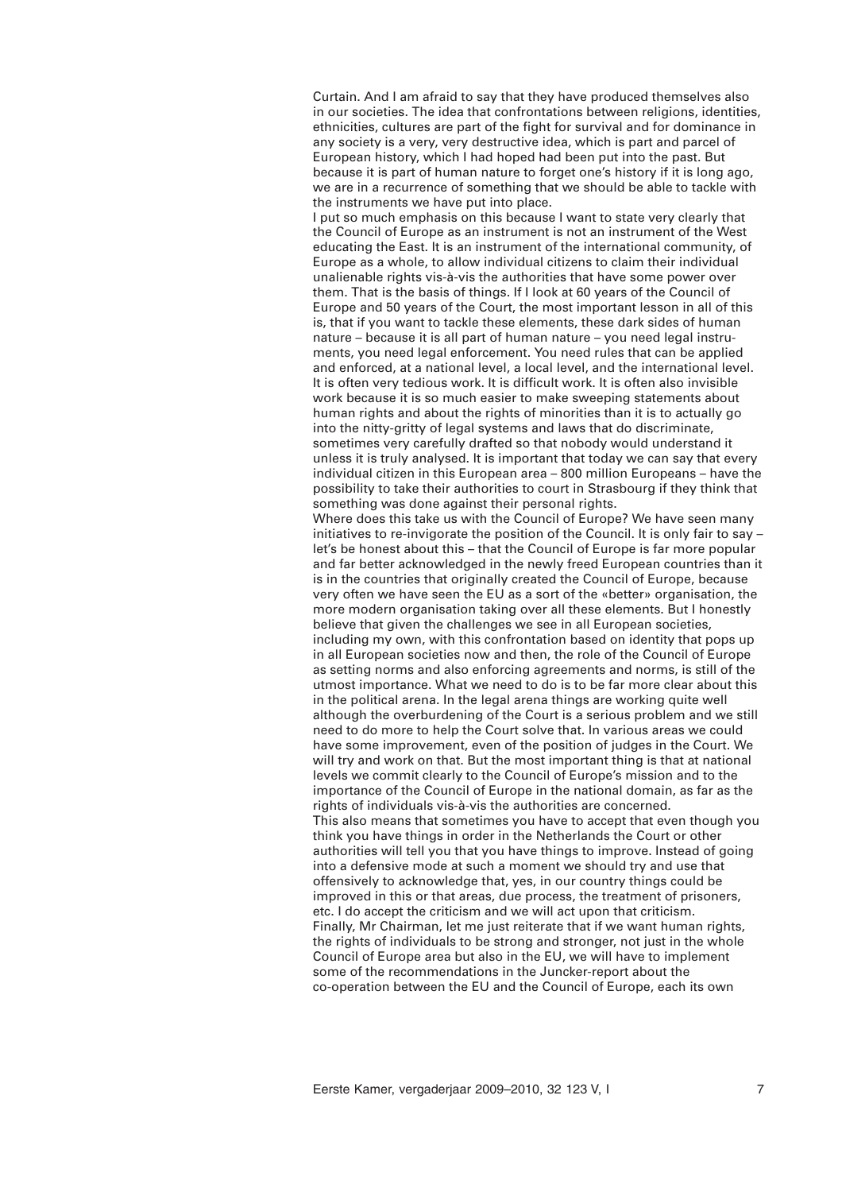Curtain. And I am afraid to say that they have produced themselves also in our societies. The idea that confrontations between religions, identities, ethnicities, cultures are part of the fight for survival and for dominance in any society is a very, very destructive idea, which is part and parcel of European history, which I had hoped had been put into the past. But because it is part of human nature to forget one's history if it is long ago, we are in a recurrence of something that we should be able to tackle with the instruments we have put into place.

I put so much emphasis on this because I want to state very clearly that the Council of Europe as an instrument is not an instrument of the West educating the East. It is an instrument of the international community, of Europe as a whole, to allow individual citizens to claim their individual unalienable rights vis-à-vis the authorities that have some power over them. That is the basis of things. If I look at 60 years of the Council of Europe and 50 years of the Court, the most important lesson in all of this is, that if you want to tackle these elements, these dark sides of human nature – because it is all part of human nature – you need legal instruments, you need legal enforcement. You need rules that can be applied and enforced, at a national level, a local level, and the international level. It is often very tedious work. It is difficult work. It is often also invisible work because it is so much easier to make sweeping statements about human rights and about the rights of minorities than it is to actually go into the nitty-gritty of legal systems and laws that do discriminate, sometimes very carefully drafted so that nobody would understand it unless it is truly analysed. It is important that today we can say that every individual citizen in this European area – 800 million Europeans – have the possibility to take their authorities to court in Strasbourg if they think that something was done against their personal rights.

Where does this take us with the Council of Europe? We have seen many initiatives to re-invigorate the position of the Council. It is only fair to say – let's be honest about this – that the Council of Europe is far more popular and far better acknowledged in the newly freed European countries than it is in the countries that originally created the Council of Europe, because very often we have seen the EU as a sort of the «better» organisation, the more modern organisation taking over all these elements. But I honestly believe that given the challenges we see in all European societies, including my own, with this confrontation based on identity that pops up in all European societies now and then, the role of the Council of Europe as setting norms and also enforcing agreements and norms, is still of the utmost importance. What we need to do is to be far more clear about this in the political arena. In the legal arena things are working quite well although the overburdening of the Court is a serious problem and we still need to do more to help the Court solve that. In various areas we could have some improvement, even of the position of judges in the Court. We will try and work on that. But the most important thing is that at national levels we commit clearly to the Council of Europe's mission and to the importance of the Council of Europe in the national domain, as far as the rights of individuals vis-à-vis the authorities are concerned.

This also means that sometimes you have to accept that even though you think you have things in order in the Netherlands the Court or other authorities will tell you that you have things to improve. Instead of going into a defensive mode at such a moment we should try and use that offensively to acknowledge that, yes, in our country things could be improved in this or that areas, due process, the treatment of prisoners, etc. I do accept the criticism and we will act upon that criticism.

Finally, Mr Chairman, let me just reiterate that if we want human rights, the rights of individuals to be strong and stronger, not just in the whole Council of Europe area but also in the EU, we will have to implement some of the recommendations in the Juncker-report about the co-operation between the EU and the Council of Europe, each its own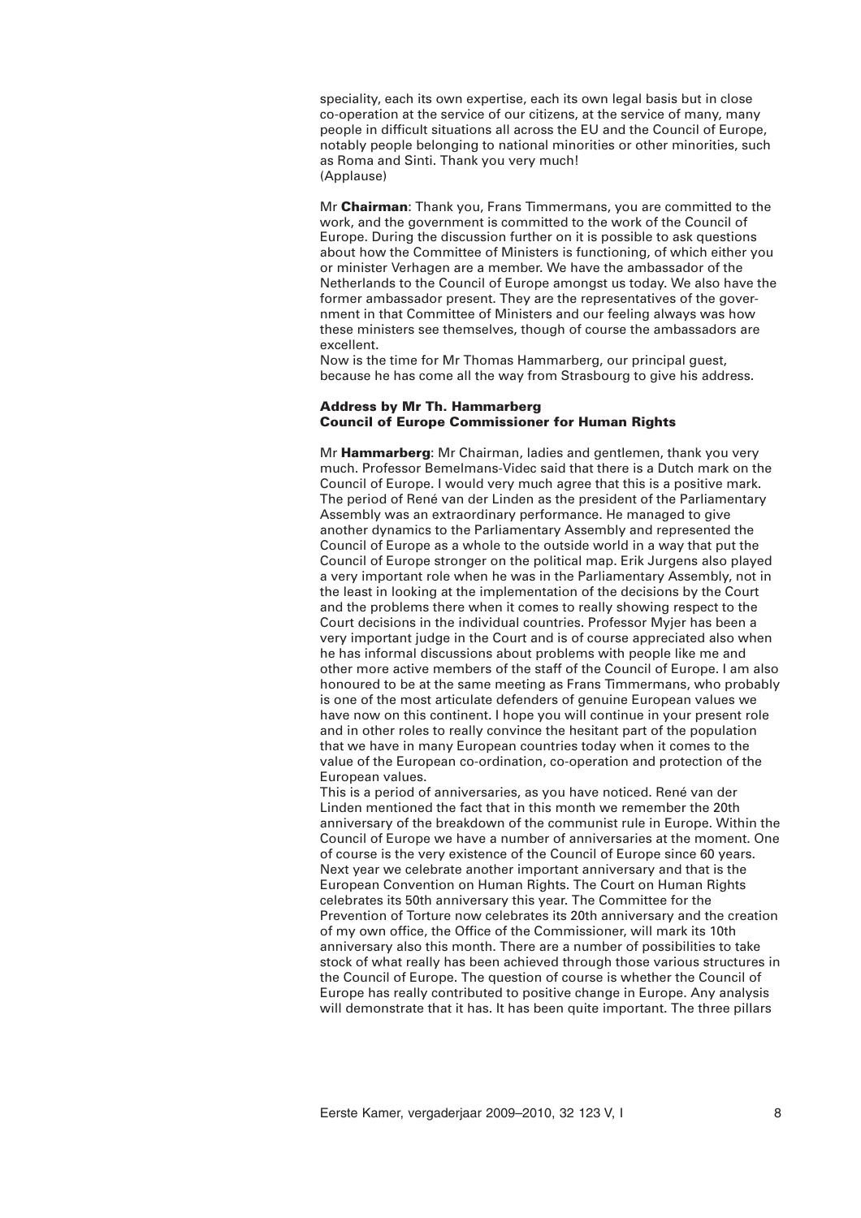speciality, each its own expertise, each its own legal basis but in close co-operation at the service of our citizens, at the service of many, many people in difficult situations all across the EU and the Council of Europe, notably people belonging to national minorities or other minorities, such as Roma and Sinti. Thank you very much!
(Applause)

Mr **Chairman**: Thank you, Frans Timmermans, you are committed to the work, and the government is committed to the work of the Council of Europe. During the discussion further on it is possible to ask questions about how the Committee of Ministers is functioning, of which either you or minister Verhagen are a member. We have the ambassador of the Netherlands to the Council of Europe amongst us today. We also have the former ambassador present. They are the representatives of the government in that Committee of Ministers and our feeling always was how these ministers see themselves, though of course the ambassadors are excellent.
Now is the time for Mr Thomas Hammarberg, our principal guest, because he has come all the way from Strasbourg to give his address.

### Address by Mr Th. Hammarberg
### Council of Europe Commissioner for Human Rights

Mr **Hammarberg**: Mr Chairman, ladies and gentlemen, thank you very much. Professor Bemelmans-Videc said that there is a Dutch mark on the Council of Europe. I would very much agree that this is a positive mark. The period of René van der Linden as the president of the Parliamentary Assembly was an extraordinary performance. He managed to give another dynamics to the Parliamentary Assembly and represented the Council of Europe as a whole to the outside world in a way that put the Council of Europe stronger on the political map. Erik Jurgens also played a very important role when he was in the Parliamentary Assembly, not in the least in looking at the implementation of the decisions by the Court and the problems there when it comes to really showing respect to the Court decisions in the individual countries. Professor Myjer has been a very important judge in the Court and is of course appreciated also when he has informal discussions about problems with people like me and other more active members of the staff of the Council of Europe. I am also honoured to be at the same meeting as Frans Timmermans, who probably is one of the most articulate defenders of genuine European values we have now on this continent. I hope you will continue in your present role and in other roles to really convince the hesitant part of the population that we have in many European countries today when it comes to the value of the European co-ordination, co-operation and protection of the European values.
This is a period of anniversaries, as you have noticed. René van der Linden mentioned the fact that in this month we remember the 20th anniversary of the breakdown of the communist rule in Europe. Within the Council of Europe we have a number of anniversaries at the moment. One of course is the very existence of the Council of Europe since 60 years. Next year we celebrate another important anniversary and that is the European Convention on Human Rights. The Court on Human Rights celebrates its 50th anniversary this year. The Committee for the Prevention of Torture now celebrates its 20th anniversary and the creation of my own office, the Office of the Commissioner, will mark its 10th anniversary also this month. There are a number of possibilities to take stock of what really has been achieved through those various structures in the Council of Europe. The question of course is whether the Council of Europe has really contributed to positive change in Europe. Any analysis will demonstrate that it has. It has been quite important. The three pillars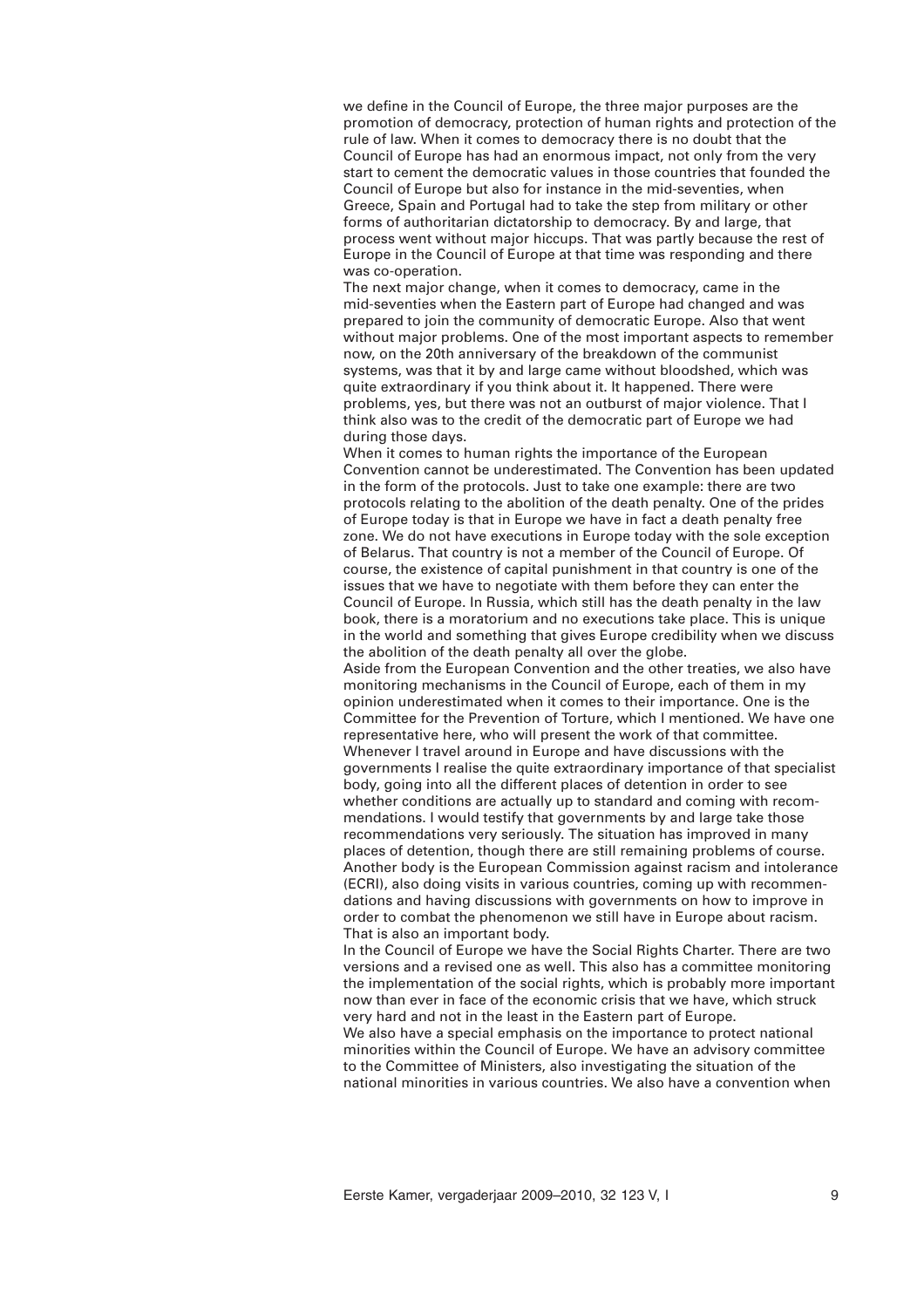we define in the Council of Europe, the three major purposes are the promotion of democracy, protection of human rights and protection of the rule of law. When it comes to democracy there is no doubt that the Council of Europe has had an enormous impact, not only from the very start to cement the democratic values in those countries that founded the Council of Europe but also for instance in the mid-seventies, when Greece, Spain and Portugal had to take the step from military or other forms of authoritarian dictatorship to democracy. By and large, that process went without major hiccups. That was partly because the rest of Europe in the Council of Europe at that time was responding and there was co-operation.

The next major change, when it comes to democracy, came in the mid-seventies when the Eastern part of Europe had changed and was prepared to join the community of democratic Europe. Also that went without major problems. One of the most important aspects to remember now, on the 20th anniversary of the breakdown of the communist systems, was that it by and large came without bloodshed, which was quite extraordinary if you think about it. It happened. There were problems, yes, but there was not an outburst of major violence. That I think also was to the credit of the democratic part of Europe we had during those days.

When it comes to human rights the importance of the European Convention cannot be underestimated. The Convention has been updated in the form of the protocols. Just to take one example: there are two protocols relating to the abolition of the death penalty. One of the prides of Europe today is that in Europe we have in fact a death penalty free zone. We do not have executions in Europe today with the sole exception of Belarus. That country is not a member of the Council of Europe. Of course, the existence of capital punishment in that country is one of the issues that we have to negotiate with them before they can enter the Council of Europe. In Russia, which still has the death penalty in the law book, there is a moratorium and no executions take place. This is unique in the world and something that gives Europe credibility when we discuss the abolition of the death penalty all over the globe.

Aside from the European Convention and the other treaties, we also have monitoring mechanisms in the Council of Europe, each of them in my opinion underestimated when it comes to their importance. One is the Committee for the Prevention of Torture, which I mentioned. We have one representative here, who will present the work of that committee. Whenever I travel around in Europe and have discussions with the governments I realise the quite extraordinary importance of that specialist body, going into all the different places of detention in order to see whether conditions are actually up to standard and coming with recommendations. I would testify that governments by and large take those recommendations very seriously. The situation has improved in many places of detention, though there are still remaining problems of course. Another body is the European Commission against racism and intolerance (ECRI), also doing visits in various countries, coming up with recommendations and having discussions with governments on how to improve in order to combat the phenomenon we still have in Europe about racism. That is also an important body.

In the Council of Europe we have the Social Rights Charter. There are two versions and a revised one as well. This also has a committee monitoring the implementation of the social rights, which is probably more important now than ever in face of the economic crisis that we have, which struck very hard and not in the least in the Eastern part of Europe.

We also have a special emphasis on the importance to protect national minorities within the Council of Europe. We have an advisory committee to the Committee of Ministers, also investigating the situation of the national minorities in various countries. We also have a convention when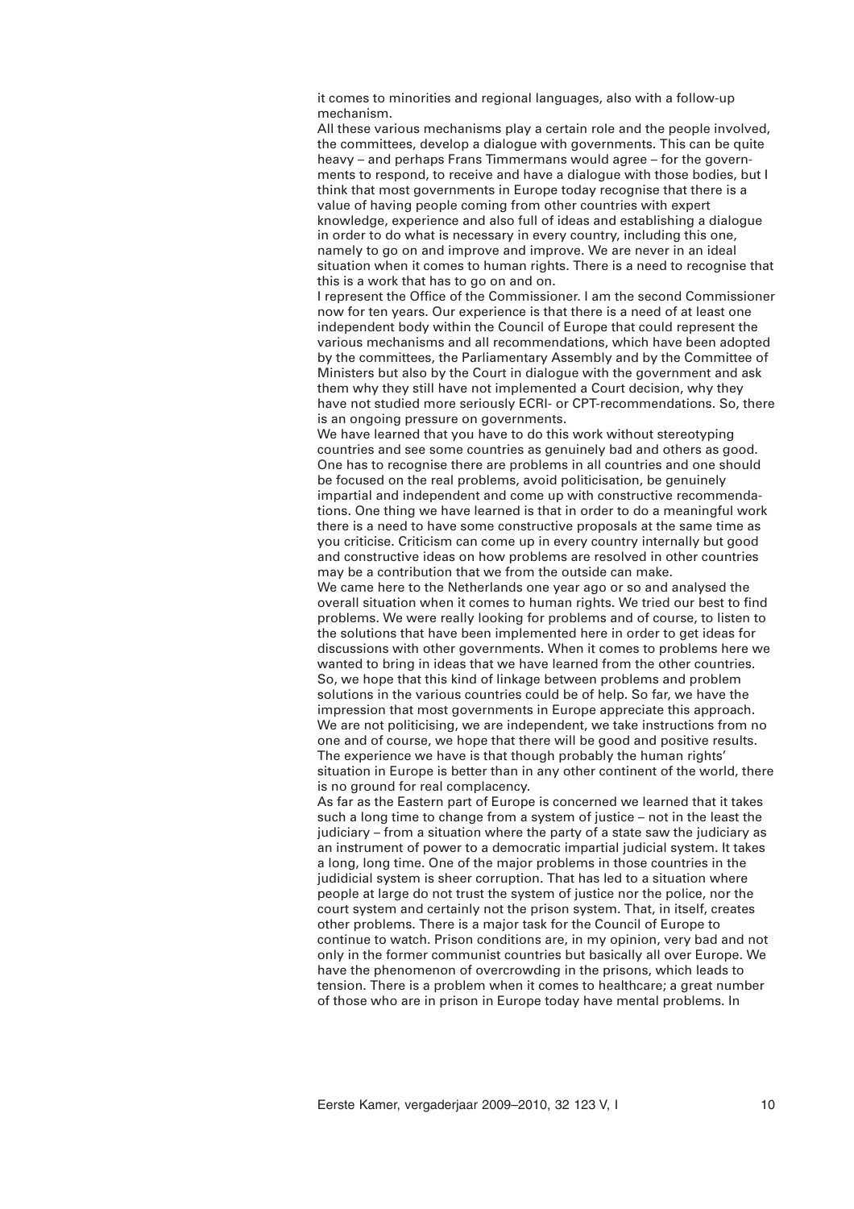it comes to minorities and regional languages, also with a follow-up mechanism.

All these various mechanisms play a certain role and the people involved, the committees, develop a dialogue with governments. This can be quite heavy – and perhaps Frans Timmermans would agree – for the governments to respond, to receive and have a dialogue with those bodies, but I think that most governments in Europe today recognise that there is a value of having people coming from other countries with expert knowledge, experience and also full of ideas and establishing a dialogue in order to do what is necessary in every country, including this one, namely to go on and improve and improve. We are never in an ideal situation when it comes to human rights. There is a need to recognise that this is a work that has to go on and on.

I represent the Office of the Commissioner. I am the second Commissioner now for ten years. Our experience is that there is a need of at least one independent body within the Council of Europe that could represent the various mechanisms and all recommendations, which have been adopted by the committees, the Parliamentary Assembly and by the Committee of Ministers but also by the Court in dialogue with the government and ask them why they still have not implemented a Court decision, why they have not studied more seriously ECRI- or CPT-recommendations. So, there is an ongoing pressure on governments.

We have learned that you have to do this work without stereotyping countries and see some countries as genuinely bad and others as good. One has to recognise there are problems in all countries and one should be focused on the real problems, avoid politicisation, be genuinely impartial and independent and come up with constructive recommendations. One thing we have learned is that in order to do a meaningful work there is a need to have some constructive proposals at the same time as you criticise. Criticism can come up in every country internally but good and constructive ideas on how problems are resolved in other countries may be a contribution that we from the outside can make.

We came here to the Netherlands one year ago or so and analysed the overall situation when it comes to human rights. We tried our best to find problems. We were really looking for problems and of course, to listen to the solutions that have been implemented here in order to get ideas for discussions with other governments. When it comes to problems here we wanted to bring in ideas that we have learned from the other countries. So, we hope that this kind of linkage between problems and problem solutions in the various countries could be of help. So far, we have the impression that most governments in Europe appreciate this approach. We are not politicising, we are independent, we take instructions from no one and of course, we hope that there will be good and positive results. The experience we have is that though probably the human rights' situation in Europe is better than in any other continent of the world, there is no ground for real complacency.

As far as the Eastern part of Europe is concerned we learned that it takes such a long time to change from a system of justice – not in the least the judiciary – from a situation where the party of a state saw the judiciary as an instrument of power to a democratic impartial judicial system. It takes a long, long time. One of the major problems in those countries in the judidicial system is sheer corruption. That has led to a situation where people at large do not trust the system of justice nor the police, nor the court system and certainly not the prison system. That, in itself, creates other problems. There is a major task for the Council of Europe to continue to watch. Prison conditions are, in my opinion, very bad and not only in the former communist countries but basically all over Europe. We have the phenomenon of overcrowding in the prisons, which leads to tension. There is a problem when it comes to healthcare; a great number of those who are in prison in Europe today have mental problems. In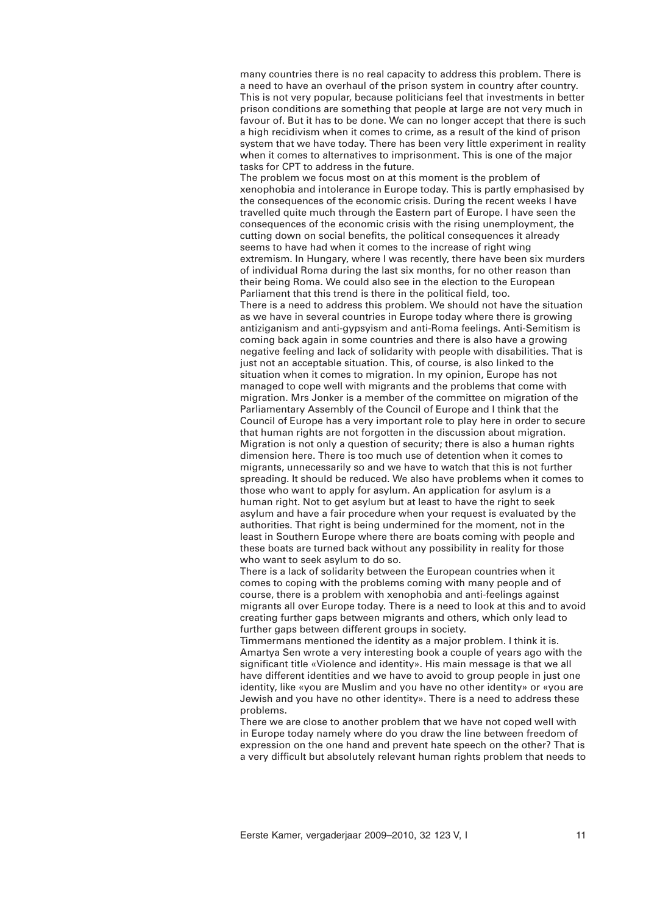many countries there is no real capacity to address this problem. There is a need to have an overhaul of the prison system in country after country. This is not very popular, because politicians feel that investments in better prison conditions are something that people at large are not very much in favour of. But it has to be done. We can no longer accept that there is such a high recidivism when it comes to crime, as a result of the kind of prison system that we have today. There has been very little experiment in reality when it comes to alternatives to imprisonment. This is one of the major tasks for CPT to address in the future.

The problem we focus most on at this moment is the problem of xenophobia and intolerance in Europe today. This is partly emphasised by the consequences of the economic crisis. During the recent weeks I have travelled quite much through the Eastern part of Europe. I have seen the consequences of the economic crisis with the rising unemployment, the cutting down on social benefits, the political consequences it already seems to have had when it comes to the increase of right wing extremism. In Hungary, where I was recently, there have been six murders of individual Roma during the last six months, for no other reason than their being Roma. We could also see in the election to the European Parliament that this trend is there in the political field, too.

There is a need to address this problem. We should not have the situation as we have in several countries in Europe today where there is growing antiziganism and anti-gypsyism and anti-Roma feelings. Anti-Semitism is coming back again in some countries and there is also have a growing negative feeling and lack of solidarity with people with disabilities. That is just not an acceptable situation. This, of course, is also linked to the situation when it comes to migration. In my opinion, Europe has not managed to cope well with migrants and the problems that come with migration. Mrs Jonker is a member of the committee on migration of the Parliamentary Assembly of the Council of Europe and I think that the Council of Europe has a very important role to play here in order to secure that human rights are not forgotten in the discussion about migration. Migration is not only a question of security; there is also a human rights dimension here. There is too much use of detention when it comes to migrants, unnecessarily so and we have to watch that this is not further spreading. It should be reduced. We also have problems when it comes to those who want to apply for asylum. An application for asylum is a human right. Not to get asylum but at least to have the right to seek asylum and have a fair procedure when your request is evaluated by the authorities. That right is being undermined for the moment, not in the least in Southern Europe where there are boats coming with people and these boats are turned back without any possibility in reality for those who want to seek asylum to do so.

There is a lack of solidarity between the European countries when it comes to coping with the problems coming with many people and of course, there is a problem with xenophobia and anti-feelings against migrants all over Europe today. There is a need to look at this and to avoid creating further gaps between migrants and others, which only lead to further gaps between different groups in society.

Timmermans mentioned the identity as a major problem. I think it is. Amartya Sen wrote a very interesting book a couple of years ago with the significant title «Violence and identity». His main message is that we all have different identities and we have to avoid to group people in just one identity, like «you are Muslim and you have no other identity» or «you are Jewish and you have no other identity». There is a need to address these problems.

There we are close to another problem that we have not coped well with in Europe today namely where do you draw the line between freedom of expression on the one hand and prevent hate speech on the other? That is a very difficult but absolutely relevant human rights problem that needs to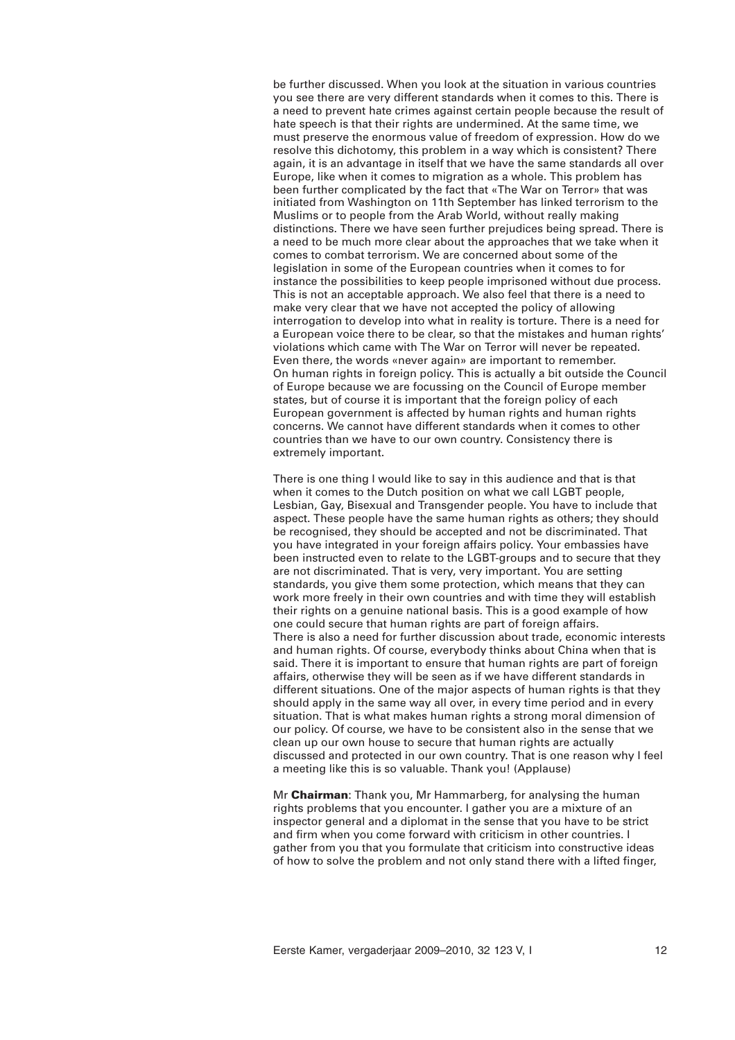be further discussed. When you look at the situation in various countries you see there are very different standards when it comes to this. There is a need to prevent hate crimes against certain people because the result of hate speech is that their rights are undermined. At the same time, we must preserve the enormous value of freedom of expression. How do we resolve this dichotomy, this problem in a way which is consistent? There again, it is an advantage in itself that we have the same standards all over Europe, like when it comes to migration as a whole. This problem has been further complicated by the fact that «The War on Terror» that was initiated from Washington on 11th September has linked terrorism to the Muslims or to people from the Arab World, without really making distinctions. There we have seen further prejudices being spread. There is a need to be much more clear about the approaches that we take when it comes to combat terrorism. We are concerned about some of the legislation in some of the European countries when it comes to for instance the possibilities to keep people imprisoned without due process. This is not an acceptable approach. We also feel that there is a need to make very clear that we have not accepted the policy of allowing interrogation to develop into what in reality is torture. There is a need for a European voice there to be clear, so that the mistakes and human rights' violations which came with The War on Terror will never be repeated. Even there, the words «never again» are important to remember.
On human rights in foreign policy. This is actually a bit outside the Council of Europe because we are focussing on the Council of Europe member states, but of course it is important that the foreign policy of each European government is affected by human rights and human rights concerns. We cannot have different standards when it comes to other countries than we have to our own country. Consistency there is extremely important.

There is one thing I would like to say in this audience and that is that when it comes to the Dutch position on what we call LGBT people, Lesbian, Gay, Bisexual and Transgender people. You have to include that aspect. These people have the same human rights as others; they should be recognised, they should be accepted and not be discriminated. That you have integrated in your foreign affairs policy. Your embassies have been instructed even to relate to the LGBT-groups and to secure that they are not discriminated. That is very, very important. You are setting standards, you give them some protection, which means that they can work more freely in their own countries and with time they will establish their rights on a genuine national basis. This is a good example of how one could secure that human rights are part of foreign affairs.
There is also a need for further discussion about trade, economic interests and human rights. Of course, everybody thinks about China when that is said. There it is important to ensure that human rights are part of foreign affairs, otherwise they will be seen as if we have different standards in different situations. One of the major aspects of human rights is that they should apply in the same way all over, in every time period and in every situation. That is what makes human rights a strong moral dimension of our policy. Of course, we have to be consistent also in the sense that we clean up our own house to secure that human rights are actually discussed and protected in our own country. That is one reason why I feel a meeting like this is so valuable. Thank you! (Applause)

Mr **Chairman**: Thank you, Mr Hammarberg, for analysing the human rights problems that you encounter. I gather you are a mixture of an inspector general and a diplomat in the sense that you have to be strict and firm when you come forward with criticism in other countries. I gather from you that you formulate that criticism into constructive ideas of how to solve the problem and not only stand there with a lifted finger,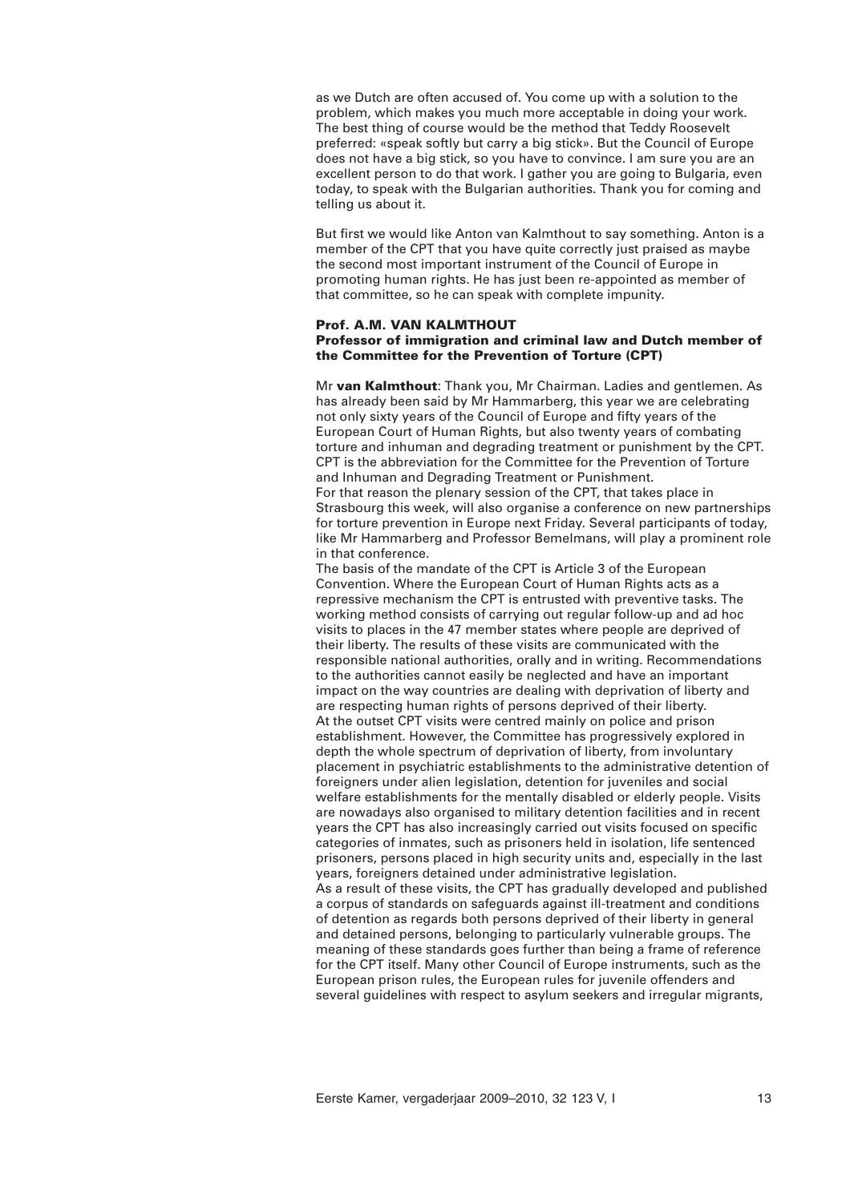as we Dutch are often accused of. You come up with a solution to the problem, which makes you much more acceptable in doing your work. The best thing of course would be the method that Teddy Roosevelt preferred: «speak softly but carry a big stick». But the Council of Europe does not have a big stick, so you have to convince. I am sure you are an excellent person to do that work. I gather you are going to Bulgaria, even today, to speak with the Bulgarian authorities. Thank you for coming and telling us about it.

But first we would like Anton van Kalmthout to say something. Anton is a member of the CPT that you have quite correctly just praised as maybe the second most important instrument of the Council of Europe in promoting human rights. He has just been re-appointed as member of that committee, so he can speak with complete impunity.

**Prof. A.M. VAN KALMTHOUT**
**Professor of immigration and criminal law and Dutch member of the Committee for the Prevention of Torture (CPT)**

Mr **van Kalmthout**: Thank you, Mr Chairman. Ladies and gentlemen. As has already been said by Mr Hammarberg, this year we are celebrating not only sixty years of the Council of Europe and fifty years of the European Court of Human Rights, but also twenty years of combating torture and inhuman and degrading treatment or punishment by the CPT. CPT is the abbreviation for the Committee for the Prevention of Torture and Inhuman and Degrading Treatment or Punishment.
For that reason the plenary session of the CPT, that takes place in Strasbourg this week, will also organise a conference on new partnerships for torture prevention in Europe next Friday. Several participants of today, like Mr Hammarberg and Professor Bemelmans, will play a prominent role in that conference.
The basis of the mandate of the CPT is Article 3 of the European Convention. Where the European Court of Human Rights acts as a repressive mechanism the CPT is entrusted with preventive tasks. The working method consists of carrying out regular follow-up and ad hoc visits to places in the 47 member states where people are deprived of their liberty. The results of these visits are communicated with the responsible national authorities, orally and in writing. Recommendations to the authorities cannot easily be neglected and have an important impact on the way countries are dealing with deprivation of liberty and are respecting human rights of persons deprived of their liberty.
At the outset CPT visits were centred mainly on police and prison establishment. However, the Committee has progressively explored in depth the whole spectrum of deprivation of liberty, from involuntary placement in psychiatric establishments to the administrative detention of foreigners under alien legislation, detention for juveniles and social welfare establishments for the mentally disabled or elderly people. Visits are nowadays also organised to military detention facilities and in recent years the CPT has also increasingly carried out visits focused on specific categories of inmates, such as prisoners held in isolation, life sentenced prisoners, persons placed in high security units and, especially in the last years, foreigners detained under administrative legislation.
As a result of these visits, the CPT has gradually developed and published a corpus of standards on safeguards against ill-treatment and conditions of detention as regards both persons deprived of their liberty in general and detained persons, belonging to particularly vulnerable groups. The meaning of these standards goes further than being a frame of reference for the CPT itself. Many other Council of Europe instruments, such as the European prison rules, the European rules for juvenile offenders and several guidelines with respect to asylum seekers and irregular migrants,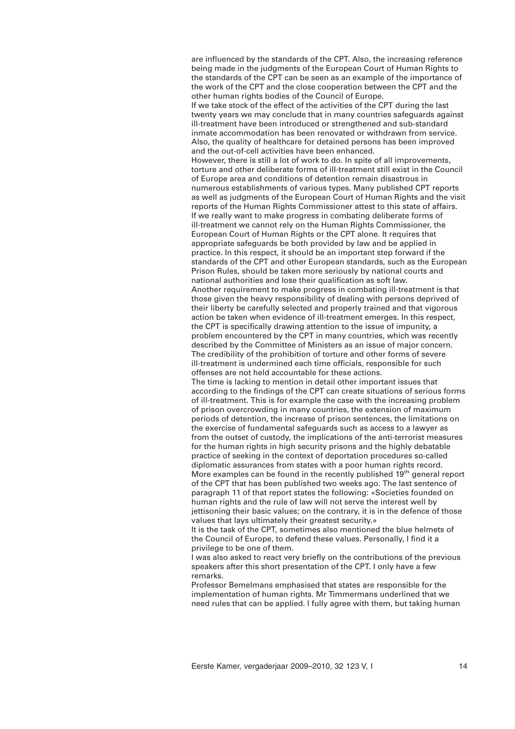are influenced by the standards of the CPT. Also, the increasing reference being made in the judgments of the European Court of Human Rights to the standards of the CPT can be seen as an example of the importance of the work of the CPT and the close cooperation between the CPT and the other human rights bodies of the Council of Europe.

If we take stock of the effect of the activities of the CPT during the last twenty years we may conclude that in many countries safeguards against ill-treatment have been introduced or strengthened and sub-standard inmate accommodation has been renovated or withdrawn from service. Also, the quality of healthcare for detained persons has been improved and the out-of-cell activities have been enhanced.

However, there is still a lot of work to do. In spite of all improvements, torture and other deliberate forms of ill-treatment still exist in the Council of Europe area and conditions of detention remain disastrous in numerous establishments of various types. Many published CPT reports as well as judgments of the European Court of Human Rights and the visit reports of the Human Rights Commissioner attest to this state of affairs.

If we really want to make progress in combating deliberate forms of ill-treatment we cannot rely on the Human Rights Commissioner, the European Court of Human Rights or the CPT alone. It requires that appropriate safeguards be both provided by law and be applied in practice. In this respect, it should be an important step forward if the standards of the CPT and other European standards, such as the European Prison Rules, should be taken more seriously by national courts and national authorities and lose their qualification as soft law.

Another requirement to make progress in combating ill-treatment is that those given the heavy responsibility of dealing with persons deprived of their liberty be carefully selected and properly trained and that vigorous action be taken when evidence of ill-treatment emerges. In this respect, the CPT is specifically drawing attention to the issue of impunity, a problem encountered by the CPT in many countries, which was recently described by the Committee of Ministers as an issue of major concern. The credibility of the prohibition of torture and other forms of severe ill-treatment is undermined each time officials, responsible for such offenses are not held accountable for these actions.

The time is lacking to mention in detail other important issues that according to the findings of the CPT can create situations of serious forms of ill-treatment. This is for example the case with the increasing problem of prison overcrowding in many countries, the extension of maximum periods of detention, the increase of prison sentences, the limitations on the exercise of fundamental safeguards such as access to a lawyer as from the outset of custody, the implications of the anti-terrorist measures for the human rights in high security prisons and the highly debatable practice of seeking in the context of deportation procedures so-called diplomatic assurances from states with a poor human rights record.

More examples can be found in the recently published 19th general report of the CPT that has been published two weeks ago. The last sentence of paragraph 11 of that report states the following: «Societies founded on human rights and the rule of law will not serve the interest well by jettisoning their basic values; on the contrary, it is in the defence of those values that lays ultimately their greatest security.»

It is the task of the CPT, sometimes also mentioned the blue helmets of the Council of Europe, to defend these values. Personally, I find it a privilege to be one of them.

I was also asked to react very briefly on the contributions of the previous speakers after this short presentation of the CPT. I only have a few remarks.

Professor Bemelmans emphasised that states are responsible for the implementation of human rights. Mr Timmermans underlined that we need rules that can be applied. I fully agree with them, but taking human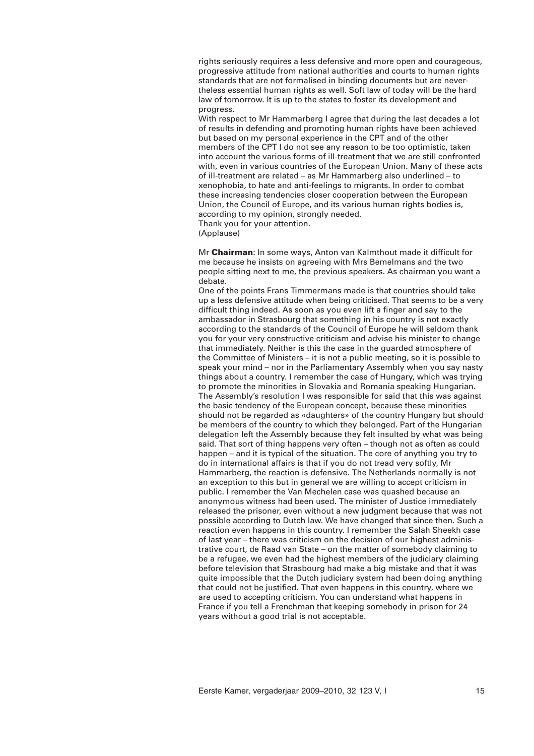rights seriously requires a less defensive and more open and courageous, progressive attitude from national authorities and courts to human rights standards that are not formalised in binding documents but are nevertheless essential human rights as well. Soft law of today will be the hard law of tomorrow. It is up to the states to foster its development and progress.

With respect to Mr Hammarberg I agree that during the last decades a lot of results in defending and promoting human rights have been achieved but based on my personal experience in the CPT and of the other members of the CPT I do not see any reason to be too optimistic, taken into account the various forms of ill-treatment that we are still confronted with, even in various countries of the European Union. Many of these acts of ill-treatment are related – as Mr Hammarberg also underlined – to xenophobia, to hate and anti-feelings to migrants. In order to combat these increasing tendencies closer cooperation between the European Union, the Council of Europe, and its various human rights bodies is, according to my opinion, strongly needed.

Thank you for your attention.

(Applause)

Mr **Chairman**: In some ways, Anton van Kalmthout made it difficult for me because he insists on agreeing with Mrs Bemelmans and the two people sitting next to me, the previous speakers. As chairman you want a debate.

One of the points Frans Timmermans made is that countries should take up a less defensive attitude when being criticised. That seems to be a very difficult thing indeed. As soon as you even lift a finger and say to the ambassador in Strasbourg that something in his country is not exactly according to the standards of the Council of Europe he will seldom thank you for your very constructive criticism and advise his minister to change that immediately. Neither is this the case in the guarded atmosphere of the Committee of Ministers – it is not a public meeting, so it is possible to speak your mind – nor in the Parliamentary Assembly when you say nasty things about a country. I remember the case of Hungary, which was trying to promote the minorities in Slovakia and Romania speaking Hungarian. The Assembly's resolution I was responsible for said that this was against the basic tendency of the European concept, because these minorities should not be regarded as «daughters» of the country Hungary but should be members of the country to which they belonged. Part of the Hungarian delegation left the Assembly because they felt insulted by what was being said. That sort of thing happens very often – though not as often as could happen – and it is typical of the situation. The core of anything you try to do in international affairs is that if you do not tread very softly, Mr Hammarberg, the reaction is defensive. The Netherlands normally is not an exception to this but in general we are willing to accept criticism in public. I remember the Van Mechelen case was quashed because an anonymous witness had been used. The minister of Justice immediately released the prisoner, even without a new judgment because that was not possible according to Dutch law. We have changed that since then. Such a reaction even happens in this country. I remember the Salah Sheekh case of last year – there was criticism on the decision of our highest administrative court, de Raad van State – on the matter of somebody claiming to be a refugee, we even had the highest members of the judiciary claiming before television that Strasbourg had make a big mistake and that it was quite impossible that the Dutch judiciary system had been doing anything that could not be justified. That even happens in this country, where we are used to accepting criticism. You can understand what happens in France if you tell a Frenchman that keeping somebody in prison for 24 years without a good trial is not acceptable.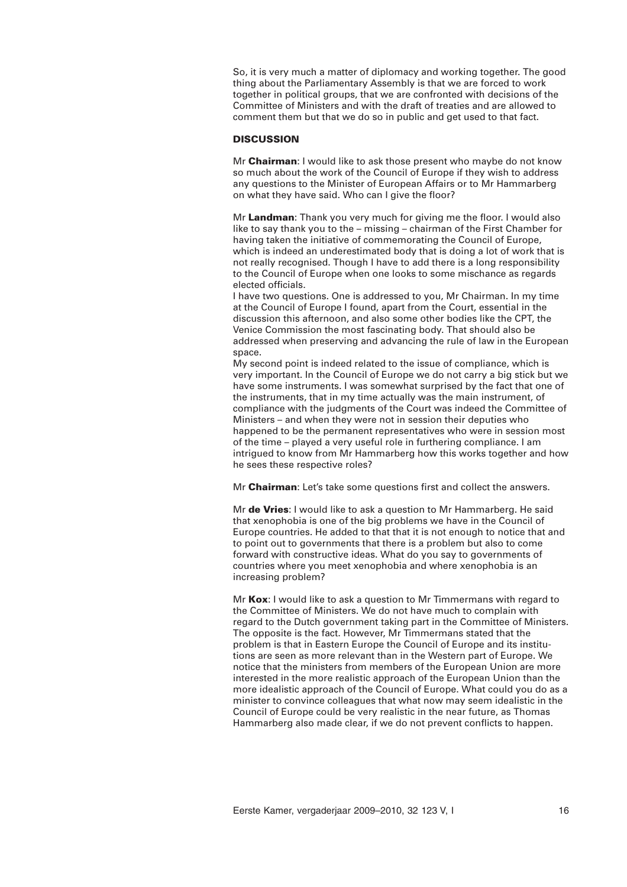So, it is very much a matter of diplomacy and working together. The good thing about the Parliamentary Assembly is that we are forced to work together in political groups, that we are confronted with decisions of the Committee of Ministers and with the draft of treaties and are allowed to comment them but that we do so in public and get used to that fact.

## DISCUSSION

Mr **Chairman**: I would like to ask those present who maybe do not know so much about the work of the Council of Europe if they wish to address any questions to the Minister of European Affairs or to Mr Hammarberg on what they have said. Who can I give the floor?

Mr **Landman**: Thank you very much for giving me the floor. I would also like to say thank you to the – missing – chairman of the First Chamber for having taken the initiative of commemorating the Council of Europe, which is indeed an underestimated body that is doing a lot of work that is not really recognised. Though I have to add there is a long responsibility to the Council of Europe when one looks to some mischance as regards elected officials.
I have two questions. One is addressed to you, Mr Chairman. In my time at the Council of Europe I found, apart from the Court, essential in the discussion this afternoon, and also some other bodies like the CPT, the Venice Commission the most fascinating body. That should also be addressed when preserving and advancing the rule of law in the European space.
My second point is indeed related to the issue of compliance, which is very important. In the Council of Europe we do not carry a big stick but we have some instruments. I was somewhat surprised by the fact that one of the instruments, that in my time actually was the main instrument, of compliance with the judgments of the Court was indeed the Committee of Ministers – and when they were not in session their deputies who happened to be the permanent representatives who were in session most of the time – played a very useful role in furthering compliance. I am intrigued to know from Mr Hammarberg how this works together and how he sees these respective roles?

Mr **Chairman**: Let's take some questions first and collect the answers.

Mr **de Vries**: I would like to ask a question to Mr Hammarberg. He said that xenophobia is one of the big problems we have in the Council of Europe countries. He added to that that it is not enough to notice that and to point out to governments that there is a problem but also to come forward with constructive ideas. What do you say to governments of countries where you meet xenophobia and where xenophobia is an increasing problem?

Mr **Kox**: I would like to ask a question to Mr Timmermans with regard to the Committee of Ministers. We do not have much to complain with regard to the Dutch government taking part in the Committee of Ministers. The opposite is the fact. However, Mr Timmermans stated that the problem is that in Eastern Europe the Council of Europe and its institutions are seen as more relevant than in the Western part of Europe. We notice that the ministers from members of the European Union are more interested in the more realistic approach of the European Union than the more idealistic approach of the Council of Europe. What could you do as a minister to convince colleagues that what now may seem idealistic in the Council of Europe could be very realistic in the near future, as Thomas Hammarberg also made clear, if we do not prevent conflicts to happen.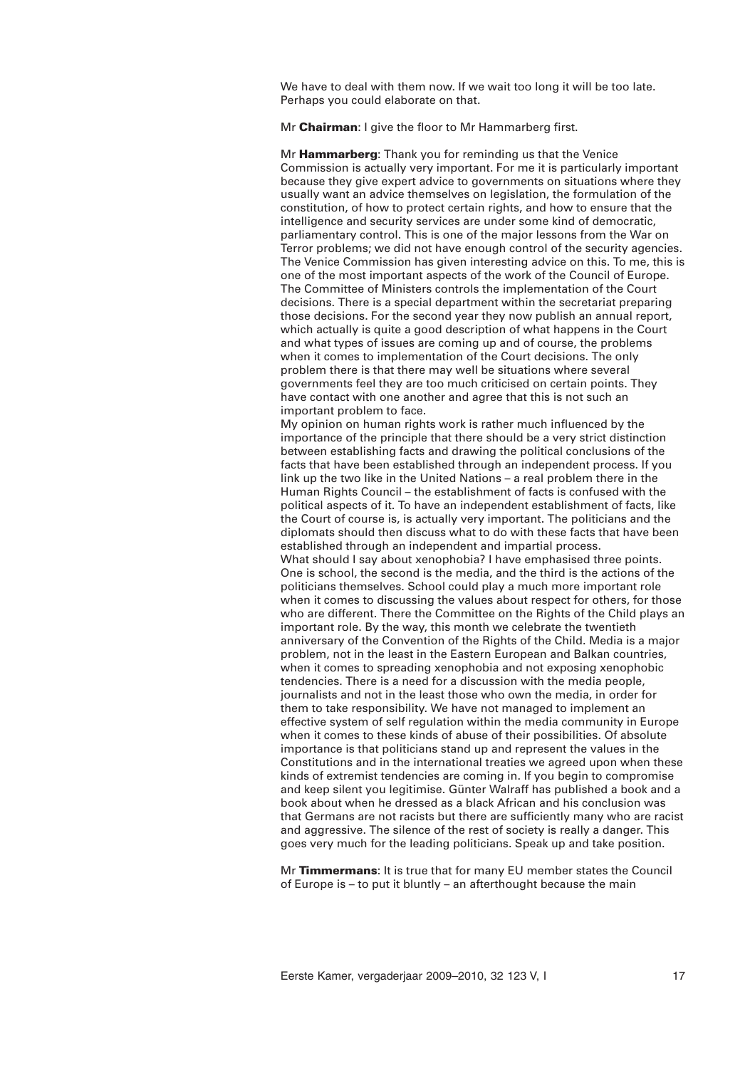We have to deal with them now. If we wait too long it will be too late. Perhaps you could elaborate on that.

Mr **Chairman**: I give the floor to Mr Hammarberg first.

Mr **Hammarberg**: Thank you for reminding us that the Venice Commission is actually very important. For me it is particularly important because they give expert advice to governments on situations where they usually want an advice themselves on legislation, the formulation of the constitution, of how to protect certain rights, and how to ensure that the intelligence and security services are under some kind of democratic, parliamentary control. This is one of the major lessons from the War on Terror problems; we did not have enough control of the security agencies. The Venice Commission has given interesting advice on this. To me, this is one of the most important aspects of the work of the Council of Europe. The Committee of Ministers controls the implementation of the Court decisions. There is a special department within the secretariat preparing those decisions. For the second year they now publish an annual report, which actually is quite a good description of what happens in the Court and what types of issues are coming up and of course, the problems when it comes to implementation of the Court decisions. The only problem there is that there may well be situations where several governments feel they are too much criticised on certain points. They have contact with one another and agree that this is not such an important problem to face.
My opinion on human rights work is rather much influenced by the importance of the principle that there should be a very strict distinction between establishing facts and drawing the political conclusions of the facts that have been established through an independent process. If you link up the two like in the United Nations – a real problem there in the Human Rights Council – the establishment of facts is confused with the political aspects of it. To have an independent establishment of facts, like the Court of course is, is actually very important. The politicians and the diplomats should then discuss what to do with these facts that have been established through an independent and impartial process.
What should I say about xenophobia? I have emphasised three points. One is school, the second is the media, and the third is the actions of the politicians themselves. School could play a much more important role when it comes to discussing the values about respect for others, for those who are different. There the Committee on the Rights of the Child plays an important role. By the way, this month we celebrate the twentieth anniversary of the Convention of the Rights of the Child. Media is a major problem, not in the least in the Eastern European and Balkan countries, when it comes to spreading xenophobia and not exposing xenophobic tendencies. There is a need for a discussion with the media people, journalists and not in the least those who own the media, in order for them to take responsibility. We have not managed to implement an effective system of self regulation within the media community in Europe when it comes to these kinds of abuse of their possibilities. Of absolute importance is that politicians stand up and represent the values in the Constitutions and in the international treaties we agreed upon when these kinds of extremist tendencies are coming in. If you begin to compromise and keep silent you legitimise. Günter Walraff has published a book and a book about when he dressed as a black African and his conclusion was that Germans are not racists but there are sufficiently many who are racist and aggressive. The silence of the rest of society is really a danger. This goes very much for the leading politicians. Speak up and take position.

Mr **Timmermans**: It is true that for many EU member states the Council of Europe is – to put it bluntly – an afterthought because the main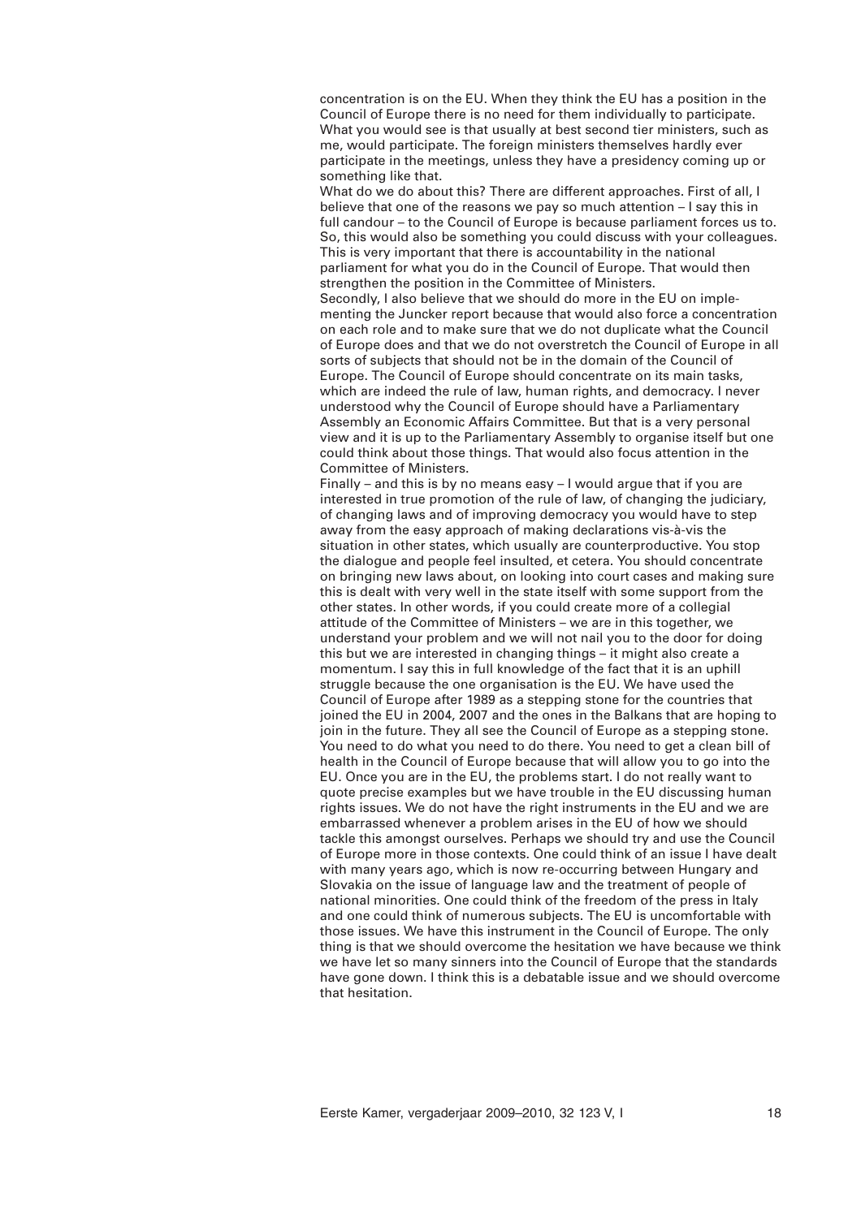concentration is on the EU. When they think the EU has a position in the Council of Europe there is no need for them individually to participate. What you would see is that usually at best second tier ministers, such as me, would participate. The foreign ministers themselves hardly ever participate in the meetings, unless they have a presidency coming up or something like that.

What do we do about this? There are different approaches. First of all, I believe that one of the reasons we pay so much attention – I say this in full candour – to the Council of Europe is because parliament forces us to. So, this would also be something you could discuss with your colleagues. This is very important that there is accountability in the national parliament for what you do in the Council of Europe. That would then strengthen the position in the Committee of Ministers.

Secondly, I also believe that we should do more in the EU on implementing the Juncker report because that would also force a concentration on each role and to make sure that we do not duplicate what the Council of Europe does and that we do not overstretch the Council of Europe in all sorts of subjects that should not be in the domain of the Council of Europe. The Council of Europe should concentrate on its main tasks, which are indeed the rule of law, human rights, and democracy. I never understood why the Council of Europe should have a Parliamentary Assembly an Economic Affairs Committee. But that is a very personal view and it is up to the Parliamentary Assembly to organise itself but one could think about those things. That would also focus attention in the Committee of Ministers.

Finally – and this is by no means easy – I would argue that if you are interested in true promotion of the rule of law, of changing the judiciary, of changing laws and of improving democracy you would have to step away from the easy approach of making declarations vis-à-vis the situation in other states, which usually are counterproductive. You stop the dialogue and people feel insulted, et cetera. You should concentrate on bringing new laws about, on looking into court cases and making sure this is dealt with very well in the state itself with some support from the other states. In other words, if you could create more of a collegial attitude of the Committee of Ministers – we are in this together, we understand your problem and we will not nail you to the door for doing this but we are interested in changing things – it might also create a momentum. I say this in full knowledge of the fact that it is an uphill struggle because the one organisation is the EU. We have used the Council of Europe after 1989 as a stepping stone for the countries that joined the EU in 2004, 2007 and the ones in the Balkans that are hoping to join in the future. They all see the Council of Europe as a stepping stone. You need to do what you need to do there. You need to get a clean bill of health in the Council of Europe because that will allow you to go into the EU. Once you are in the EU, the problems start. I do not really want to quote precise examples but we have trouble in the EU discussing human rights issues. We do not have the right instruments in the EU and we are embarrassed whenever a problem arises in the EU of how we should tackle this amongst ourselves. Perhaps we should try and use the Council of Europe more in those contexts. One could think of an issue I have dealt with many years ago, which is now re-occurring between Hungary and Slovakia on the issue of language law and the treatment of people of national minorities. One could think of the freedom of the press in Italy and one could think of numerous subjects. The EU is uncomfortable with those issues. We have this instrument in the Council of Europe. The only thing is that we should overcome the hesitation we have because we think we have let so many sinners into the Council of Europe that the standards have gone down. I think this is a debatable issue and we should overcome that hesitation.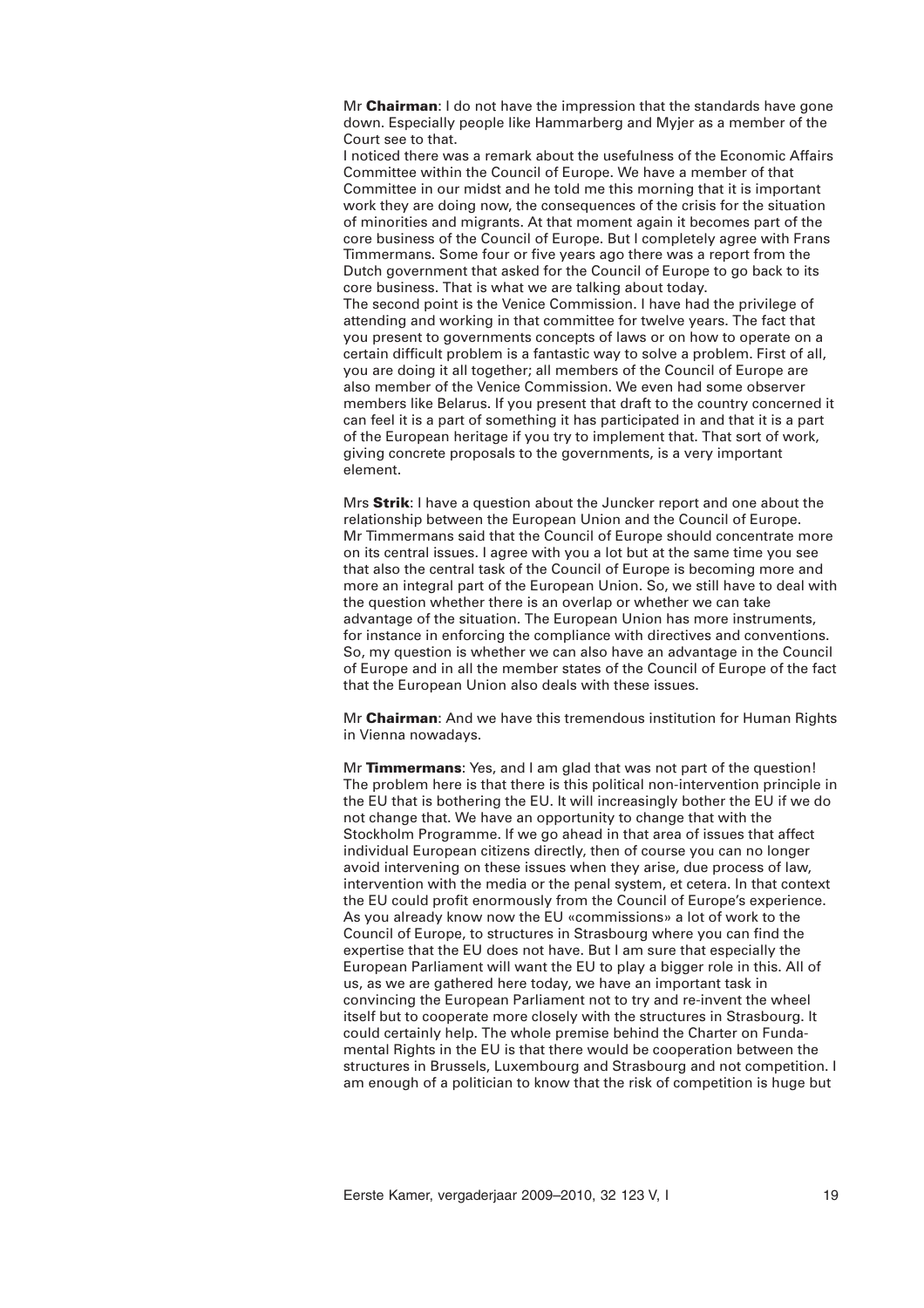Mr **Chairman**: I do not have the impression that the standards have gone down. Especially people like Hammarberg and Myjer as a member of the Court see to that.

I noticed there was a remark about the usefulness of the Economic Affairs Committee within the Council of Europe. We have a member of that Committee in our midst and he told me this morning that it is important work they are doing now, the consequences of the crisis for the situation of minorities and migrants. At that moment again it becomes part of the core business of the Council of Europe. But I completely agree with Frans Timmermans. Some four or five years ago there was a report from the Dutch government that asked for the Council of Europe to go back to its core business. That is what we are talking about today.

The second point is the Venice Commission. I have had the privilege of attending and working in that committee for twelve years. The fact that you present to governments concepts of laws or on how to operate on a certain difficult problem is a fantastic way to solve a problem. First of all, you are doing it all together; all members of the Council of Europe are also member of the Venice Commission. We even had some observer members like Belarus. If you present that draft to the country concerned it can feel it is a part of something it has participated in and that it is a part of the European heritage if you try to implement that. That sort of work, giving concrete proposals to the governments, is a very important element.

Mrs **Strik**: I have a question about the Juncker report and one about the relationship between the European Union and the Council of Europe. Mr Timmermans said that the Council of Europe should concentrate more on its central issues. I agree with you a lot but at the same time you see that also the central task of the Council of Europe is becoming more and more an integral part of the European Union. So, we still have to deal with the question whether there is an overlap or whether we can take advantage of the situation. The European Union has more instruments, for instance in enforcing the compliance with directives and conventions. So, my question is whether we can also have an advantage in the Council of Europe and in all the member states of the Council of Europe of the fact that the European Union also deals with these issues.

Mr **Chairman**: And we have this tremendous institution for Human Rights in Vienna nowadays.

Mr **Timmermans**: Yes, and I am glad that was not part of the question! The problem here is that there is this political non-intervention principle in the EU that is bothering the EU. It will increasingly bother the EU if we do not change that. We have an opportunity to change that with the Stockholm Programme. If we go ahead in that area of issues that affect individual European citizens directly, then of course you can no longer avoid intervening on these issues when they arise, due process of law, intervention with the media or the penal system, et cetera. In that context the EU could profit enormously from the Council of Europe's experience. As you already know now the EU «commissions» a lot of work to the Council of Europe, to structures in Strasbourg where you can find the expertise that the EU does not have. But I am sure that especially the European Parliament will want the EU to play a bigger role in this. All of us, as we are gathered here today, we have an important task in convincing the European Parliament not to try and re-invent the wheel itself but to cooperate more closely with the structures in Strasbourg. It could certainly help. The whole premise behind the Charter on Fundamental Rights in the EU is that there would be cooperation between the structures in Brussels, Luxembourg and Strasbourg and not competition. I am enough of a politician to know that the risk of competition is huge but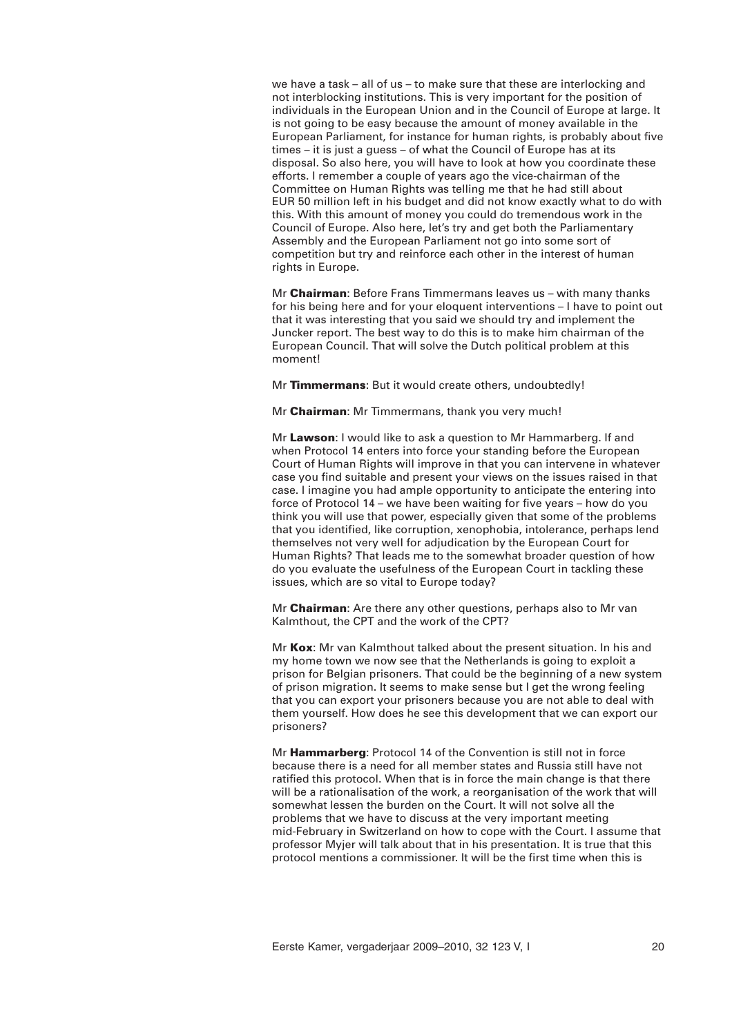we have a task – all of us – to make sure that these are interlocking and not interblocking institutions. This is very important for the position of individuals in the European Union and in the Council of Europe at large. It is not going to be easy because the amount of money available in the European Parliament, for instance for human rights, is probably about five times – it is just a guess – of what the Council of Europe has at its disposal. So also here, you will have to look at how you coordinate these efforts. I remember a couple of years ago the vice-chairman of the Committee on Human Rights was telling me that he had still about EUR 50 million left in his budget and did not know exactly what to do with this. With this amount of money you could do tremendous work in the Council of Europe. Also here, let's try and get both the Parliamentary Assembly and the European Parliament not go into some sort of competition but try and reinforce each other in the interest of human rights in Europe.

Mr **Chairman**: Before Frans Timmermans leaves us – with many thanks for his being here and for your eloquent interventions – I have to point out that it was interesting that you said we should try and implement the Juncker report. The best way to do this is to make him chairman of the European Council. That will solve the Dutch political problem at this moment!

Mr **Timmermans**: But it would create others, undoubtedly!

Mr **Chairman**: Mr Timmermans, thank you very much!

Mr **Lawson**: I would like to ask a question to Mr Hammarberg. If and when Protocol 14 enters into force your standing before the European Court of Human Rights will improve in that you can intervene in whatever case you find suitable and present your views on the issues raised in that case. I imagine you had ample opportunity to anticipate the entering into force of Protocol 14 – we have been waiting for five years – how do you think you will use that power, especially given that some of the problems that you identified, like corruption, xenophobia, intolerance, perhaps lend themselves not very well for adjudication by the European Court for Human Rights? That leads me to the somewhat broader question of how do you evaluate the usefulness of the European Court in tackling these issues, which are so vital to Europe today?

Mr **Chairman**: Are there any other questions, perhaps also to Mr van Kalmthout, the CPT and the work of the CPT?

Mr **Kox**: Mr van Kalmthout talked about the present situation. In his and my home town we now see that the Netherlands is going to exploit a prison for Belgian prisoners. That could be the beginning of a new system of prison migration. It seems to make sense but I get the wrong feeling that you can export your prisoners because you are not able to deal with them yourself. How does he see this development that we can export our prisoners?

Mr **Hammarberg**: Protocol 14 of the Convention is still not in force because there is a need for all member states and Russia still have not ratified this protocol. When that is in force the main change is that there will be a rationalisation of the work, a reorganisation of the work that will somewhat lessen the burden on the Court. It will not solve all the problems that we have to discuss at the very important meeting mid-February in Switzerland on how to cope with the Court. I assume that professor Myjer will talk about that in his presentation. It is true that this protocol mentions a commissioner. It will be the first time when this is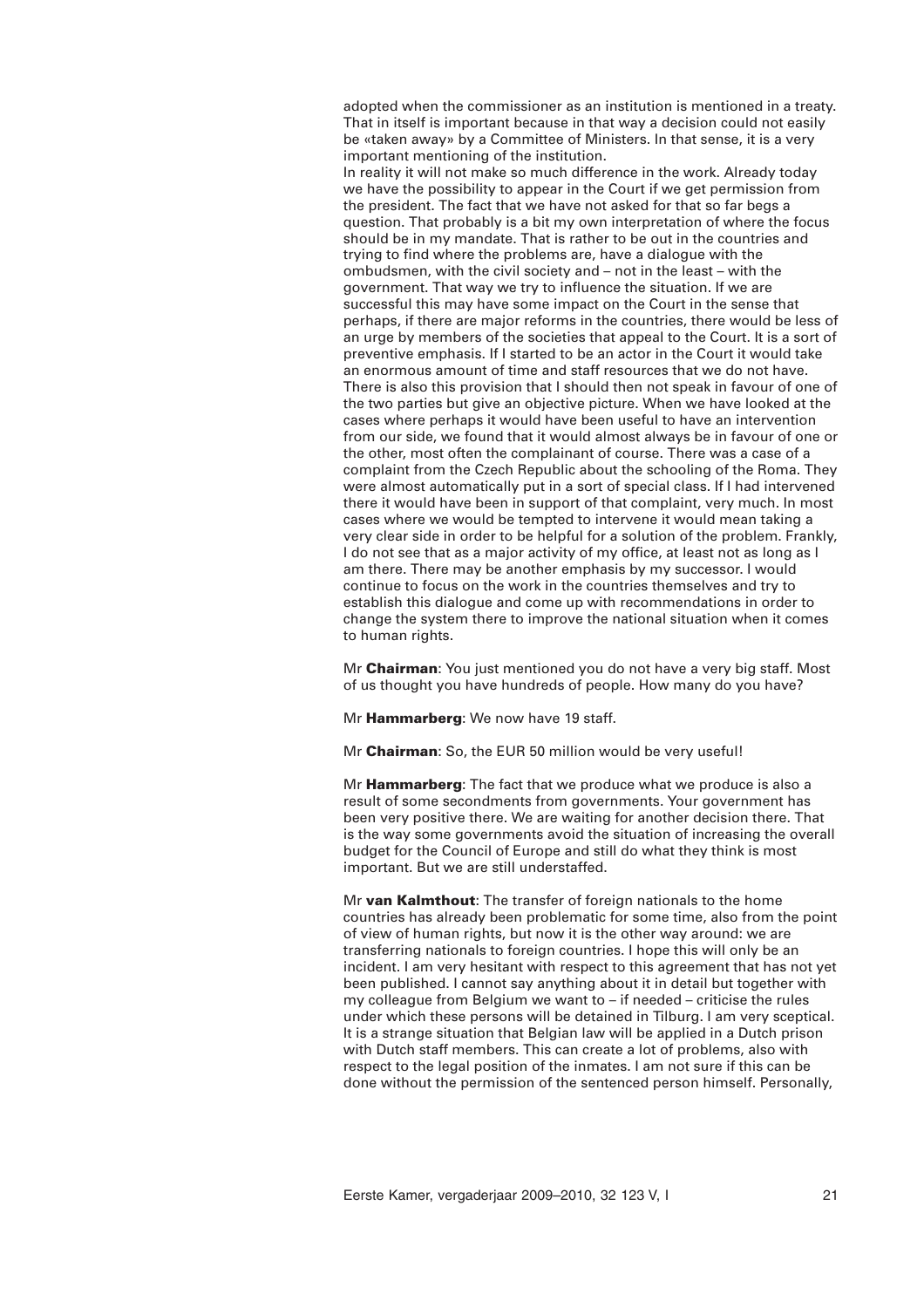adopted when the commissioner as an institution is mentioned in a treaty. That in itself is important because in that way a decision could not easily be «taken away» by a Committee of Ministers. In that sense, it is a very important mentioning of the institution.

In reality it will not make so much difference in the work. Already today we have the possibility to appear in the Court if we get permission from the president. The fact that we have not asked for that so far begs a question. That probably is a bit my own interpretation of where the focus should be in my mandate. That is rather to be out in the countries and trying to find where the problems are, have a dialogue with the ombudsmen, with the civil society and – not in the least – with the government. That way we try to influence the situation. If we are successful this may have some impact on the Court in the sense that perhaps, if there are major reforms in the countries, there would be less of an urge by members of the societies that appeal to the Court. It is a sort of preventive emphasis. If I started to be an actor in the Court it would take an enormous amount of time and staff resources that we do not have. There is also this provision that I should then not speak in favour of one of the two parties but give an objective picture. When we have looked at the cases where perhaps it would have been useful to have an intervention from our side, we found that it would almost always be in favour of one or the other, most often the complainant of course. There was a case of a complaint from the Czech Republic about the schooling of the Roma. They were almost automatically put in a sort of special class. If I had intervened there it would have been in support of that complaint, very much. In most cases where we would be tempted to intervene it would mean taking a very clear side in order to be helpful for a solution of the problem. Frankly, I do not see that as a major activity of my office, at least not as long as I am there. There may be another emphasis by my successor. I would continue to focus on the work in the countries themselves and try to establish this dialogue and come up with recommendations in order to change the system there to improve the national situation when it comes to human rights.

Mr **Chairman**: You just mentioned you do not have a very big staff. Most of us thought you have hundreds of people. How many do you have?

Mr **Hammarberg**: We now have 19 staff.

Mr **Chairman**: So, the EUR 50 million would be very useful!

Mr **Hammarberg**: The fact that we produce what we produce is also a result of some secondments from governments. Your government has been very positive there. We are waiting for another decision there. That is the way some governments avoid the situation of increasing the overall budget for the Council of Europe and still do what they think is most important. But we are still understaffed.

Mr **van Kalmthout**: The transfer of foreign nationals to the home countries has already been problematic for some time, also from the point of view of human rights, but now it is the other way around: we are transferring nationals to foreign countries. I hope this will only be an incident. I am very hesitant with respect to this agreement that has not yet been published. I cannot say anything about it in detail but together with my colleague from Belgium we want to – if needed – criticise the rules under which these persons will be detained in Tilburg. I am very sceptical. It is a strange situation that Belgian law will be applied in a Dutch prison with Dutch staff members. This can create a lot of problems, also with respect to the legal position of the inmates. I am not sure if this can be done without the permission of the sentenced person himself. Personally,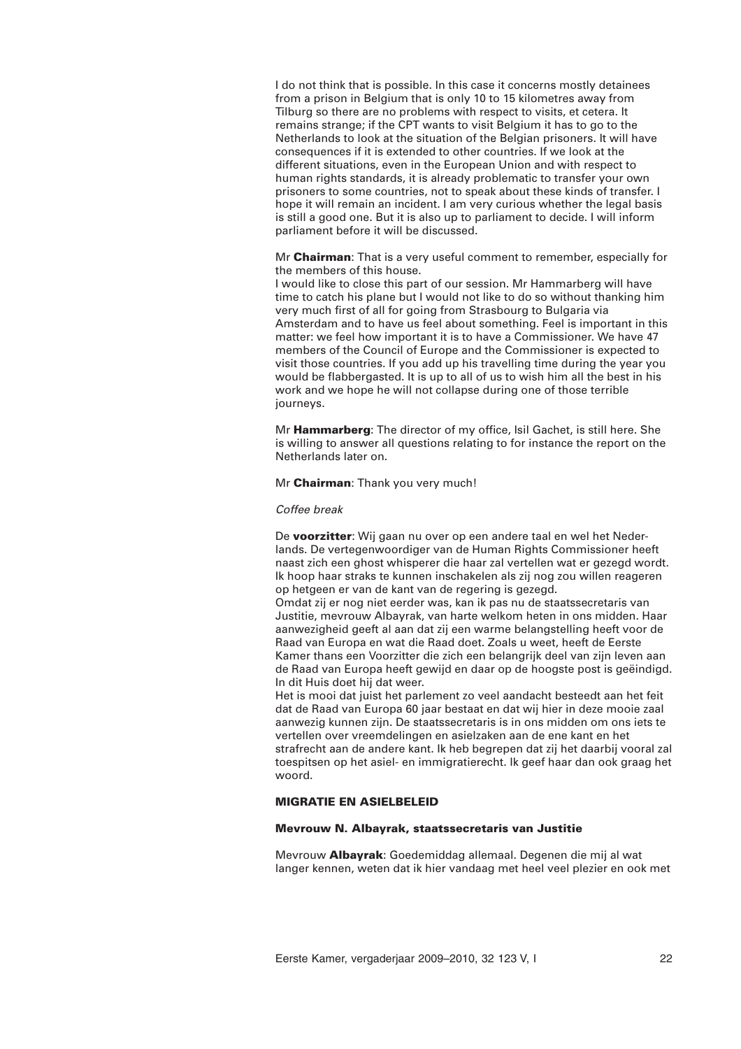I do not think that is possible. In this case it concerns mostly detainees from a prison in Belgium that is only 10 to 15 kilometres away from Tilburg so there are no problems with respect to visits, et cetera. It remains strange; if the CPT wants to visit Belgium it has to go to the Netherlands to look at the situation of the Belgian prisoners. It will have consequences if it is extended to other countries. If we look at the different situations, even in the European Union and with respect to human rights standards, it is already problematic to transfer your own prisoners to some countries, not to speak about these kinds of transfer. I hope it will remain an incident. I am very curious whether the legal basis is still a good one. But it is also up to parliament to decide. I will inform parliament before it will be discussed.

Mr **Chairman**: That is a very useful comment to remember, especially for the members of this house.
I would like to close this part of our session. Mr Hammarberg will have time to catch his plane but I would not like to do so without thanking him very much first of all for going from Strasbourg to Bulgaria via Amsterdam and to have us feel about something. Feel is important in this matter: we feel how important it is to have a Commissioner. We have 47 members of the Council of Europe and the Commissioner is expected to visit those countries. If you add up his travelling time during the year you would be flabbergasted. It is up to all of us to wish him all the best in his work and we hope he will not collapse during one of those terrible journeys.

Mr **Hammarberg**: The director of my office, Isil Gachet, is still here. She is willing to answer all questions relating to for instance the report on the Netherlands later on.

Mr **Chairman**: Thank you very much!

*Coffee break*

De **voorzitter**: Wij gaan nu over op een andere taal en wel het Nederlands. De vertegenwoordiger van de Human Rights Commissioner heeft naast zich een ghost whisperer die haar zal vertellen wat er gezegd wordt. Ik hoop haar straks te kunnen inschakelen als zij nog zou willen reageren op hetgeen er van de kant van de regering is gezegd.
Omdat zij er nog niet eerder was, kan ik pas nu de staatssecretaris van Justitie, mevrouw Albayrak, van harte welkom heten in ons midden. Haar aanwezigheid geeft al aan dat zij een warme belangstelling heeft voor de Raad van Europa en wat die Raad doet. Zoals u weet, heeft de Eerste Kamer thans een Voorzitter die zich een belangrijk deel van zijn leven aan de Raad van Europa heeft gewijd en daar op de hoogste post is geëindigd. In dit Huis doet hij dat weer.
Het is mooi dat juist het parlement zo veel aandacht besteedt aan het feit dat de Raad van Europa 60 jaar bestaat en dat wij hier in deze mooie zaal aanwezig kunnen zijn. De staatssecretaris is in ons midden om ons iets te vertellen over vreemdelingen en asielzaken aan de ene kant en het strafrecht aan de andere kant. Ik heb begrepen dat zij het daarbij vooral zal toespitsen op het asiel- en immigratierecht. Ik geef haar dan ook graag het woord.

## MIGRATIE EN ASIELBELEID

### Mevrouw N. Albayrak, staatssecretaris van Justitie

Mevrouw **Albayrak**: Goedemiddag allemaal. Degenen die mij al wat langer kennen, weten dat ik hier vandaag met heel veel plezier en ook met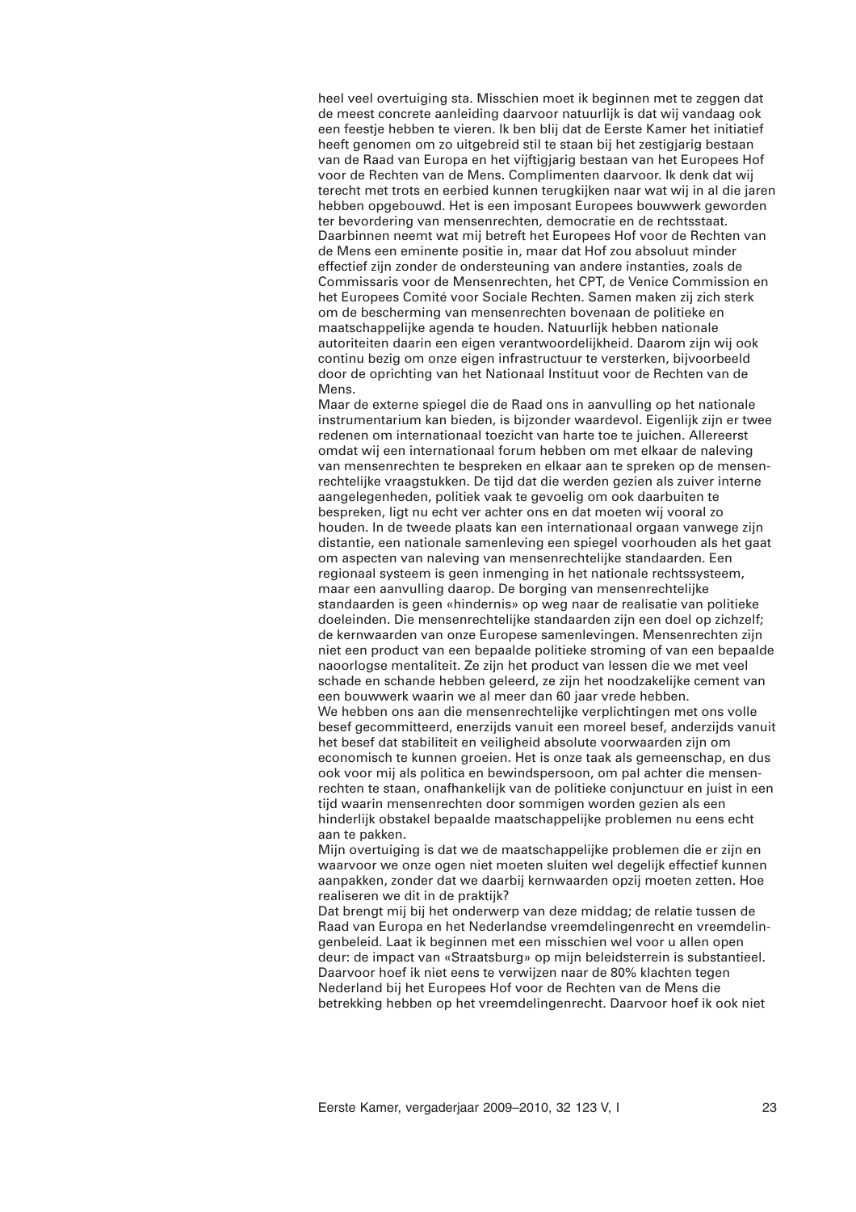heel veel overtuiging sta. Misschien moet ik beginnen met te zeggen dat de meest concrete aanleiding daarvoor natuurlijk is dat wij vandaag ook een feestje hebben te vieren. Ik ben blij dat de Eerste Kamer het initiatief heeft genomen om zo uitgebreid stil te staan bij het zestigjarig bestaan van de Raad van Europa en het vijftigjarig bestaan van het Europees Hof voor de Rechten van de Mens. Complimenten daarvoor. Ik denk dat wij terecht met trots en eerbied kunnen terugkijken naar wat wij in al die jaren hebben opgebouwd. Het is een imposant Europees bouwwerk geworden ter bevordering van mensenrechten, democratie en de rechtsstaat. Daarbinnen neemt wat mij betreft het Europees Hof voor de Rechten van de Mens een eminente positie in, maar dat Hof zou absoluut minder effectief zijn zonder de ondersteuning van andere instanties, zoals de Commissaris voor de Mensenrechten, het CPT, de Venice Commission en het Europees Comité voor Sociale Rechten. Samen maken zij zich sterk om de bescherming van mensenrechten bovenaan de politieke en maatschappelijke agenda te houden. Natuurlijk hebben nationale autoriteiten daarin een eigen verantwoordelijkheid. Daarom zijn wij ook continu bezig om onze eigen infrastructuur te versterken, bijvoorbeeld door de oprichting van het Nationaal Instituut voor de Rechten van de Mens.

Maar de externe spiegel die de Raad ons in aanvulling op het nationale instrumentarium kan bieden, is bijzonder waardevol. Eigenlijk zijn er twee redenen om internationaal toezicht van harte toe te juichen. Allereerst omdat wij een internationaal forum hebben om met elkaar de naleving van mensenrechten te bespreken en elkaar aan te spreken op de mensenrechtelijke vraagstukken. De tijd dat die werden gezien als zuiver interne aangelegenheden, politiek vaak te gevoelig om ook daarbuiten te bespreken, ligt nu echt ver achter ons en dat moeten wij vooral zo houden. In de tweede plaats kan een internationaal orgaan vanwege zijn distantie, een nationale samenleving een spiegel voorhouden als het gaat om aspecten van naleving van mensenrechtelijke standaarden. Een regionaal systeem is geen inmenging in het nationale rechtssysteem, maar een aanvulling daarop. De borging van mensenrechtelijke standaarden is geen «hindernis» op weg naar de realisatie van politieke doeleinden. Die mensenrechtelijke standaarden zijn een doel op zichzelf; de kernwaarden van onze Europese samenlevingen. Mensenrechten zijn niet een product van een bepaalde politieke stroming of van een bepaalde naoorlogse mentaliteit. Ze zijn het product van lessen die we met veel schade en schande hebben geleerd, ze zijn het noodzakelijke cement van een bouwwerk waarin we al meer dan 60 jaar vrede hebben.

We hebben ons aan die mensenrechtelijke verplichtingen met ons volle besef gecommitteerd, enerzijds vanuit een moreel besef, anderzijds vanuit het besef dat stabiliteit en veiligheid absolute voorwaarden zijn om economisch te kunnen groeien. Het is onze taak als gemeenschap, en dus ook voor mij als politica en bewindspersoon, om pal achter die mensenrechten te staan, onafhankelijk van de politieke conjunctuur en juist in een tijd waarin mensenrechten door sommigen worden gezien als een hinderlijk obstakel bepaalde maatschappelijke problemen nu eens echt aan te pakken.

Mijn overtuiging is dat we de maatschappelijke problemen die er zijn en waarvoor we onze ogen niet moeten sluiten wel degelijk effectief kunnen aanpakken, zonder dat we daarbij kernwaarden opzij moeten zetten. Hoe realiseren we dit in de praktijk?

Dat brengt mij bij het onderwerp van deze middag; de relatie tussen de Raad van Europa en het Nederlandse vreemdelingenrecht en vreemdelingenbeleid. Laat ik beginnen met een misschien wel voor u allen open deur: de impact van «Straatsburg» op mijn beleidsterrein is substantieel. Daarvoor hoef ik niet eens te verwijzen naar de 80% klachten tegen Nederland bij het Europees Hof voor de Rechten van de Mens die betrekking hebben op het vreemdelingenrecht. Daarvoor hoef ik ook niet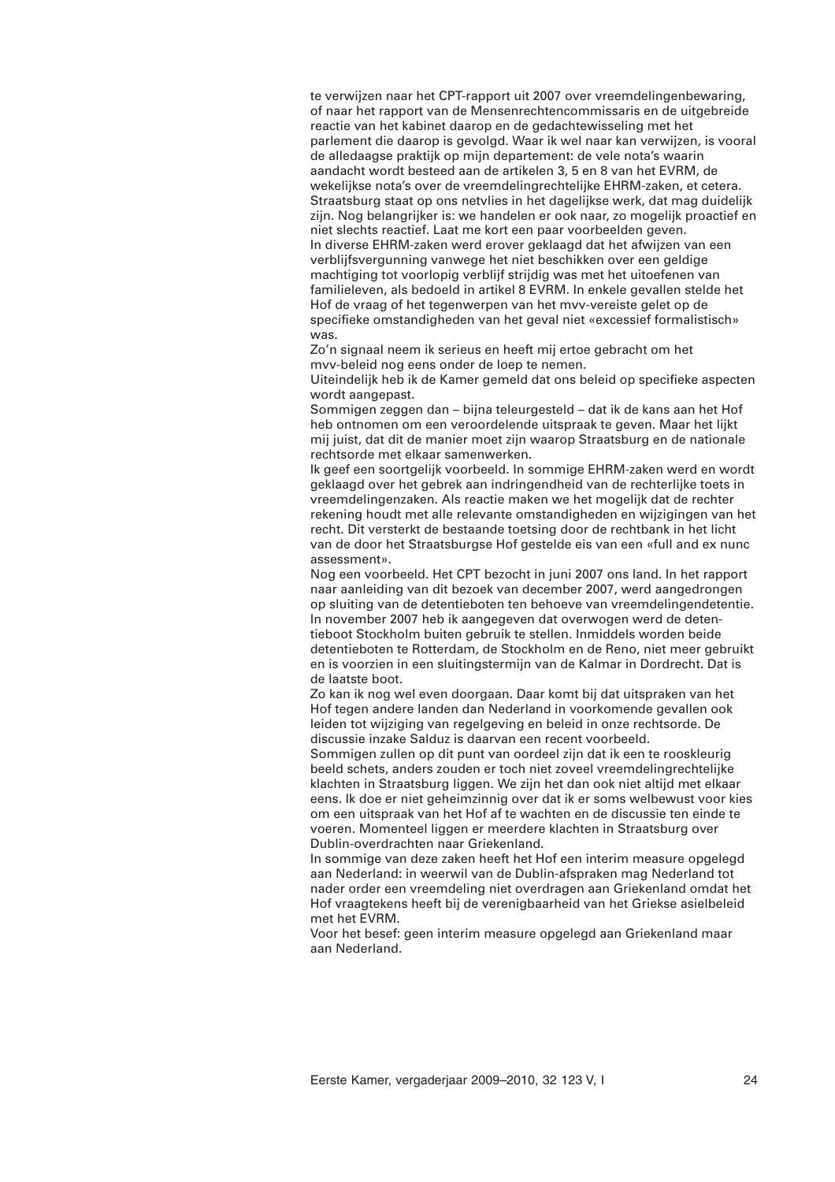te verwijzen naar het CPT-rapport uit 2007 over vreemdelingenbewaring, of naar het rapport van de Mensenrechtencommissaris en de uitgebreide reactie van het kabinet daarop en de gedachtewisseling met het parlement die daarop is gevolgd. Waar ik wel naar kan verwijzen, is vooral de alledaagse praktijk op mijn departement: de vele nota's waarin aandacht wordt besteed aan de artikelen 3, 5 en 8 van het EVRM, de wekelijkse nota's over de vreemdelingrechtelijke EHRM-zaken, et cetera. Straatsburg staat op ons netvlies in het dagelijkse werk, dat mag duidelijk zijn. Nog belangrijker is: we handelen er ook naar, zo mogelijk proactief en niet slechts reactief. Laat me kort een paar voorbeelden geven.

In diverse EHRM-zaken werd erover geklaagd dat het afwijzen van een verblijfsvergunning vanwege het niet beschikken over een geldige machtiging tot voorlopig verblijf strijdig was met het uitoefenen van familieleven, als bedoeld in artikel 8 EVRM. In enkele gevallen stelde het Hof de vraag of het tegenwerpen van het mvv-vereiste gelet op de specifieke omstandigheden van het geval niet «excessief formalistisch» was.

Zo'n signaal neem ik serieus en heeft mij ertoe gebracht om het mvv-beleid nog eens onder de loep te nemen.

Uiteindelijk heb ik de Kamer gemeld dat ons beleid op specifieke aspecten wordt aangepast.

Sommigen zeggen dan – bijna teleurgesteld – dat ik de kans aan het Hof heb ontnomen om een veroordelende uitspraak te geven. Maar het lijkt mij juist, dat dit de manier moet zijn waarop Straatsburg en de nationale rechtsorde met elkaar samenwerken.

Ik geef een soortgelijk voorbeeld. In sommige EHRM-zaken werd en wordt geklaagd over het gebrek aan indringendheid van de rechterlijke toets in vreemdelingenzaken. Als reactie maken we het mogelijk dat de rechter rekening houdt met alle relevante omstandigheden en wijzigingen van het recht. Dit versterkt de bestaande toetsing door de rechtbank in het licht van de door het Straatsburgse Hof gestelde eis van een «full and ex nunc assessment».

Nog een voorbeeld. Het CPT bezocht in juni 2007 ons land. In het rapport naar aanleiding van dit bezoek van december 2007, werd aangedrongen op sluiting van de detentieboten ten behoeve van vreemdelingendetentie. In november 2007 heb ik aangegeven dat overwogen werd de detentieboot Stockholm buiten gebruik te stellen. Inmiddels worden beide detentieboten te Rotterdam, de Stockholm en de Reno, niet meer gebruikt en is voorzien in een sluitingstermijn van de Kalmar in Dordrecht. Dat is de laatste boot.

Zo kan ik nog wel even doorgaan. Daar komt bij dat uitspraken van het Hof tegen andere landen dan Nederland in voorkomende gevallen ook leiden tot wijziging van regelgeving en beleid in onze rechtsorde. De discussie inzake Salduz is daarvan een recent voorbeeld.

Sommigen zullen op dit punt van oordeel zijn dat ik een te rooskleurig beeld schets, anders zouden er toch niet zoveel vreemdelingrechtelijke klachten in Straatsburg liggen. We zijn het dan ook niet altijd met elkaar eens. Ik doe er niet geheimzinnig over dat ik er soms welbewust voor kies om een uitspraak van het Hof af te wachten en de discussie ten einde te voeren. Momenteel liggen er meerdere klachten in Straatsburg over Dublin-overdrachten naar Griekenland.

In sommige van deze zaken heeft het Hof een interim measure opgelegd aan Nederland: in weerwil van de Dublin-afspraken mag Nederland tot nader order een vreemdeling niet overdragen aan Griekenland omdat het Hof vraagtekens heeft bij de verenigbaarheid van het Griekse asielbeleid met het EVRM.

Voor het besef: geen interim measure opgelegd aan Griekenland maar aan Nederland.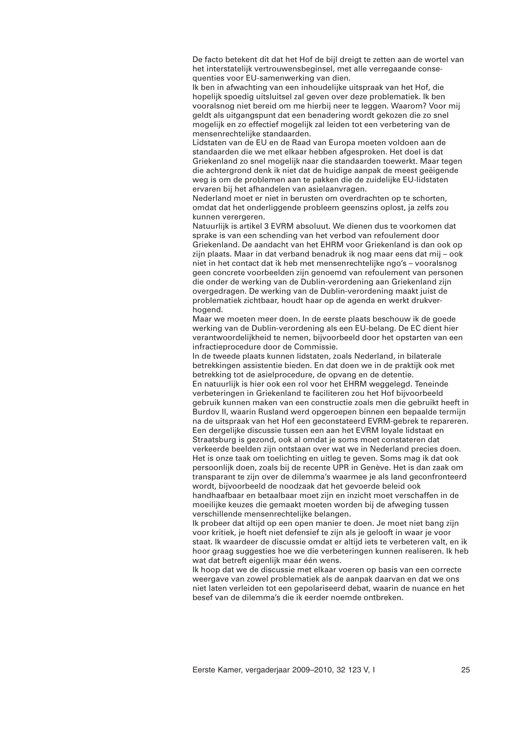De facto betekent dit dat het Hof de bijl dreigt te zetten aan de wortel van het interstatelijk vertrouwensbeginsel, met alle verregaande consequenties voor EU-samenwerking van dien.

Ik ben in afwachting van een inhoudelijke uitspraak van het Hof, die hopelijk spoedig uitsluitsel zal geven over deze problematiek. Ik ben vooralsnog niet bereid om me hierbij neer te leggen. Waarom? Voor mij geldt als uitgangspunt dat een benadering wordt gekozen die zo snel mogelijk en zo effectief mogelijk zal leiden tot een verbetering van de mensenrechtelijke standaarden.

Lidstaten van de EU en de Raad van Europa moeten voldoen aan de standaarden die we met elkaar hebben afgesproken. Het doel is dat Griekenland zo snel mogelijk naar die standaarden toewerkt. Maar tegen die achtergrond denk ik niet dat de huidige aanpak de meest geëigende weg is om de problemen aan te pakken die de zuidelijke EU-lidstaten ervaren bij het afhandelen van asielaanvragen.

Nederland moet er niet in berusten om overdrachten op te schorten, omdat dat het onderliggende probleem geenszins oplost, ja zelfs zou kunnen verergeren.

Natuurlijk is artikel 3 EVRM absoluut. We dienen dus te voorkomen dat sprake is van een schending van het verbod van refoulement door Griekenland. De aandacht van het EHRM voor Griekenland is dan ook op zijn plaats. Maar in dat verband benadruk ik nog maar eens dat mij – ook niet in het contact dat ik heb met mensenrechtelijke ngo's – vooralsnog geen concrete voorbeelden zijn genoemd van refoulement van personen die onder de werking van de Dublin-verordening aan Griekenland zijn overgedragen. De werking van de Dublin-verordening maakt juist de problematiek zichtbaar, houdt haar op de agenda en werkt drukverhogend.

Maar we moeten meer doen. In de eerste plaats beschouw ik de goede werking van de Dublin-verordening als een EU-belang. De EC dient hier verantwoordelijkheid te nemen, bijvoorbeeld door het opstarten van een infractieprocedure door de Commissie.

In de tweede plaats kunnen lidstaten, zoals Nederland, in bilaterale betrekkingen assistentie bieden. En dat doen we in de praktijk ook met betrekking tot de asielprocedure, de opvang en de detentie.

En natuurlijk is hier ook een rol voor het EHRM weggelegd. Teneinde verbeteringen in Griekenland te faciliteren zou het Hof bijvoorbeeld gebruik kunnen maken van een constructie zoals men die gebruikt heeft in Burdov II, waarin Rusland werd opgeroepen binnen een bepaalde termijn na de uitspraak van het Hof een geconstateerd EVRM-gebrek te repareren.

Een dergelijke discussie tussen een aan het EVRM loyale lidstaat en Straatsburg is gezond, ook al omdat je soms moet constateren dat verkeerde beelden zijn ontstaan over wat we in Nederland precies doen. Het is onze taak om toelichting en uitleg te geven. Soms mag ik dat ook persoonlijk doen, zoals bij de recente UPR in Genève. Het is dan zaak om transparant te zijn over de dilemma's waarmee je als land geconfronteerd wordt, bijvoorbeeld de noodzaak dat het gevoerde beleid ook handhaafbaar en betaalbaar moet zijn en inzicht moet verschaffen in de moeilijke keuzes die gemaakt moeten worden bij de afweging tussen verschillende mensenrechtelijke belangen.

Ik probeer dat altijd op een open manier te doen. Je moet niet bang zijn voor kritiek, je hoeft niet defensief te zijn als je gelooft in waar je voor staat. Ik waardeer de discussie omdat er altijd iets te verbeteren valt, en ik hoor graag suggesties hoe we die verbeteringen kunnen realiseren. Ik heb wat dat betreft eigenlijk maar één wens.

Ik hoop dat we de discussie met elkaar voeren op basis van een correcte weergave van zowel problematiek als de aanpak daarvan en dat we ons niet laten verleiden tot een gepolariseerd debat, waarin de nuance en het besef van de dilemma's die ik eerder noemde ontbreken.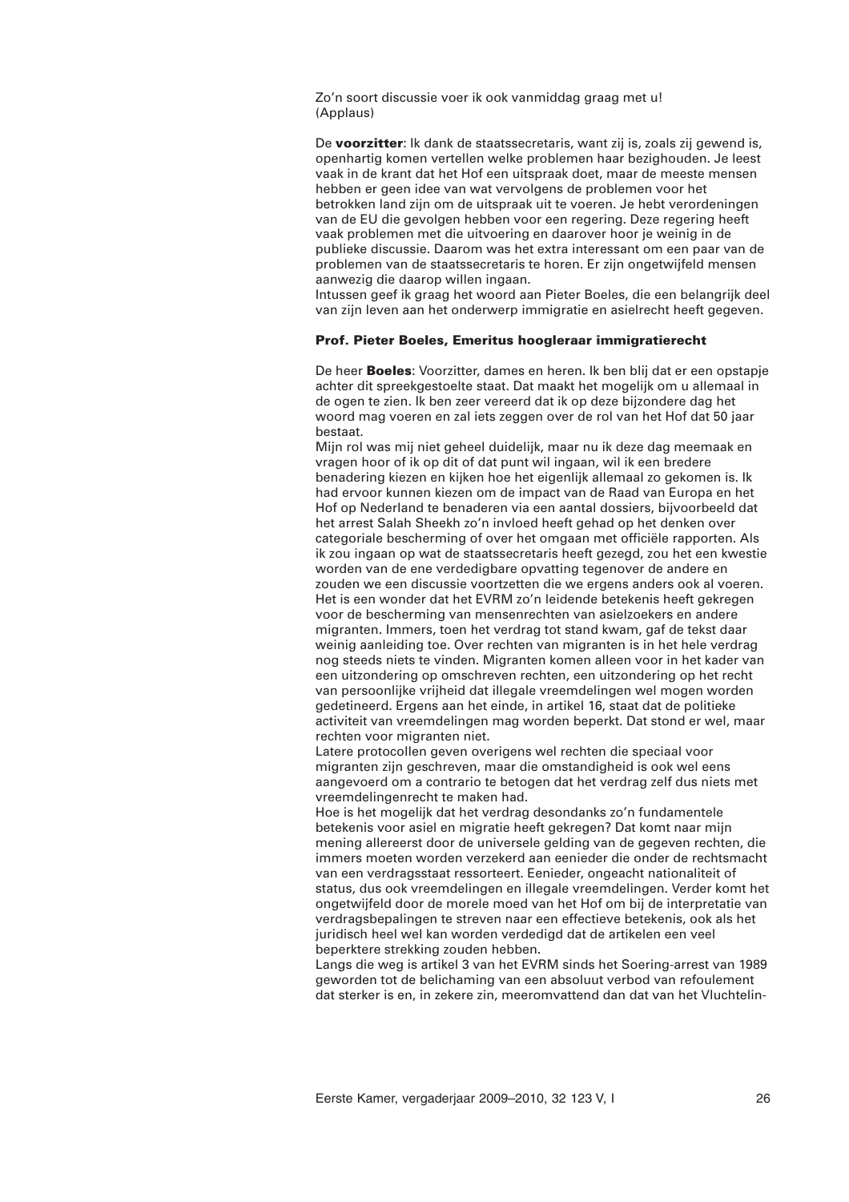Zo'n soort discussie voer ik ook vanmiddag graag met u!
(Applaus)

De **voorzitter**: Ik dank de staatssecretaris, want zij is, zoals zij gewend is, openhartig komen vertellen welke problemen haar bezighouden. Je leest vaak in de krant dat het Hof een uitspraak doet, maar de meeste mensen hebben er geen idee van wat vervolgens de problemen voor het betrokken land zijn om de uitspraak uit te voeren. Je hebt verordeningen van de EU die gevolgen hebben voor een regering. Deze regering heeft vaak problemen met die uitvoering en daarover hoor je weinig in de publieke discussie. Daarom was het extra interessant om een paar van de problemen van de staatssecretaris te horen. Er zijn ongetwijfeld mensen aanwezig die daarop willen ingaan.
Intussen geef ik graag het woord aan Pieter Boeles, die een belangrijk deel van zijn leven aan het onderwerp immigratie en asielrecht heeft gegeven.

**Prof. Pieter Boeles, Emeritus hoogleraar immigratierecht**

De heer **Boeles**: Voorzitter, dames en heren. Ik ben blij dat er een opstapje achter dit spreekgestoelte staat. Dat maakt het mogelijk om u allemaal in de ogen te zien. Ik ben zeer vereerd dat ik op deze bijzondere dag het woord mag voeren en zal iets zeggen over de rol van het Hof dat 50 jaar bestaat.
Mijn rol was mij niet geheel duidelijk, maar nu ik deze dag meemaak en vragen hoor of ik op dit of dat punt wil ingaan, wil ik een bredere benadering kiezen en kijken hoe het eigenlijk allemaal zo gekomen is. Ik had ervoor kunnen kiezen om de impact van de Raad van Europa en het Hof op Nederland te benaderen via een aantal dossiers, bijvoorbeeld dat het arrest Salah Sheekh zo'n invloed heeft gehad op het denken over categoriale bescherming of over het omgaan met officiële rapporten. Als ik zou ingaan op wat de staatssecretaris heeft gezegd, zou het een kwestie worden van de ene verdedigbare opvatting tegenover de andere en zouden we een discussie voortzetten die we ergens anders ook al voeren.
Het is een wonder dat het EVRM zo'n leidende betekenis heeft gekregen voor de bescherming van mensenrechten van asielzoekers en andere migranten. Immers, toen het verdrag tot stand kwam, gaf de tekst daar weinig aanleiding toe. Over rechten van migranten is in het hele verdrag nog steeds niets te vinden. Migranten komen alleen voor in het kader van een uitzondering op omschreven rechten, een uitzondering op het recht van persoonlijke vrijheid dat illegale vreemdelingen wel mogen worden gedetineerd. Ergens aan het einde, in artikel 16, staat dat de politieke activiteit van vreemdelingen mag worden beperkt. Dat stond er wel, maar rechten voor migranten niet.
Latere protocollen geven overigens wel rechten die speciaal voor migranten zijn geschreven, maar die omstandigheid is ook wel eens aangevoerd om a contrario te betogen dat het verdrag zelf dus niets met vreemdelingenrecht te maken had.
Hoe is het mogelijk dat het verdrag desondanks zo'n fundamentele betekenis voor asiel en migratie heeft gekregen? Dat komt naar mijn mening allereerst door de universele gelding van de gegeven rechten, die immers moeten worden verzekerd aan eenieder die onder de rechtsmacht van een verdragsstaat ressorteert. Eenieder, ongeacht nationaliteit of status, dus ook vreemdelingen en illegale vreemdelingen. Verder komt het ongetwijfeld door de morele moed van het Hof om bij de interpretatie van verdragsbepalingen te streven naar een effectieve betekenis, ook als het juridisch heel wel kan worden verdedigd dat de artikelen een veel beperktere strekking zouden hebben.
Langs die weg is artikel 3 van het EVRM sinds het Soering-arrest van 1989 geworden tot de belichaming van een absoluut verbod van refoulement dat sterker is en, in zekere zin, meeromvattend dan dat van het Vluchtelin-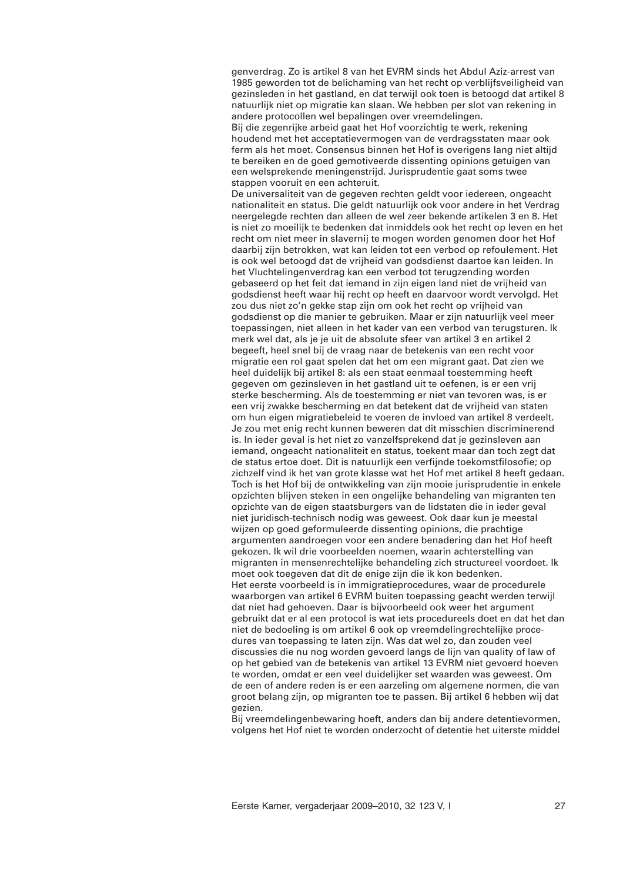genverdrag. Zo is artikel 8 van het EVRM sinds het Abdul Aziz-arrest van 1985 geworden tot de belichaming van het recht op verblijfsveiligheid van gezinsleden in het gastland, en dat terwijl ook toen is betoogd dat artikel 8 natuurlijk niet op migratie kan slaan. We hebben per slot van rekening in andere protocollen wel bepalingen over vreemdelingen.

Bij die zegenrijke arbeid gaat het Hof voorzichtig te werk, rekening houdend met het acceptatievermogen van de verdragsstaten maar ook ferm als het moet. Consensus binnen het Hof is overigens lang niet altijd te bereiken en de goed gemotiveerde dissenting opinions getuigen van een welsprekende meningenstrijd. Jurisprudentie gaat soms twee stappen vooruit en een achteruit.

De universaliteit van de gegeven rechten geldt voor iedereen, ongeacht nationaliteit en status. Die geldt natuurlijk ook voor andere in het Verdrag neergelegde rechten dan alleen de wel zeer bekende artikelen 3 en 8. Het is niet zo moeilijk te bedenken dat inmiddels ook het recht op leven en het recht om niet meer in slavernij te mogen worden genomen door het Hof daarbij zijn betrokken, wat kan leiden tot een verbod op refoulement. Het is ook wel betoogd dat de vrijheid van godsdienst daartoe kan leiden. In het Vluchtelingenverdrag kan een verbod tot terugzending worden gebaseerd op het feit dat iemand in zijn eigen land niet de vrijheid van godsdienst heeft waar hij recht op heeft en daarvoor wordt vervolgd. Het zou dus niet zo'n gekke stap zijn om ook het recht op vrijheid van godsdienst op die manier te gebruiken. Maar er zijn natuurlijk veel meer toepassingen, niet alleen in het kader van een verbod van terugsturen. Ik merk wel dat, als je je uit de absolute sfeer van artikel 3 en artikel 2 begeeft, heel snel bij de vraag naar de betekenis van een recht voor migratie een rol gaat spelen dat het om een migrant gaat. Dat zien we heel duidelijk bij artikel 8: als een staat eenmaal toestemming heeft gegeven om gezinsleven in het gastland uit te oefenen, is er een vrij sterke bescherming. Als de toestemming er niet van tevoren was, is er een vrij zwakke bescherming en dat betekent dat de vrijheid van staten om hun eigen migratiebeleid te voeren de invloed van artikel 8 verdeelt. Je zou met enig recht kunnen beweren dat dit misschien discriminerend is. In ieder geval is het niet zo vanzelfsprekend dat je gezinsleven aan iemand, ongeacht nationaliteit en status, toekent maar dan toch zegt dat de status ertoe doet. Dit is natuurlijk een verfijnde toekomstfilosofie; op zichzelf vind ik het van grote klasse wat het Hof met artikel 8 heeft gedaan. Toch is het Hof bij de ontwikkeling van zijn mooie jurisprudentie in enkele opzichten blijven steken in een ongelijke behandeling van migranten ten opzichte van de eigen staatsburgers van de lidstaten die in ieder geval niet juridisch-technisch nodig was geweest. Ook daar kun je meestal wijzen op goed geformuleerde dissenting opinions, die prachtige argumenten aandroegen voor een andere benadering dan het Hof heeft gekozen. Ik wil drie voorbeelden noemen, waarin achterstelling van migranten in mensenrechtelijke behandeling zich structureel voordoet. Ik moet ook toegeven dat dit de enige zijn die ik kon bedenken.

Het eerste voorbeeld is in immigratieprocedures, waar de procedurele waarborgen van artikel 6 EVRM buiten toepassing geacht werden terwijl dat niet had gehoeven. Daar is bijvoorbeeld ook weer het argument gebruikt dat er al een protocol is wat iets procedureels doet en dat het dan niet de bedoeling is om artikel 6 ook op vreemdelingrechtelijke procedures van toepassing te laten zijn. Was dat wel zo, dan zouden veel discussies die nu nog worden gevoerd langs de lijn van quality of law of op het gebied van de betekenis van artikel 13 EVRM niet gevoerd hoeven te worden, omdat er een veel duidelijker set waarden was geweest. Om de een of andere reden is er een aarzeling om algemene normen, die van groot belang zijn, op migranten toe te passen. Bij artikel 6 hebben wij dat gezien.

Bij vreemdelingenbewaring hoeft, anders dan bij andere detentievormen, volgens het Hof niet te worden onderzocht of detentie het uiterste middel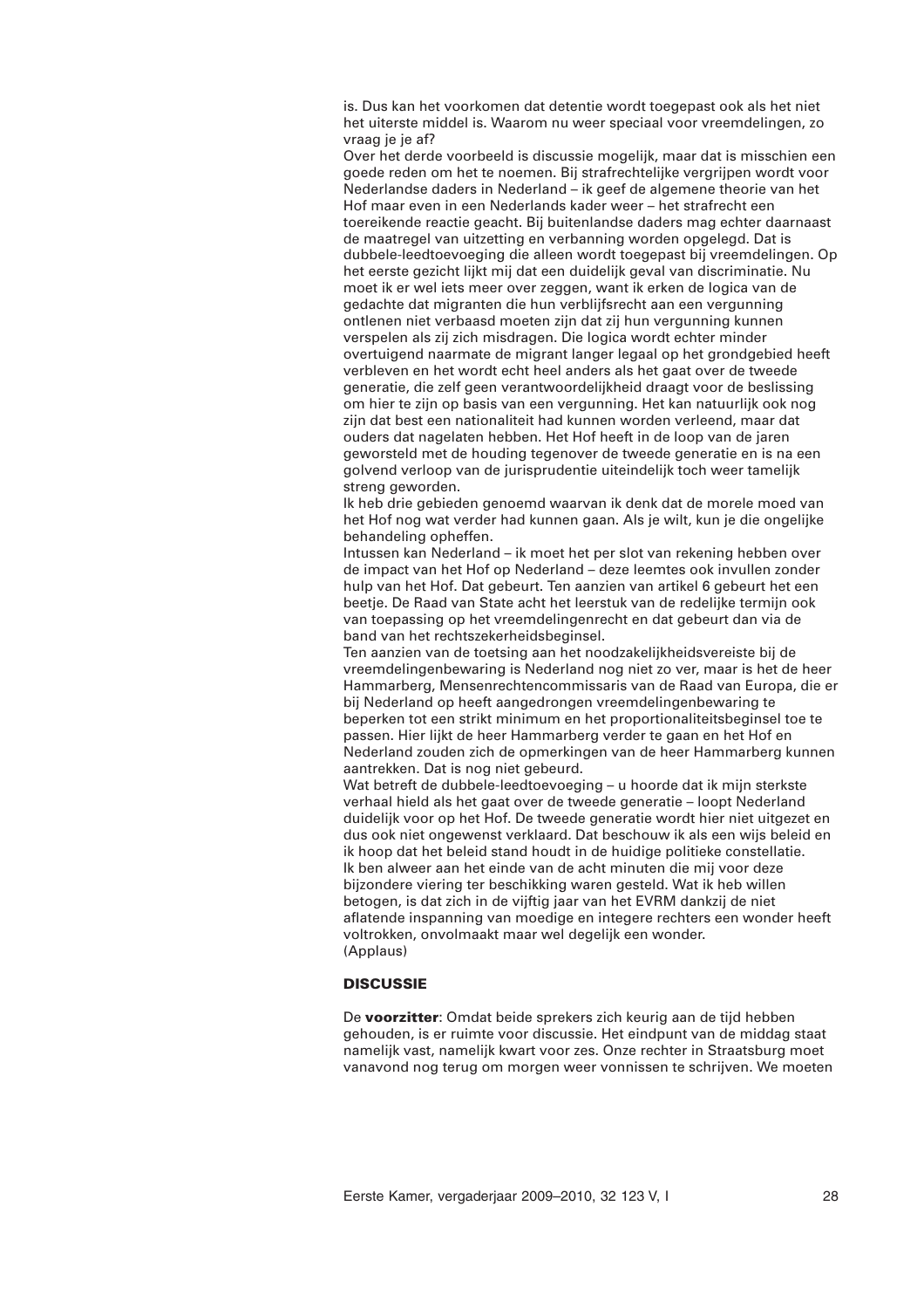is. Dus kan het voorkomen dat detentie wordt toegepast ook als het niet het uiterste middel is. Waarom nu weer speciaal voor vreemdelingen, zo vraag je je af?

Over het derde voorbeeld is discussie mogelijk, maar dat is misschien een goede reden om het te noemen. Bij strafrechtelijke vergrijpen wordt voor Nederlandse daders in Nederland – ik geef de algemene theorie van het Hof maar even in een Nederlands kader weer – het strafrecht een toereikende reactie geacht. Bij buitenlandse daders mag echter daarnaast de maatregel van uitzetting en verbanning worden opgelegd. Dat is dubbele-leedtoevoeging die alleen wordt toegepast bij vreemdelingen. Op het eerste gezicht lijkt mij dat een duidelijk geval van discriminatie. Nu moet ik er wel iets meer over zeggen, want ik erken de logica van de gedachte dat migranten die hun verblijfsrecht aan een vergunning ontlenen niet verbaasd moeten zijn dat zij hun vergunning kunnen verspelen als zij zich misdragen. Die logica wordt echter minder overtuigend naarmate de migrant langer legaal op het grondgebied heeft verbleven en het wordt echt heel anders als het gaat over de tweede generatie, die zelf geen verantwoordelijkheid draagt voor de beslissing om hier te zijn op basis van een vergunning. Het kan natuurlijk ook nog zijn dat best een nationaliteit had kunnen worden verleend, maar dat ouders dat nagelaten hebben. Het Hof heeft in de loop van de jaren geworsteld met de houding tegenover de tweede generatie en is na een golvend verloop van de jurisprudentie uiteindelijk toch weer tamelijk streng geworden.

Ik heb drie gebieden genoemd waarvan ik denk dat de morele moed van het Hof nog wat verder had kunnen gaan. Als je wilt, kun je die ongelijke behandeling opheffen.

Intussen kan Nederland – ik moet het per slot van rekening hebben over de impact van het Hof op Nederland – deze leemtes ook invullen zonder hulp van het Hof. Dat gebeurt. Ten aanzien van artikel 6 gebeurt het een beetje. De Raad van State acht het leerstuk van de redelijke termijn ook van toepassing op het vreemdelingenrecht en dat gebeurt dan via de band van het rechtszekerheidsbeginsel.

Ten aanzien van de toetsing aan het noodzakelijkheidsvereiste bij de vreemdelingenbewaring is Nederland nog niet zo ver, maar is het de heer Hammarberg, Mensenrechtencommissaris van de Raad van Europa, die er bij Nederland op heeft aangedrongen vreemdelingenbewaring te beperken tot een strikt minimum en het proportionaliteitsbeginsel toe te passen. Hier lijkt de heer Hammarberg verder te gaan en het Hof en Nederland zouden zich de opmerkingen van de heer Hammarberg kunnen aantrekken. Dat is nog niet gebeurd.

Wat betreft de dubbele-leedtoevoeging – u hoorde dat ik mijn sterkste verhaal hield als het gaat over de tweede generatie – loopt Nederland duidelijk voor op het Hof. De tweede generatie wordt hier niet uitgezet en dus ook niet ongewenst verklaard. Dat beschouw ik als een wijs beleid en ik hoop dat het beleid stand houdt in de huidige politieke constellatie.

Ik ben alweer aan het einde van de acht minuten die mij voor deze bijzondere viering ter beschikking waren gesteld. Wat ik heb willen betogen, is dat zich in de vijftig jaar van het EVRM dankzij de niet aflatende inspanning van moedige en integere rechters een wonder heeft voltrokken, onvolmaakt maar wel degelijk een wonder.

(Applaus)

## DISCUSSIE

De **voorzitter**: Omdat beide sprekers zich keurig aan de tijd hebben gehouden, is er ruimte voor discussie. Het eindpunt van de middag staat namelijk vast, namelijk kwart voor zes. Onze rechter in Straatsburg moet vanavond nog terug om morgen weer vonnissen te schrijven. We moeten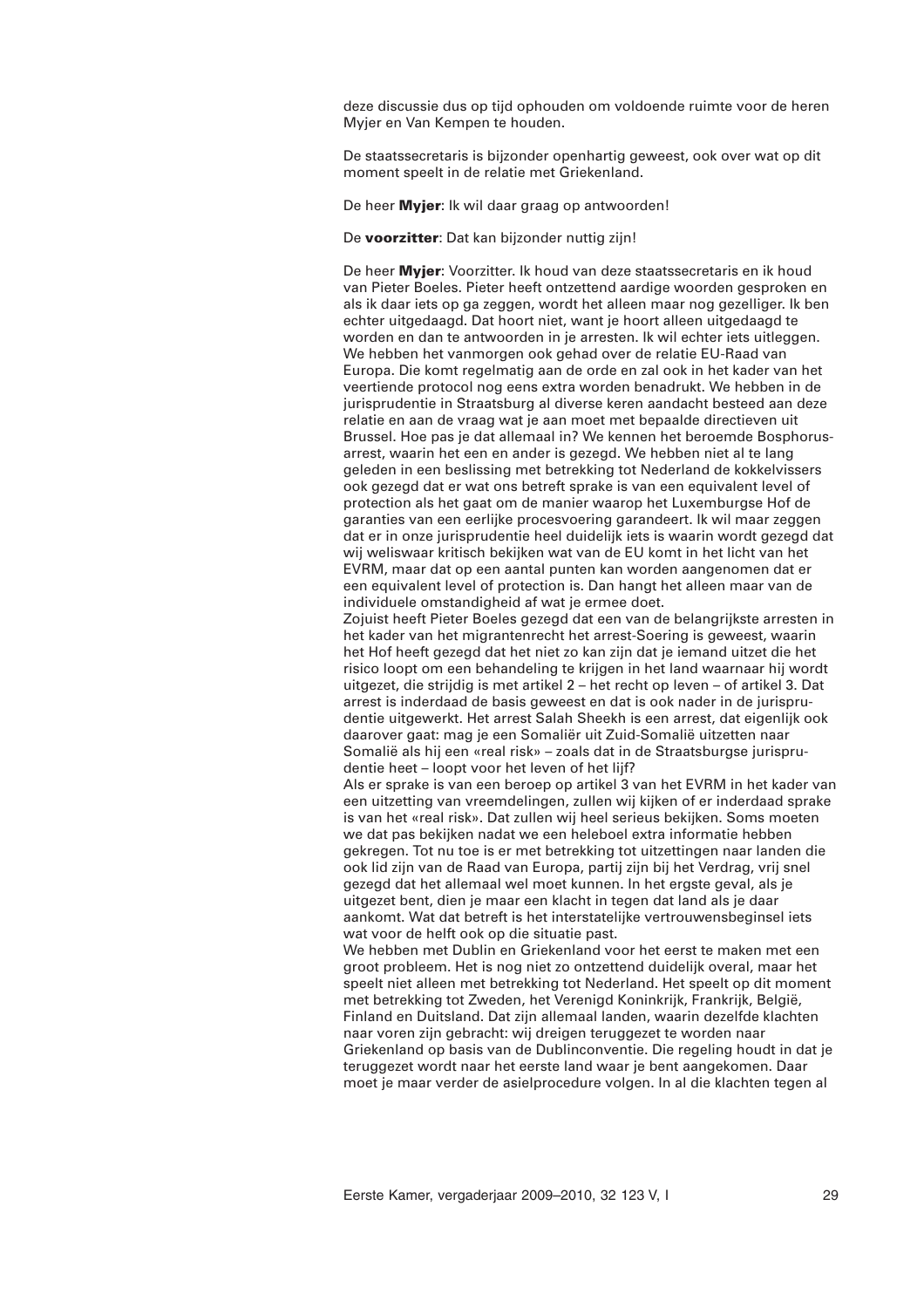deze discussie dus op tijd ophouden om voldoende ruimte voor de heren Myjer en Van Kempen te houden.

De staatssecretaris is bijzonder openhartig geweest, ook over wat op dit moment speelt in de relatie met Griekenland.

De heer **Myjer**: Ik wil daar graag op antwoorden!

De **voorzitter**: Dat kan bijzonder nuttig zijn!

De heer **Myjer**: Voorzitter. Ik houd van deze staatssecretaris en ik houd van Pieter Boeles. Pieter heeft ontzettend aardige woorden gesproken en als ik daar iets op ga zeggen, wordt het alleen maar nog gezelliger. Ik ben echter uitgedaagd. Dat hoort niet, want je hoort alleen uitgedaagd te worden en dan te antwoorden in je arresten. Ik wil echter iets uitleggen. We hebben het vanmorgen ook gehad over de relatie EU-Raad van Europa. Die komt regelmatig aan de orde en zal ook in het kader van het veertiende protocol nog eens extra worden benadrukt. We hebben in de jurisprudentie in Straatsburg al diverse keren aandacht besteed aan deze relatie en aan de vraag wat je aan moet met bepaalde directieven uit Brussel. Hoe pas je dat allemaal in? We kennen het beroemde Bosphorus-arrest, waarin het een en ander is gezegd. We hebben niet al te lang geleden in een beslissing met betrekking tot Nederland de kokkelvissers ook gezegd dat er wat ons betreft sprake is van een equivalent level of protection als het gaat om de manier waarop het Luxemburgse Hof de garanties van een eerlijke procesvoering garandeert. Ik wil maar zeggen dat er in onze jurisprudentie heel duidelijk iets is waarin wordt gezegd dat wij weliswaar kritisch bekijken wat van de EU komt in het licht van het EVRM, maar dat op een aantal punten kan worden aangenomen dat er een equivalent level of protection is. Dan hangt het alleen maar van de individuele omstandigheid af wat je ermee doet.
Zojuist heeft Pieter Boeles gezegd dat een van de belangrijkste arresten in het kader van het migrantenrecht het arrest-Soering is geweest, waarin het Hof heeft gezegd dat het niet zo kan zijn dat je iemand uitzet die het risico loopt om een behandeling te krijgen in het land waarnaar hij wordt uitgezet, die strijdig is met artikel 2 – het recht op leven – of artikel 3. Dat arrest is inderdaad de basis geweest en dat is ook nader in de jurisprudentie uitgewerkt. Het arrest Salah Sheekh is een arrest, dat eigenlijk ook daarover gaat: mag je een Somaliër uit Zuid-Somalië uitzetten naar Somalië als hij een «real risk» – zoals dat in de Straatsburgse jurisprudentie heet – loopt voor het leven of het lijf?
Als er sprake is van een beroep op artikel 3 van het EVRM in het kader van een uitzetting van vreemdelingen, zullen wij kijken of er inderdaad sprake is van het «real risk». Dat zullen wij heel serieus bekijken. Soms moeten we dat pas bekijken nadat we een heleboel extra informatie hebben gekregen. Tot nu toe is er met betrekking tot uitzettingen naar landen die ook lid zijn van de Raad van Europa, partij zijn bij het Verdrag, vrij snel gezegd dat het allemaal wel moet kunnen. In het ergste geval, als je uitgezet bent, dien je maar een klacht in tegen dat land als je daar aankomt. Wat dat betreft is het interstatelijke vertrouwensbeginsel iets wat voor de helft ook op die situatie past.
We hebben met Dublin en Griekenland voor het eerst te maken met een groot probleem. Het is nog niet zo ontzettend duidelijk overal, maar het speelt niet alleen met betrekking tot Nederland. Het speelt op dit moment met betrekking tot Zweden, het Verenigd Koninkrijk, Frankrijk, België, Finland en Duitsland. Dat zijn allemaal landen, waarin dezelfde klachten naar voren zijn gebracht: wij dreigen teruggezet te worden naar Griekenland op basis van de Dublinconventie. Die regeling houdt in dat je teruggezet wordt naar het eerste land waar je bent aangekomen. Daar moet je maar verder de asielprocedure volgen. In al die klachten tegen al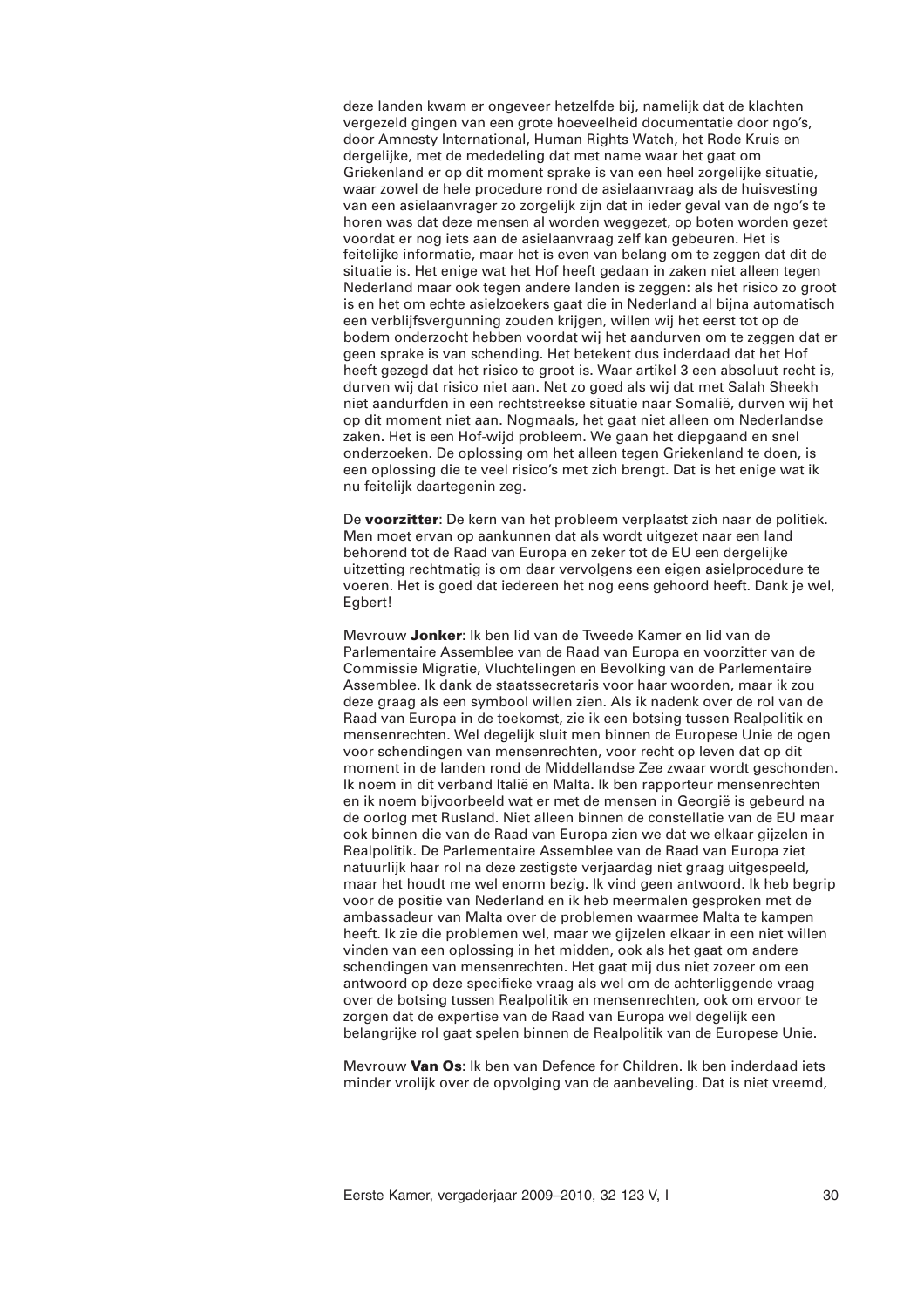deze landen kwam er ongeveer hetzelfde bij, namelijk dat de klachten vergezeld gingen van een grote hoeveelheid documentatie door ngo's, door Amnesty International, Human Rights Watch, het Rode Kruis en dergelijke, met de mededeling dat met name waar het gaat om Griekenland er op dit moment sprake is van een heel zorgelijke situatie, waar zowel de hele procedure rond de asielaanvraag als de huisvesting van een asielaanvrager zo zorgelijk zijn dat in ieder geval van de ngo's te horen was dat deze mensen al worden weggezet, op boten worden gezet voordat er nog iets aan de asielaanvraag zelf kan gebeuren. Het is feitelijke informatie, maar het is even van belang om te zeggen dat dit de situatie is. Het enige wat het Hof heeft gedaan in zaken niet alleen tegen Nederland maar ook tegen andere landen is zeggen: als het risico zo groot is en het om echte asielzoekers gaat die in Nederland al bijna automatisch een verblijfsvergunning zouden krijgen, willen wij het eerst tot op de bodem onderzocht hebben voordat wij het aandurven om te zeggen dat er geen sprake is van schending. Het betekent dus inderdaad dat het Hof heeft gezegd dat het risico te groot is. Waar artikel 3 een absoluut recht is, durven wij dat risico niet aan. Net zo goed als wij dat met Salah Sheekh niet aandurfden in een rechtstreekse situatie naar Somalië, durven wij het op dit moment niet aan. Nogmaals, het gaat niet alleen om Nederlandse zaken. Het is een Hof-wijd probleem. We gaan het diepgaand en snel onderzoeken. De oplossing om het alleen tegen Griekenland te doen, is een oplossing die te veel risico's met zich brengt. Dat is het enige wat ik nu feitelijk daartegenin zeg.

De **voorzitter**: De kern van het probleem verplaatst zich naar de politiek. Men moet ervan op aankunnen dat als wordt uitgezet naar een land behorend tot de Raad van Europa en zeker tot de EU een dergelijke uitzetting rechtmatig is om daar vervolgens een eigen asielprocedure te voeren. Het is goed dat iedereen het nog eens gehoord heeft. Dank je wel, Egbert!

Mevrouw **Jonker**: Ik ben lid van de Tweede Kamer en lid van de Parlementaire Assemblee van de Raad van Europa en voorzitter van de Commissie Migratie, Vluchtelingen en Bevolking van de Parlementaire Assemblee. Ik dank de staatssecretaris voor haar woorden, maar ik zou deze graag als een symbool willen zien. Als ik nadenk over de rol van de Raad van Europa in de toekomst, zie ik een botsing tussen Realpolitik en mensenrechten. Wel degelijk sluit men binnen de Europese Unie de ogen voor schendingen van mensenrechten, voor recht op leven dat op dit moment in de landen rond de Middellandse Zee zwaar wordt geschonden. Ik noem in dit verband Italië en Malta. Ik ben rapporteur mensenrechten en ik noem bijvoorbeeld wat er met de mensen in Georgië is gebeurd na de oorlog met Rusland. Niet alleen binnen de constellatie van de EU maar ook binnen die van de Raad van Europa zien we dat we elkaar gijzelen in Realpolitik. De Parlementaire Assemblee van de Raad van Europa ziet natuurlijk haar rol na deze zestigste verjaardag niet graag uitgespeeld, maar het houdt me wel enorm bezig. Ik vind geen antwoord. Ik heb begrip voor de positie van Nederland en ik heb meermalen gesproken met de ambassadeur van Malta over de problemen waarmee Malta te kampen heeft. Ik zie die problemen wel, maar we gijzelen elkaar in een niet willen vinden van een oplossing in het midden, ook als het gaat om andere schendingen van mensenrechten. Het gaat mij dus niet zozeer om een antwoord op deze specifieke vraag als wel om de achterliggende vraag over de botsing tussen Realpolitik en mensenrechten, ook om ervoor te zorgen dat de expertise van de Raad van Europa wel degelijk een belangrijke rol gaat spelen binnen de Realpolitik van de Europese Unie.

Mevrouw **Van Os**: Ik ben van Defence for Children. Ik ben inderdaad iets minder vrolijk over de opvolging van de aanbeveling. Dat is niet vreemd,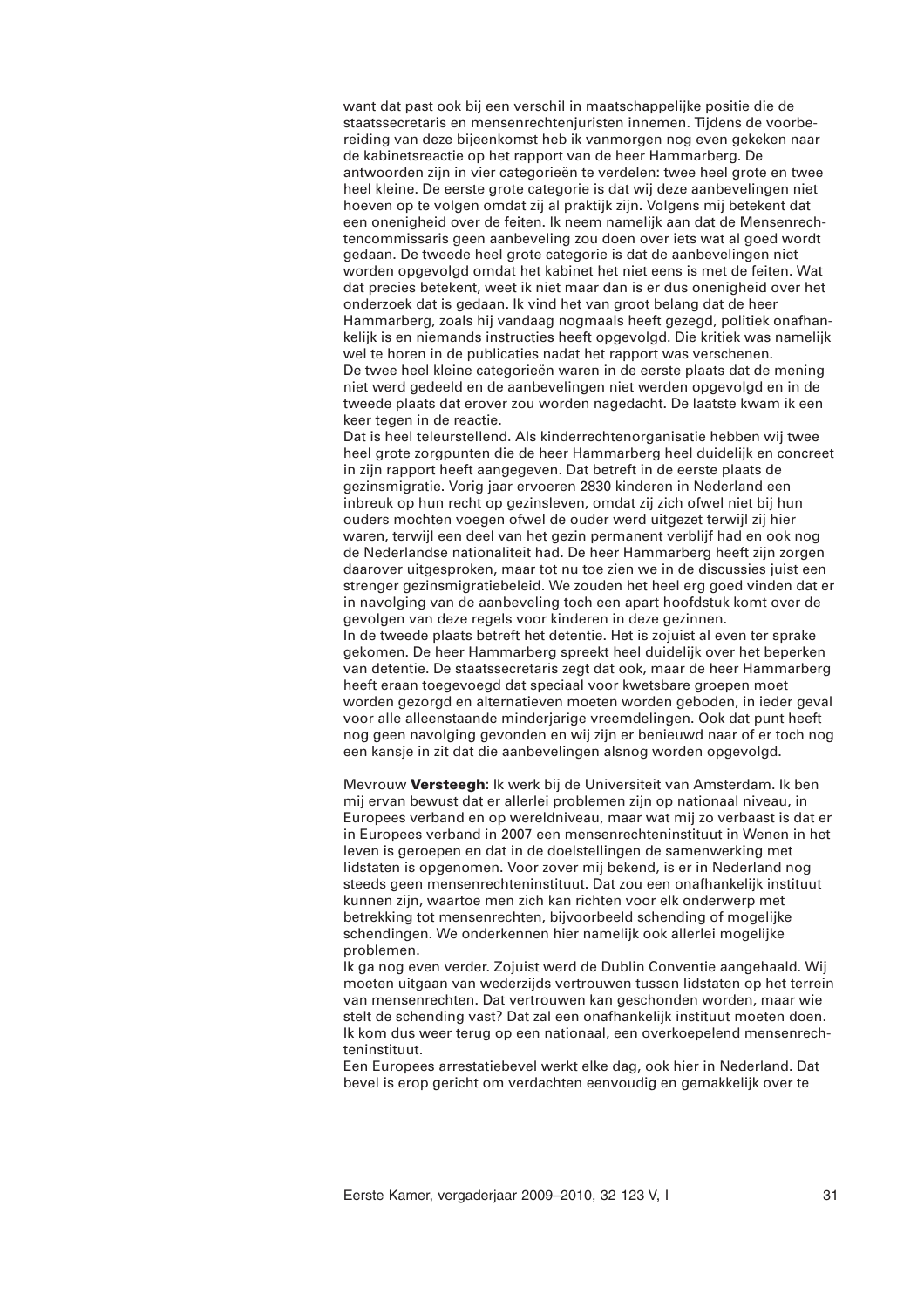want dat past ook bij een verschil in maatschappelijke positie die de staatssecretaris en mensenrechtenjuristen innemen. Tijdens de voorbereiding van deze bijeenkomst heb ik vanmorgen nog even gekeken naar de kabinetsreactie op het rapport van de heer Hammarberg. De antwoorden zijn in vier categorieën te verdelen: twee heel grote en twee heel kleine. De eerste grote categorie is dat wij deze aanbevelingen niet hoeven op te volgen omdat zij al praktijk zijn. Volgens mij betekent dat een onenigheid over de feiten. Ik neem namelijk aan dat de Mensenrechtencommissaris geen aanbeveling zou doen over iets wat al goed wordt gedaan. De tweede heel grote categorie is dat de aanbevelingen niet worden opgevolgd omdat het kabinet het niet eens is met de feiten. Wat dat precies betekent, weet ik niet maar dan is er dus onenigheid over het onderzoek dat is gedaan. Ik vind het van groot belang dat de heer Hammarberg, zoals hij vandaag nogmaals heeft gezegd, politiek onafhankelijk is en niemands instructies heeft opgevolgd. Die kritiek was namelijk wel te horen in de publicaties nadat het rapport was verschenen.
De twee heel kleine categorieën waren in de eerste plaats dat de mening niet werd gedeeld en de aanbevelingen niet werden opgevolgd en in de tweede plaats dat erover zou worden nagedacht. De laatste kwam ik een keer tegen in de reactie.
Dat is heel teleurstellend. Als kinderrechtenorganisatie hebben wij twee heel grote zorgpunten die de heer Hammarberg heel duidelijk en concreet in zijn rapport heeft aangegeven. Dat betreft in de eerste plaats de gezinsmigratie. Vorig jaar ervoeren 2830 kinderen in Nederland een inbreuk op hun recht op gezinsleven, omdat zij zich ofwel niet bij hun ouders mochten voegen ofwel de ouder werd uitgezet terwijl zij hier waren, terwijl een deel van het gezin permanent verblijf had en ook nog de Nederlandse nationaliteit had. De heer Hammarberg heeft zijn zorgen daarover uitgesproken, maar tot nu toe zien we in de discussies juist een strenger gezinsmigratiebeleid. We zouden het heel erg goed vinden dat er in navolging van de aanbeveling toch een apart hoofdstuk komt over de gevolgen van deze regels voor kinderen in deze gezinnen.
In de tweede plaats betreft het detentie. Het is zojuist al even ter sprake gekomen. De heer Hammarberg spreekt heel duidelijk over het beperken van detentie. De staatssecretaris zegt dat ook, maar de heer Hammarberg heeft eraan toegevoegd dat speciaal voor kwetsbare groepen moet worden gezorgd en alternatieven moeten worden geboden, in ieder geval voor alle alleenstaande minderjarige vreemdelingen. Ook dat punt heeft nog geen navolging gevonden en wij zijn er benieuwd naar of er toch nog een kansje in zit dat die aanbevelingen alsnog worden opgevolgd.

Mevrouw **Versteegh**: Ik werk bij de Universiteit van Amsterdam. Ik ben mij ervan bewust dat er allerlei problemen zijn op nationaal niveau, in Europees verband en op wereldniveau, maar wat mij zo verbaast is dat er in Europees verband in 2007 een mensenrechteninstituut in Wenen in het leven is geroepen en dat in de doelstellingen de samenwerking met lidstaten is opgenomen. Voor zover mij bekend, is er in Nederland nog steeds geen mensenrechteninstituut. Dat zou een onafhankelijk instituut kunnen zijn, waartoe men zich kan richten voor elk onderwerp met betrekking tot mensenrechten, bijvoorbeeld schending of mogelijke schendingen. We onderkennen hier namelijk ook allerlei mogelijke problemen.
Ik ga nog even verder. Zojuist werd de Dublin Conventie aangehaald. Wij moeten uitgaan van wederzijds vertrouwen tussen lidstaten op het terrein van mensenrechten. Dat vertrouwen kan geschonden worden, maar wie stelt de schending vast? Dat zal een onafhankelijk instituut moeten doen. Ik kom dus weer terug op een nationaal, een overkoepelend mensenrechteninstituut.
Een Europees arrestatiebevel werkt elke dag, ook hier in Nederland. Dat bevel is erop gericht om verdachten eenvoudig en gemakkelijk over te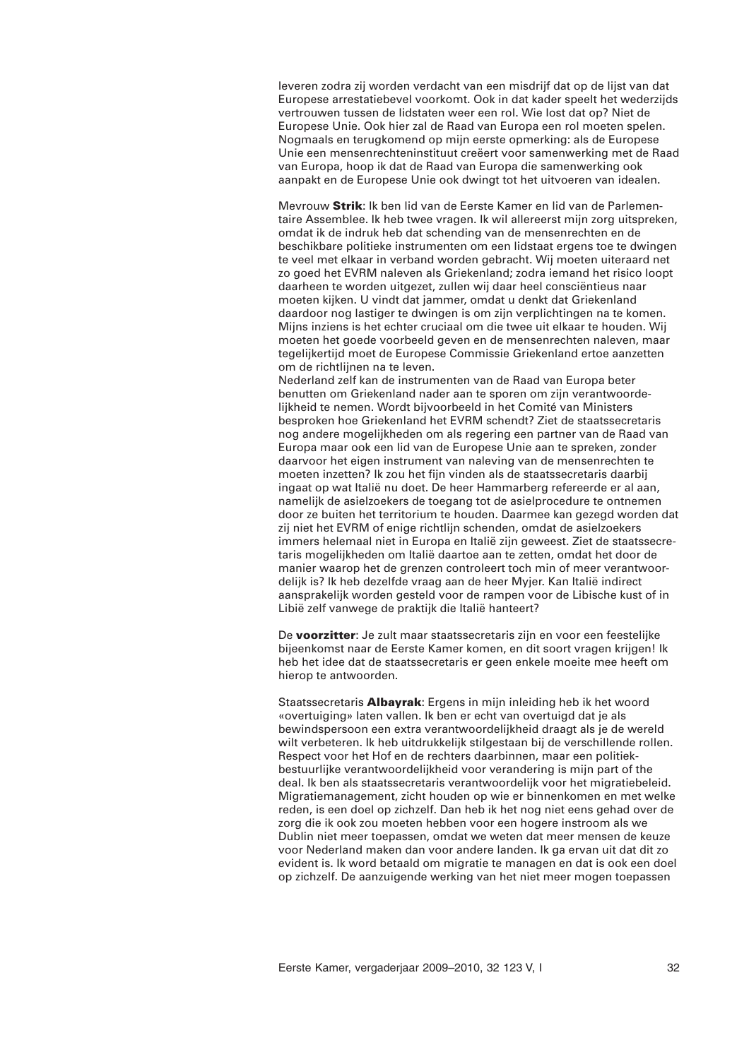leveren zodra zij worden verdacht van een misdrijf dat op de lijst van dat Europese arrestatiebevel voorkomt. Ook in dat kader speelt het wederzijds vertrouwen tussen de lidstaten weer een rol. Wie lost dat op? Niet de Europese Unie. Ook hier zal de Raad van Europa een rol moeten spelen. Nogmaals en terugkomend op mijn eerste opmerking: als de Europese Unie een mensenrechteninstituut creëert voor samenwerking met de Raad van Europa, hoop ik dat de Raad van Europa die samenwerking ook aanpakt en de Europese Unie ook dwingt tot het uitvoeren van idealen.

Mevrouw **Strik**: Ik ben lid van de Eerste Kamer en lid van de Parlementaire Assemblee. Ik heb twee vragen. Ik wil allereerst mijn zorg uitspreken, omdat ik de indruk heb dat schending van de mensenrechten en de beschikbare politieke instrumenten om een lidstaat ergens toe te dwingen te veel met elkaar in verband worden gebracht. Wij moeten uiteraard net zo goed het EVRM naleven als Griekenland; zodra iemand het risico loopt daarheen te worden uitgezet, zullen wij daar heel consciëntieus naar moeten kijken. U vindt dat jammer, omdat u denkt dat Griekenland daardoor nog lastiger te dwingen is om zijn verplichtingen na te komen. Mijns inziens is het echter cruciaal om die twee uit elkaar te houden. Wij moeten het goede voorbeeld geven en de mensenrechten naleven, maar tegelijkertijd moet de Europese Commissie Griekenland ertoe aanzetten om de richtlijnen na te leven.
Nederland zelf kan de instrumenten van de Raad van Europa beter benutten om Griekenland nader aan te sporen om zijn verantwoordelijkheid te nemen. Wordt bijvoorbeeld in het Comité van Ministers besproken hoe Griekenland het EVRM schendt? Ziet de staatssecretaris nog andere mogelijkheden om als regering een partner van de Raad van Europa maar ook een lid van de Europese Unie aan te spreken, zonder daarvoor het eigen instrument van naleving van de mensenrechten te moeten inzetten? Ik zou het fijn vinden als de staatssecretaris daarbij ingaat op wat Italië nu doet. De heer Hammarberg refereerde er al aan, namelijk de asielzoekers de toegang tot de asielprocedure te ontnemen door ze buiten het territorium te houden. Daarmee kan gezegd worden dat zij niet het EVRM of enige richtlijn schenden, omdat de asielzoekers immers helemaal niet in Europa en Italië zijn geweest. Ziet de staatssecretaris mogelijkheden om Italië daartoe aan te zetten, omdat het door de manier waarop het de grenzen controleert toch min of meer verantwoordelijk is? Ik heb dezelfde vraag aan de heer Myjer. Kan Italië indirect aansprakelijk worden gesteld voor de rampen voor de Libische kust of in Libië zelf vanwege de praktijk die Italië hanteert?

De **voorzitter**: Je zult maar staatssecretaris zijn en voor een feestelijke bijeenkomst naar de Eerste Kamer komen, en dit soort vragen krijgen! Ik heb het idee dat de staatssecretaris er geen enkele moeite mee heeft om hierop te antwoorden.

Staatssecretaris **Albayrak**: Ergens in mijn inleiding heb ik het woord «overtuiging» laten vallen. Ik ben er echt van overtuigd dat je als bewindspersoon een extra verantwoordelijkheid draagt als je de wereld wilt verbeteren. Ik heb uitdrukkelijk stilgestaan bij de verschillende rollen. Respect voor het Hof en de rechters daarbinnen, maar een politiekbestuurlijke verantwoordelijkheid voor verandering is mijn part of the deal. Ik ben als staatssecretaris verantwoordelijk voor het migratiebeleid. Migratiemanagement, zicht houden op wie er binnenkomen en met welke reden, is een doel op zichzelf. Dan heb ik het nog niet eens gehad over de zorg die ik ook zou moeten hebben voor een hogere instroom als we Dublin niet meer toepassen, omdat we weten dat meer mensen de keuze voor Nederland maken dan voor andere landen. Ik ga ervan uit dat dit zo evident is. Ik word betaald om migratie te managen en dat is ook een doel op zichzelf. De aanzuigende werking van het niet meer mogen toepassen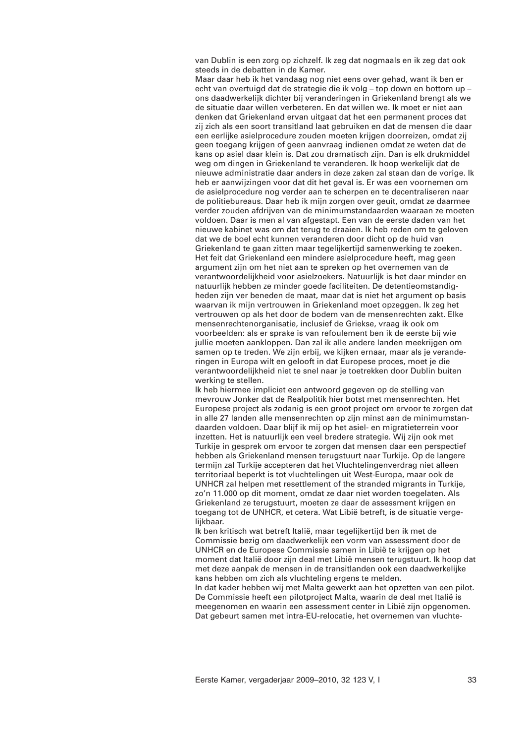van Dublin is een zorg op zichzelf. Ik zeg dat nogmaals en ik zeg dat ook steeds in de debatten in de Kamer.

Maar daar heb ik het vandaag nog niet eens over gehad, want ik ben er echt van overtuigd dat de strategie die ik volg – top down en bottom up – ons daadwerkelijk dichter bij veranderingen in Griekenland brengt als we de situatie daar willen verbeteren. En dat willen we. Ik moet er niet aan denken dat Griekenland ervan uitgaat dat het een permanent proces dat zij zich als een soort transitland laat gebruiken en dat de mensen die daar een eerlijke asielprocedure zouden moeten krijgen doorreizen, omdat zij geen toegang krijgen of geen aanvraag indienen omdat ze weten dat de kans op asiel daar klein is. Dat zou dramatisch zijn. Dan is elk drukmiddel weg om dingen in Griekenland te veranderen. Ik hoop werkelijk dat de nieuwe administratie daar anders in deze zaken zal staan dan de vorige. Ik heb er aanwijzingen voor dat dit het geval is. Er was een voornemen om de asielprocedure nog verder aan te scherpen en te decentraliseren naar de politiebureaus. Daar heb ik mijn zorgen over geuit, omdat ze daarmee verder zouden afdrijven van de minimumstandaarden waaraan ze moeten voldoen. Daar is men al van afgestapt. Een van de eerste daden van het nieuwe kabinet was om dat terug te draaien. Ik heb reden om te geloven dat we de boel echt kunnen veranderen door dicht op de huid van Griekenland te gaan zitten maar tegelijkertijd samenwerking te zoeken. Het feit dat Griekenland een mindere asielprocedure heeft, mag geen argument zijn om het niet aan te spreken op het overnemen van de verantwoordelijkheid voor asielzoekers. Natuurlijk is het daar minder en natuurlijk hebben ze minder goede faciliteiten. De detentieomstandigheden zijn ver beneden de maat, maar dat is niet het argument op basis waarvan ik mijn vertrouwen in Griekenland moet opzeggen. Ik zeg het vertrouwen op als het door de bodem van de mensenrechten zakt. Elke mensenrechtenorganisatie, inclusief de Griekse, vraag ik ook om voorbeelden: als er sprake is van refoulement ben ik de eerste bij wie jullie moeten aankloppen. Dan zal ik alle andere landen meekrijgen om samen op te treden. We zijn erbij, we kijken ernaar, maar als je veranderingen in Europa wilt en gelooft in dat Europese proces, moet je die verantwoordelijkheid niet te snel naar je toetrekken door Dublin buiten werking te stellen.

Ik heb hiermee impliciet een antwoord gegeven op de stelling van mevrouw Jonker dat de Realpolitik hier botst met mensenrechten. Het Europese project als zodanig is een groot project om ervoor te zorgen dat in alle 27 landen alle mensenrechten op zijn minst aan de minimumstandaarden voldoen. Daar blijf ik mij op het asiel- en migratieterrein voor inzetten. Het is natuurlijk een veel bredere strategie. Wij zijn ook met Turkije in gesprek om ervoor te zorgen dat mensen daar een perspectief hebben als Griekenland mensen terugstuurt naar Turkije. Op de langere termijn zal Turkije accepteren dat het Vluchtelingenverdrag niet alleen territoriaal beperkt is tot vluchtelingen uit West-Europa, maar ook de UNHCR zal helpen met resettlement of the stranded migrants in Turkije, zo'n 11.000 op dit moment, omdat ze daar niet worden toegelaten. Als Griekenland ze terugstuurt, moeten ze daar de assessment krijgen en toegang tot de UNHCR, et cetera. Wat Libië betreft, is de situatie vergelijkbaar.

Ik ben kritisch wat betreft Italië, maar tegelijkertijd ben ik met de Commissie bezig om daadwerkelijk een vorm van assessment door de UNHCR en de Europese Commissie samen in Libië te krijgen op het moment dat Italië door zijn deal met Libië mensen terugstuurt. Ik hoop dat met deze aanpak de mensen in de transitlanden ook een daadwerkelijke kans hebben om zich als vluchteling ergens te melden.

In dat kader hebben wij met Malta gewerkt aan het opzetten van een pilot. De Commissie heeft een pilotproject Malta, waarin de deal met Italië is meegenomen en waarin een assessment center in Libië zijn opgenomen. Dat gebeurt samen met intra-EU-relocatie, het overnemen van vluchte-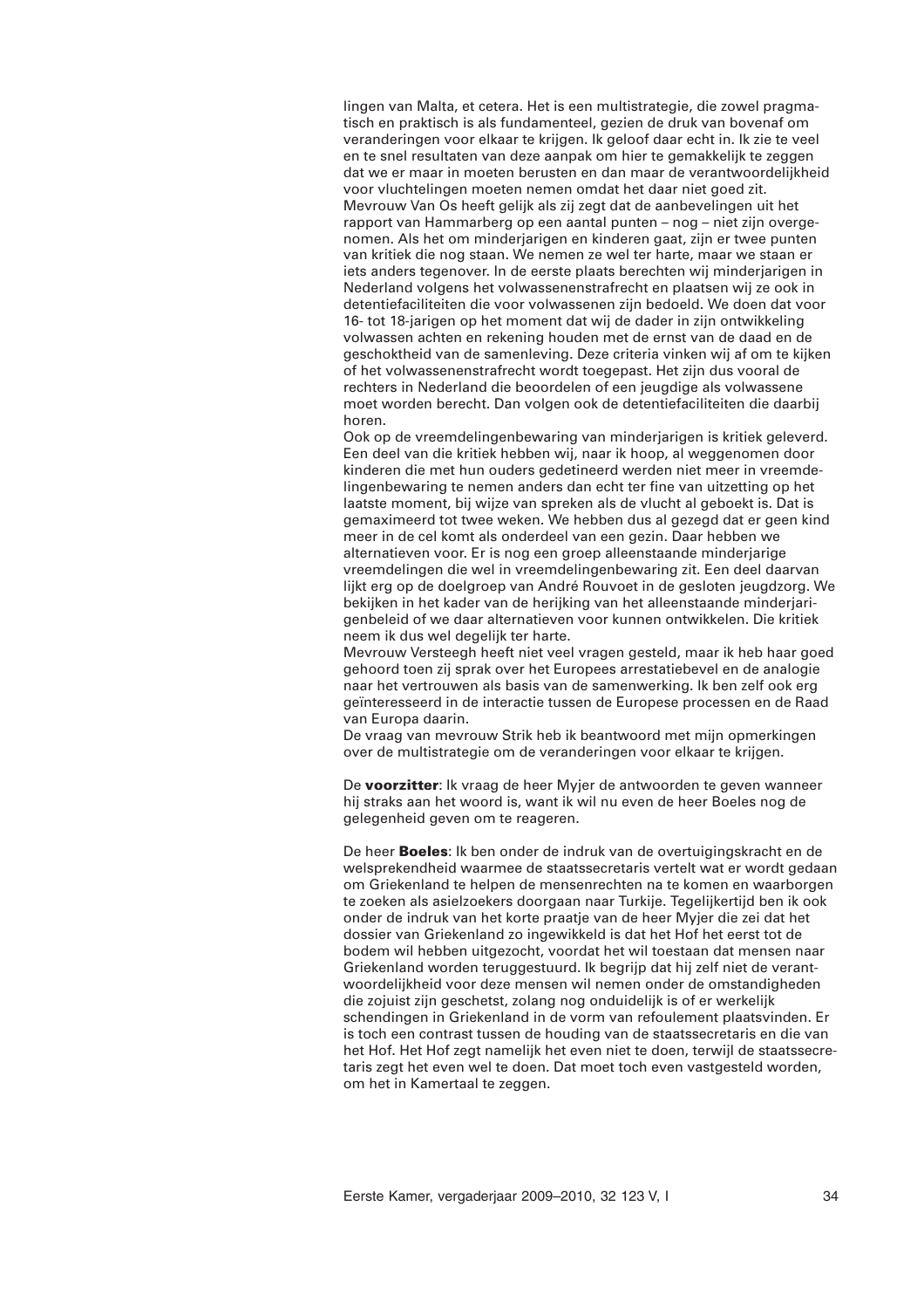lingen van Malta, et cetera. Het is een multistrategie, die zowel pragmatisch en praktisch is als fundamenteel, gezien de druk van bovenaf om veranderingen voor elkaar te krijgen. Ik geloof daar echt in. Ik zie te veel en te snel resultaten van deze aanpak om hier te gemakkelijk te zeggen dat we er maar in moeten berusten en dan maar de verantwoordelijkheid voor vluchtelingen moeten nemen omdat het daar niet goed zit.
Mevrouw Van Os heeft gelijk als zij zegt dat de aanbevelingen uit het rapport van Hammarberg op een aantal punten – nog – niet zijn overgenomen. Als het om minderjarigen en kinderen gaat, zijn er twee punten van kritiek die nog staan. We nemen ze wel ter harte, maar we staan er iets anders tegenover. In de eerste plaats berechten wij minderjarigen in Nederland volgens het volwassenenstrafrecht en plaatsen wij ze ook in detentiefaciliteiten die voor volwassenen zijn bedoeld. We doen dat voor 16- tot 18-jarigen op het moment dat wij de dader in zijn ontwikkeling volwassen achten en rekening houden met de ernst van de daad en de geschoktheid van de samenleving. Deze criteria vinken wij af om te kijken of het volwassenenstrafrecht wordt toegepast. Het zijn dus vooral de rechters in Nederland die beoordelen of een jeugdige als volwassene moet worden berecht. Dan volgen ook de detentiefaciliteiten die daarbij horen.
Ook op de vreemdelingenbewaring van minderjarigen is kritiek geleverd. Een deel van die kritiek hebben wij, naar ik hoop, al weggenomen door kinderen die met hun ouders gedetineerd werden niet meer in vreemdelingenbewaring te nemen anders dan echt ter fine van uitzetting op het laatste moment, bij wijze van spreken als de vlucht al geboekt is. Dat is gemaximeerd tot twee weken. We hebben dus al gezegd dat er geen kind meer in de cel komt als onderdeel van een gezin. Daar hebben we alternatieven voor. Er is nog een groep alleenstaande minderjarige vreemdelingen die wel in vreemdelingenbewaring zit. Een deel daarvan lijkt erg op de doelgroep van André Rouvoet in de gesloten jeugdzorg. We bekijken in het kader van de herijking van het alleenstaande minderjarigenbeleid of we daar alternatieven voor kunnen ontwikkelen. Die kritiek neem ik dus wel degelijk ter harte.
Mevrouw Versteegh heeft niet veel vragen gesteld, maar ik heb haar goed gehoord toen zij sprak over het Europees arrestatiebevel en de analogie naar het vertrouwen als basis van de samenwerking. Ik ben zelf ook erg geïnteresseerd in de interactie tussen de Europese processen en de Raad van Europa daarin.
De vraag van mevrouw Strik heb ik beantwoord met mijn opmerkingen over de multistrategie om de veranderingen voor elkaar te krijgen.

De **voorzitter**: Ik vraag de heer Myjer de antwoorden te geven wanneer hij straks aan het woord is, want ik wil nu even de heer Boeles nog de gelegenheid geven om te reageren.

De heer **Boeles**: Ik ben onder de indruk van de overtuigingskracht en de welsprekendheid waarmee de staatssecretaris vertelt wat er wordt gedaan om Griekenland te helpen de mensenrechten na te komen en waarborgen te zoeken als asielzoekers doorgaan naar Turkije. Tegelijkertijd ben ik ook onder de indruk van het korte praatje van de heer Myjer die zei dat het dossier van Griekenland zo ingewikkeld is dat het Hof het eerst tot de bodem wil hebben uitgezocht, voordat het wil toestaan dat mensen naar Griekenland worden teruggestuurd. Ik begrijp dat hij zelf niet de verantwoordelijkheid voor deze mensen wil nemen onder de omstandigheden die zojuist zijn geschetst, zolang nog onduidelijk is of er werkelijk schendingen in Griekenland in de vorm van refoulement plaatsvinden. Er is toch een contrast tussen de houding van de staatssecretaris en die van het Hof. Het Hof zegt namelijk het even niet te doen, terwijl de staatssecretaris zegt het even wel te doen. Dat moet toch even vastgesteld worden, om het in Kamertaal te zeggen.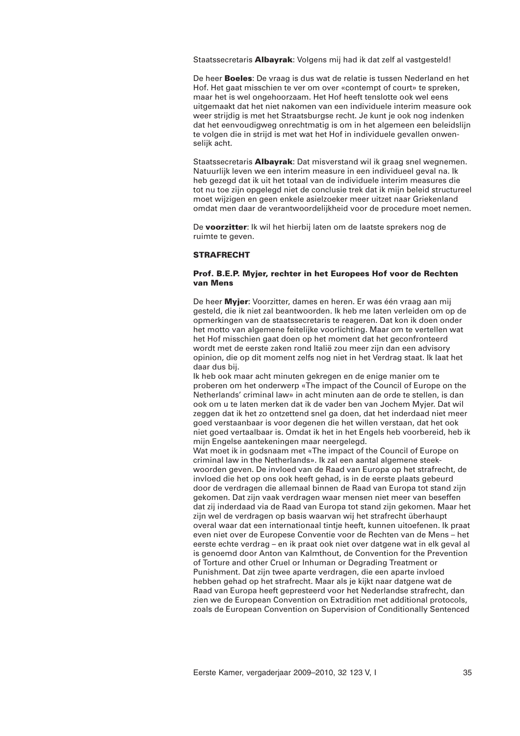Staatssecretaris **Albayrak**: Volgens mij had ik dat zelf al vastgesteld!

De heer **Boeles**: De vraag is dus wat de relatie is tussen Nederland en het Hof. Het gaat misschien te ver om over «contempt of court» te spreken, maar het is wel ongehoorzaam. Het Hof heeft tenslotte ook wel eens uitgemaakt dat het niet nakomen van een individuele interim measure ook weer strijdig is met het Straatsburgse recht. Je kunt je ook nog indenken dat het eenvoudigweg onrechtmatig is om in het algemeen een beleidslijn te volgen die in strijd is met wat het Hof in individuele gevallen onwenselijk acht.

Staatssecretaris **Albayrak**: Dat misverstand wil ik graag snel wegnemen. Natuurlijk leven we een interim measure in een individueel geval na. Ik heb gezegd dat ik uit het totaal van de individuele interim measures die tot nu toe zijn opgelegd niet de conclusie trek dat ik mijn beleid structureel moet wijzigen en geen enkele asielzoeker meer uitzet naar Griekenland omdat men daar de verantwoordelijkheid voor de procedure moet nemen.

De **voorzitter**: Ik wil het hierbij laten om de laatste sprekers nog de ruimte te geven.

## STRAFRECHT

### Prof. B.E.P. Myjer, rechter in het Europees Hof voor de Rechten van Mens

De heer **Myjer**: Voorzitter, dames en heren. Er was één vraag aan mij gesteld, die ik niet zal beantwoorden. Ik heb me laten verleiden om op de opmerkingen van de staatssecretaris te reageren. Dat kon ik doen onder het motto van algemene feitelijke voorlichting. Maar om te vertellen wat het Hof misschien gaat doen op het moment dat het geconfronteerd wordt met de eerste zaken rond Italië zou meer zijn dan een advisory opinion, die op dit moment zelfs nog niet in het Verdrag staat. Ik laat het daar dus bij.

Ik heb ook maar acht minuten gekregen en de enige manier om te proberen om het onderwerp «The impact of the Council of Europe on the Netherlands' criminal law» in acht minuten aan de orde te stellen, is dan ook om u te laten merken dat ik de vader ben van Jochem Myjer. Dat wil zeggen dat ik het zo ontzettend snel ga doen, dat het inderdaad niet meer goed verstaanbaar is voor degenen die het willen verstaan, dat het ook niet goed vertaalbaar is. Omdat ik het in het Engels heb voorbereid, heb ik mijn Engelse aantekeningen maar neergelegd.

Wat moet ik in godsnaam met «The impact of the Council of Europe on criminal law in the Netherlands». Ik zal een aantal algemene steekwoorden geven. De invloed van de Raad van Europa op het strafrecht, de invloed die het op ons ook heeft gehad, is in de eerste plaats gebeurd door de verdragen die allemaal binnen de Raad van Europa tot stand zijn gekomen. Dat zijn vaak verdragen waar mensen niet meer van beseffen dat zij inderdaad via de Raad van Europa tot stand zijn gekomen. Maar het zijn wel de verdragen op basis waarvan wij het strafrecht überhaupt overal waar dat een internationaal tintje heeft, kunnen uitoefenen. Ik praat even niet over de Europese Conventie voor de Rechten van de Mens – het eerste echte verdrag – en ik praat ook niet over datgene wat in elk geval al is genoemd door Anton van Kalmthout, de Convention for the Prevention of Torture and other Cruel or Inhuman or Degrading Treatment or Punishment. Dat zijn twee aparte verdragen, die een aparte invloed hebben gehad op het strafrecht. Maar als je kijkt naar datgene wat de Raad van Europa heeft gepresteerd voor het Nederlandse strafrecht, dan zien we de European Convention on Extradition met additional protocols, zoals de European Convention on Supervision of Conditionally Sentenced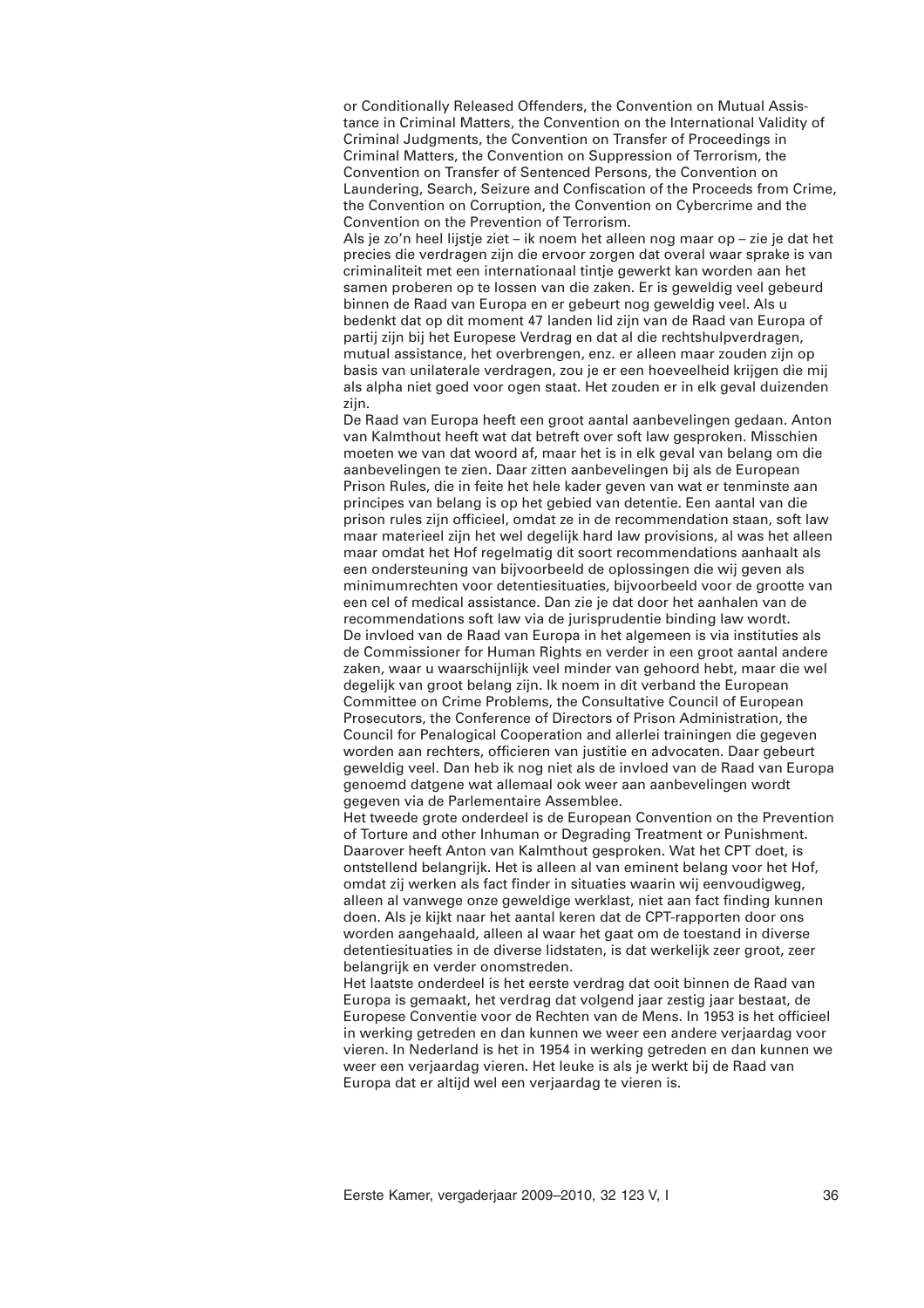or Conditionally Released Offenders, the Convention on Mutual Assistance in Criminal Matters, the Convention on the International Validity of Criminal Judgments, the Convention on Transfer of Proceedings in Criminal Matters, the Convention on Suppression of Terrorism, the Convention on Transfer of Sentenced Persons, the Convention on Laundering, Search, Seizure and Confiscation of the Proceeds from Crime, the Convention on Corruption, the Convention on Cybercrime and the Convention on the Prevention of Terrorism.

Als je zo'n heel lijstje ziet – ik noem het alleen nog maar op – zie je dat het precies die verdragen zijn die ervoor zorgen dat overal waar sprake is van criminaliteit met een internationaal tintje gewerkt kan worden aan het samen proberen op te lossen van die zaken. Er is geweldig veel gebeurd binnen de Raad van Europa en er gebeurt nog geweldig veel. Als u bedenkt dat op dit moment 47 landen lid zijn van de Raad van Europa of partij zijn bij het Europese Verdrag en dat al die rechtshulpverdragen, mutual assistance, het overbrengen, enz. er alleen maar zouden zijn op basis van unilaterale verdragen, zou je er een hoeveelheid krijgen die mij als alpha niet goed voor ogen staat. Het zouden er in elk geval duizenden zijn.

De Raad van Europa heeft een groot aantal aanbevelingen gedaan. Anton van Kalmthout heeft wat dat betreft over soft law gesproken. Misschien moeten we van dat woord af, maar het is in elk geval van belang om die aanbevelingen te zien. Daar zitten aanbevelingen bij als de European Prison Rules, die in feite het hele kader geven van wat er tenminste aan principes van belang is op het gebied van detentie. Een aantal van die prison rules zijn officieel, omdat ze in de recommendation staan, soft law maar materieel zijn het wel degelijk hard law provisions, al was het alleen maar omdat het Hof regelmatig dit soort recommendations aanhaalt als een ondersteuning van bijvoorbeeld de oplossingen die wij geven als minimumrechten voor detentiesituaties, bijvoorbeeld voor de grootte van een cel of medical assistance. Dan zie je dat door het aanhalen van de recommendations soft law via de jurisprudentie binding law wordt.

De invloed van de Raad van Europa in het algemeen is via instituties als de Commissioner for Human Rights en verder in een groot aantal andere zaken, waar u waarschijnlijk veel minder van gehoord hebt, maar die wel degelijk van groot belang zijn. Ik noem in dit verband the European Committee on Crime Problems, the Consultative Council of European Prosecutors, the Conference of Directors of Prison Administration, the Council for Penalogical Cooperation and allerlei trainingen die gegeven worden aan rechters, officieren van justitie en advocaten. Daar gebeurt geweldig veel. Dan heb ik nog niet als de invloed van de Raad van Europa genoemd datgene wat allemaal ook weer aan aanbevelingen wordt gegeven via de Parlementaire Assemblee.

Het tweede grote onderdeel is de European Convention on the Prevention of Torture and other Inhuman or Degrading Treatment or Punishment. Daarover heeft Anton van Kalmthout gesproken. Wat het CPT doet, is ontstellend belangrijk. Het is alleen al van eminent belang voor het Hof, omdat zij werken als fact finder in situaties waarin wij eenvoudigweg, alleen al vanwege onze geweldige werklast, niet aan fact finding kunnen doen. Als je kijkt naar het aantal keren dat de CPT-rapporten door ons worden aangehaald, alleen al waar het gaat om de toestand in diverse detentiesituaties in de diverse lidstaten, is dat werkelijk zeer groot, zeer belangrijk en verder onomstreden.

Het laatste onderdeel is het eerste verdrag dat ooit binnen de Raad van Europa is gemaakt, het verdrag dat volgend jaar zestig jaar bestaat, de Europese Conventie voor de Rechten van de Mens. In 1953 is het officieel in werking getreden en dan kunnen we weer een andere verjaardag voor vieren. In Nederland is het in 1954 in werking getreden en dan kunnen we weer een verjaardag vieren. Het leuke is als je werkt bij de Raad van Europa dat er altijd wel een verjaardag te vieren is.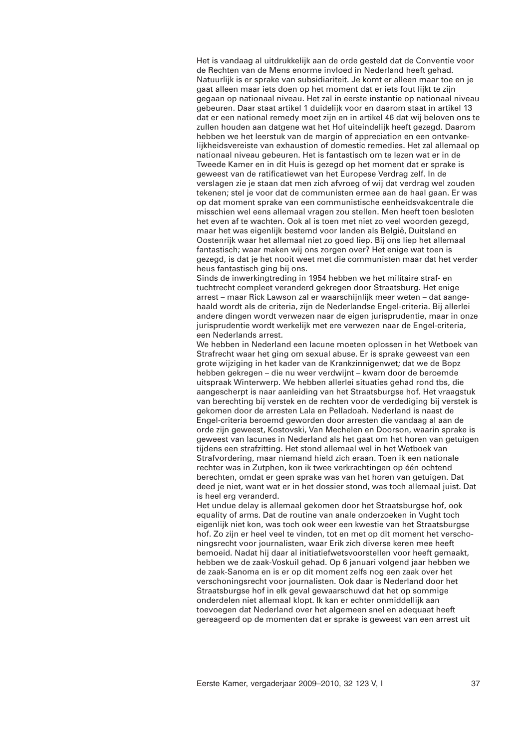Het is vandaag al uitdrukkelijk aan de orde gesteld dat de Conventie voor de Rechten van de Mens enorme invloed in Nederland heeft gehad. Natuurlijk is er sprake van subsidiariteit. Je komt er alleen maar toe en je gaat alleen maar iets doen op het moment dat er iets fout lijkt te zijn gegaan op nationaal niveau. Het zal in eerste instantie op nationaal niveau gebeuren. Daar staat artikel 1 duidelijk voor en daarom staat in artikel 13 dat er een national remedy moet zijn en in artikel 46 dat wij beloven ons te zullen houden aan datgene wat het Hof uiteindelijk heeft gezegd. Daarom hebben we het leerstuk van de margin of appreciation en een ontvankelijkheidsvereiste van exhaustion of domestic remedies. Het zal allemaal op nationaal niveau gebeuren. Het is fantastisch om te lezen wat er in de Tweede Kamer en in dit Huis is gezegd op het moment dat er sprake is geweest van de ratificatiewet van het Europese Verdrag zelf. In de verslagen zie je staan dat men zich afvroeg of wij dat verdrag wel zouden tekenen; stel je voor dat de communisten ermee aan de haal gaan. Er was op dat moment sprake van een communistische eenheidsvakcentrale die misschien wel eens allemaal vragen zou stellen. Men heeft toen besloten het even af te wachten. Ook al is toen met niet zo veel woorden gezegd, maar het was eigenlijk bestemd voor landen als België, Duitsland en Oostenrijk waar het allemaal niet zo goed liep. Bij ons liep het allemaal fantastisch; waar maken wij ons zorgen over? Het enige wat toen is gezegd, is dat je het nooit weet met die communisten maar dat het verder heus fantastisch ging bij ons.

Sinds de inwerkingtreding in 1954 hebben we het militaire straf- en tuchtrecht compleet veranderd gekregen door Straatsburg. Het enige arrest – maar Rick Lawson zal er waarschijnlijk meer weten – dat aangehaald wordt als de criteria, zijn de Nederlandse Engel-criteria. Bij allerlei andere dingen wordt verwezen naar de eigen jurisprudentie, maar in onze jurisprudentie wordt werkelijk met ere verwezen naar de Engel-criteria, een Nederlands arrest.

We hebben in Nederland een lacune moeten oplossen in het Wetboek van Strafrecht waar het ging om sexual abuse. Er is sprake geweest van een grote wijziging in het kader van de Krankzinnigenwet; dat we de Bopz hebben gekregen – die nu weer verdwijnt – kwam door de beroemde uitspraak Winterwerp. We hebben allerlei situaties gehad rond tbs, die aangescherpt is naar aanleiding van het Straatsburgse hof. Het vraagstuk van berechting bij verstek en de rechten voor de verdediging bij verstek is gekomen door de arresten Lala en Pelladoah. Nederland is naast de Engel-criteria beroemd geworden door arresten die vandaag al aan de orde zijn geweest, Kostovski, Van Mechelen en Doorson, waarin sprake is geweest van lacunes in Nederland als het gaat om het horen van getuigen tijdens een strafzitting. Het stond allemaal wel in het Wetboek van Strafvordering, maar niemand hield zich eraan. Toen ik een nationale rechter was in Zutphen, kon ik twee verkrachtingen op één ochtend berechten, omdat er geen sprake was van het horen van getuigen. Dat deed je niet, want wat er in het dossier stond, was toch allemaal juist. Dat is heel erg veranderd.

Het undue delay is allemaal gekomen door het Straatsburgse hof, ook equality of arms. Dat de routine van anale onderzoeken in Vught toch eigenlijk niet kon, was toch ook weer een kwestie van het Straatsburgse hof. Zo zijn er heel veel te vinden, tot en met op dit moment het verschoningsrecht voor journalisten, waar Erik zich diverse keren mee heeft bemoeid. Nadat hij daar al initiatiefwetsvoorstellen voor heeft gemaakt, hebben we de zaak-Voskuil gehad. Op 6 januari volgend jaar hebben we de zaak-Sanoma en is er op dit moment zelfs nog een zaak over het verschoningsrecht voor journalisten. Ook daar is Nederland door het Straatsburgse hof in elk geval gewaarschuwd dat het op sommige onderdelen niet allemaal klopt. Ik kan er echter onmiddellijk aan toevoegen dat Nederland over het algemeen snel en adequaat heeft gereageerd op de momenten dat er sprake is geweest van een arrest uit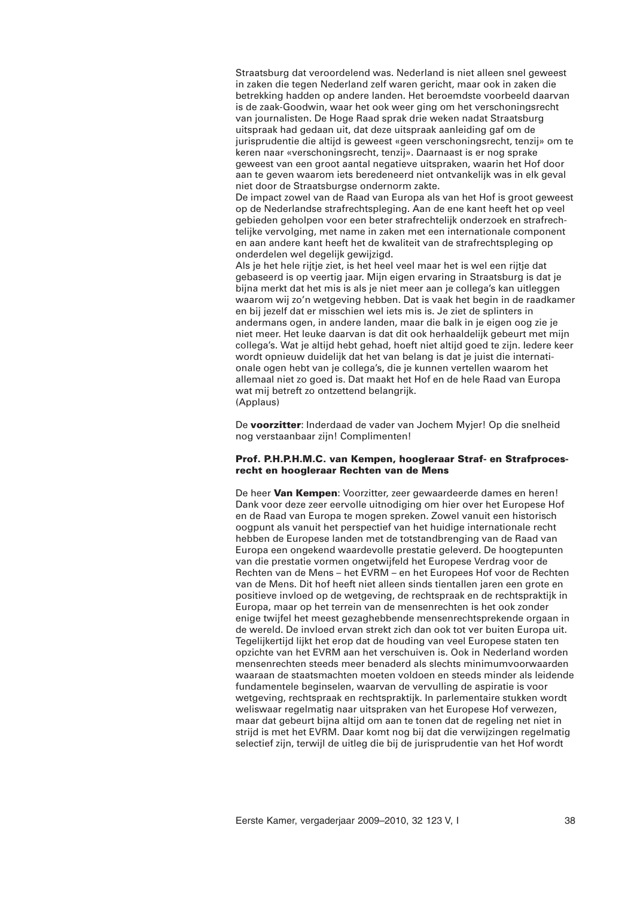Straatsburg dat veroordelend was. Nederland is niet alleen snel geweest in zaken die tegen Nederland zelf waren gericht, maar ook in zaken die betrekking hadden op andere landen. Het beroemdste voorbeeld daarvan is de zaak-Goodwin, waar het ook weer ging om het verschoningsrecht van journalisten. De Hoge Raad sprak drie weken nadat Straatsburg uitspraak had gedaan uit, dat deze uitspraak aanleiding gaf om de jurisprudentie die altijd is geweest «geen verschoningsrecht, tenzij» om te keren naar «verschoningsrecht, tenzij». Daarnaast is er nog sprake geweest van een groot aantal negatieve uitspraken, waarin het Hof door aan te geven waarom iets beredeneerd niet ontvankelijk was in elk geval niet door de Straatsburgse ondernorm zakte.

De impact zowel van de Raad van Europa als van het Hof is groot geweest op de Nederlandse strafrechtspleging. Aan de ene kant heeft het op veel gebieden geholpen voor een beter strafrechtelijk onderzoek en strafrechtelijke vervolging, met name in zaken met een internationale component en aan andere kant heeft het de kwaliteit van de strafrechtspleging op onderdelen wel degelijk gewijzigd.

Als je het hele rijtje ziet, is het heel veel maar het is wel een rijtje dat gebaseerd is op veertig jaar. Mijn eigen ervaring in Straatsburg is dat je bijna merkt dat het mis is als je niet meer aan je collega's kan uitleggen waarom wij zo'n wetgeving hebben. Dat is vaak het begin in de raadkamer en bij jezelf dat er misschien wel iets mis is. Je ziet de splinters in andermans ogen, in andere landen, maar die balk in je eigen oog zie je niet meer. Het leuke daarvan is dat dit ook herhaaldelijk gebeurt met mijn collega's. Wat je altijd hebt gehad, hoeft niet altijd goed te zijn. Iedere keer wordt opnieuw duidelijk dat het van belang is dat je juist die internationale ogen hebt van je collega's, die je kunnen vertellen waarom het allemaal niet zo goed is. Dat maakt het Hof en de hele Raad van Europa wat mij betreft zo ontzettend belangrijk.

(Applaus)

De **voorzitter**: Inderdaad de vader van Jochem Myjer! Op die snelheid nog verstaanbaar zijn! Complimenten!

### Prof. P.H.P.H.M.C. van Kempen, hoogleraar Straf- en Strafprocesrecht en hoogleraar Rechten van de Mens

De heer **Van Kempen**: Voorzitter, zeer gewaardeerde dames en heren! Dank voor deze zeer eervolle uitnodiging om hier over het Europese Hof en de Raad van Europa te mogen spreken. Zowel vanuit een historisch oogpunt als vanuit het perspectief van het huidige internationale recht hebben de Europese landen met de totstandbrenging van de Raad van Europa een ongekend waardevolle prestatie geleverd. De hoogtepunten van die prestatie vormen ongetwijfeld het Europese Verdrag voor de Rechten van de Mens – het EVRM – en het Europees Hof voor de Rechten van de Mens. Dit hof heeft niet alleen sinds tientallen jaren een grote en positieve invloed op de wetgeving, de rechtspraak en de rechtspraktijk in Europa, maar op het terrein van de mensenrechten is het ook zonder enige twijfel het meest gezaghebbende mensenrechtsprekende orgaan in de wereld. De invloed ervan strekt zich dan ook tot ver buiten Europa uit. Tegelijkertijd lijkt het erop dat de houding van veel Europese staten ten opzichte van het EVRM aan het verschuiven is. Ook in Nederland worden mensenrechten steeds meer benaderd als slechts minimumvoorwaarden waaraan de staatsmachten moeten voldoen en steeds minder als leidende fundamentele beginselen, waarvan de vervulling de aspiratie is voor wetgeving, rechtspraak en rechtspraktijk. In parlementaire stukken wordt weliswaar regelmatig naar uitspraken van het Europese Hof verwezen, maar dat gebeurt bijna altijd om aan te tonen dat de regeling net niet in strijd is met het EVRM. Daar komt nog bij dat die verwijzingen regelmatig selectief zijn, terwijl de uitleg die bij de jurisprudentie van het Hof wordt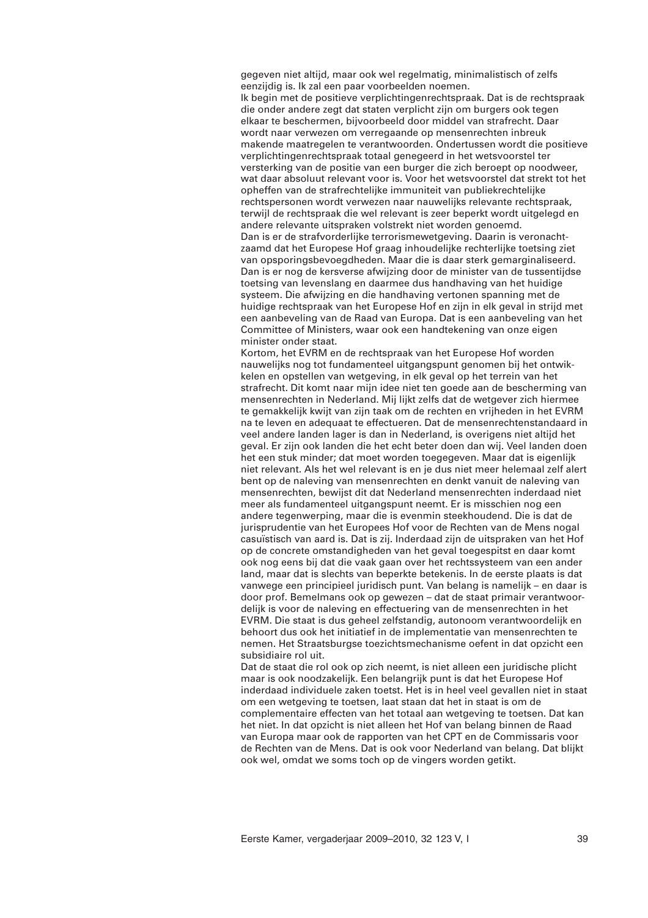gegeven niet altijd, maar ook wel regelmatig, minimalistisch of zelfs eenzijdig is. Ik zal een paar voorbeelden noemen.

Ik begin met de positieve verplichtingenrechtspraak. Dat is de rechtspraak die onder andere zegt dat staten verplicht zijn om burgers ook tegen elkaar te beschermen, bijvoorbeeld door middel van strafrecht. Daar wordt naar verwezen om verregaande op mensenrechten inbreuk makende maatregelen te verantwoorden. Ondertussen wordt die positieve verplichtingenrechtspraak totaal genegeerd in het wetsvoorstel ter versterking van de positie van een burger die zich beroept op noodweer, wat daar absoluut relevant voor is. Voor het wetsvoorstel dat strekt tot het opheffen van de strafrechtelijke immuniteit van publiekrechtelijke rechtspersonen wordt verwezen naar nauwelijks relevante rechtspraak, terwijl de rechtspraak die wel relevant is zeer beperkt wordt uitgelegd en andere relevante uitspraken volstrekt niet worden genoemd.

Dan is er de strafvorderlijke terrorismewetgeving. Daarin is veronachtzaamd dat het Europese Hof graag inhoudelijke rechterlijke toetsing ziet van opsporingsbevoegdheden. Maar die is daar sterk gemarginaliseerd. Dan is er nog de kersverse afwijzing door de minister van de tussentijdse toetsing van levenslang en daarmee dus handhaving van het huidige systeem. Die afwijzing en die handhaving vertonen spanning met de huidige rechtspraak van het Europese Hof en zijn in elk geval in strijd met een aanbeveling van de Raad van Europa. Dat is een aanbeveling van het Committee of Ministers, waar ook een handtekening van onze eigen minister onder staat.

Kortom, het EVRM en de rechtspraak van het Europese Hof worden nauwelijks nog tot fundamenteel uitgangspunt genomen bij het ontwikkelen en opstellen van wetgeving, in elk geval op het terrein van het strafrecht. Dit komt naar mijn idee niet ten goede aan de bescherming van mensenrechten in Nederland. Mij lijkt zelfs dat de wetgever zich hiermee te gemakkelijk kwijt van zijn taak om de rechten en vrijheden in het EVRM na te leven en adequaat te effectueren. Dat de mensenrechtenstandaard in veel andere landen lager is dan in Nederland, is overigens niet altijd het geval. Er zijn ook landen die het echt beter doen dan wij. Veel landen doen het een stuk minder; dat moet worden toegegeven. Maar dat is eigenlijk niet relevant. Als het wel relevant is en je dus niet meer helemaal zelf alert bent op de naleving van mensenrechten en denkt vanuit de naleving van mensenrechten, bewijst dit dat Nederland mensenrechten inderdaad niet meer als fundamenteel uitgangspunt neemt. Er is misschien nog een andere tegenwerping, maar die is evenmin steekhoudend. Die is dat de jurisprudentie van het Europees Hof voor de Rechten van de Mens nogal casuïstisch van aard is. Dat is zij. Inderdaad zijn de uitspraken van het Hof op de concrete omstandigheden van het geval toegespitst en daar komt ook nog eens bij dat die vaak gaan over het rechtssysteem van een ander land, maar dat is slechts van beperkte betekenis. In de eerste plaats is dat vanwege een principieel juridisch punt. Van belang is namelijk – en daar is door prof. Bemelmans ook op gewezen – dat de staat primair verantwoordelijk is voor de naleving en effectuering van de mensenrechten in het EVRM. Die staat is dus geheel zelfstandig, autonoom verantwoordelijk en behoort dus ook het initiatief in de implementatie van mensenrechten te nemen. Het Straatsburgse toezichtsmechanisme oefent in dat opzicht een subsidiaire rol uit.

Dat de staat die rol ook op zich neemt, is niet alleen een juridische plicht maar is ook noodzakelijk. Een belangrijk punt is dat het Europese Hof inderdaad individuele zaken toetst. Het is in heel veel gevallen niet in staat om een wetgeving te toetsen, laat staan dat het in staat is om de complementaire effecten van het totaal aan wetgeving te toetsen. Dat kan het niet. In dat opzicht is niet alleen het Hof van belang binnen de Raad van Europa maar ook de rapporten van het CPT en de Commissaris voor de Rechten van de Mens. Dat is ook voor Nederland van belang. Dat blijkt ook wel, omdat we soms toch op de vingers worden getikt.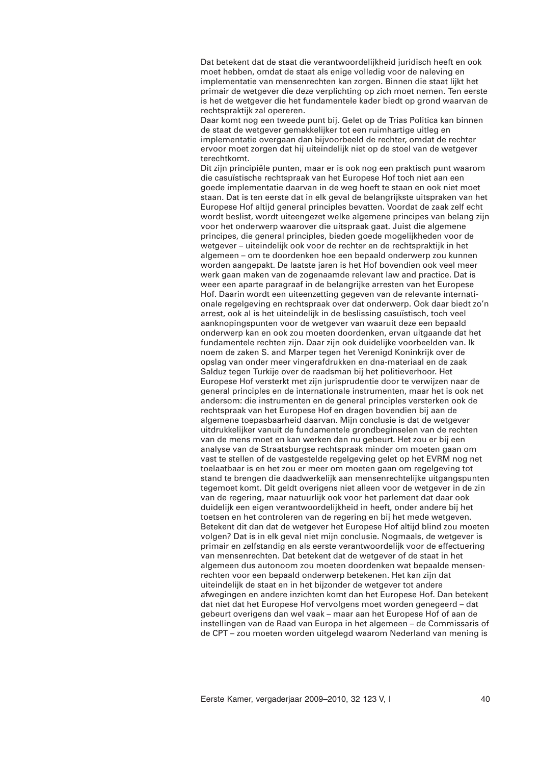Dat betekent dat de staat die verantwoordelijkheid juridisch heeft en ook moet hebben, omdat de staat als enige volledig voor de naleving en implementatie van mensenrechten kan zorgen. Binnen die staat lijkt het primair de wetgever die deze verplichting op zich moet nemen. Ten eerste is het de wetgever die het fundamentele kader biedt op grond waarvan de rechtspraktijk zal opereren.

Daar komt nog een tweede punt bij. Gelet op de Trias Politica kan binnen de staat de wetgever gemakkelijker tot een ruimhartige uitleg en implementatie overgaan dan bijvoorbeeld de rechter, omdat de rechter ervoor moet zorgen dat hij uiteindelijk niet op de stoel van de wetgever terechtkomt.

Dit zijn principiële punten, maar er is ook nog een praktisch punt waarom die casuïstische rechtspraak van het Europese Hof toch niet aan een goede implementatie daarvan in de weg hoeft te staan en ook niet moet staan. Dat is ten eerste dat in elk geval de belangrijkste uitspraken van het Europese Hof altijd general principles bevatten. Voordat de zaak zelf echt wordt beslist, wordt uiteengezet welke algemene principes van belang zijn voor het onderwerp waarover die uitspraak gaat. Juist die algemene principes, die general principles, bieden goede mogelijkheden voor de wetgever – uiteindelijk ook voor de rechter en de rechtspraktijk in het algemeen – om te doordenken hoe een bepaald onderwerp zou kunnen worden aangepakt. De laatste jaren is het Hof bovendien ook veel meer werk gaan maken van de zogenaamde relevant law and practice. Dat is weer een aparte paragraaf in de belangrijke arresten van het Europese Hof. Daarin wordt een uiteenzetting gegeven van de relevante internationale regelgeving en rechtspraak over dat onderwerp. Ook daar biedt zo'n arrest, ook al is het uiteindelijk in de beslissing casuïstisch, toch veel aanknopingspunten voor de wetgever van waaruit deze een bepaald onderwerp kan en ook zou moeten doordenken, ervan uitgaande dat het fundamentele rechten zijn. Daar zijn ook duidelijke voorbeelden van. Ik noem de zaken S. and Marper tegen het Verenigd Koninkrijk over de opslag van onder meer vingerafdrukken en dna-materiaal en de zaak Salduz tegen Turkije over de raadsman bij het politieverhoor. Het Europese Hof versterkt met zijn jurisprudentie door te verwijzen naar de general principles en de internationale instrumenten, maar het is ook net andersom: die instrumenten en de general principles versterken ook de rechtspraak van het Europese Hof en dragen bovendien bij aan de algemene toepasbaarheid daarvan. Mijn conclusie is dat de wetgever uitdrukkelijker vanuit de fundamentele grondbeginselen van de rechten van de mens moet en kan werken dan nu gebeurt. Het zou er bij een analyse van de Straatsburgse rechtspraak minder om moeten gaan om vast te stellen of de vastgestelde regelgeving gelet op het EVRM nog net toelaatbaar is en het zou er meer om moeten gaan om regelgeving tot stand te brengen die daadwerkelijk aan mensenrechtelijke uitgangspunten tegemoet komt. Dit geldt overigens niet alleen voor de wetgever in de zin van de regering, maar natuurlijk ook voor het parlement dat daar ook duidelijk een eigen verantwoordelijkheid in heeft, onder andere bij het toetsen en het controleren van de regering en bij het mede wetgeven.

Betekent dit dan dat de wetgever het Europese Hof altijd blind zou moeten volgen? Dat is in elk geval niet mijn conclusie. Nogmaals, de wetgever is primair en zelfstandig en als eerste verantwoordelijk voor de effectuering van mensenrechten. Dat betekent dat de wetgever of de staat in het algemeen dus autonoom zou moeten doordenken wat bepaalde mensenrechten voor een bepaald onderwerp betekenen. Het kan zijn dat uiteindelijk de staat en in het bijzonder de wetgever tot andere afwegingen en andere inzichten komt dan het Europese Hof. Dan betekent dat niet dat het Europese Hof vervolgens moet worden genegeerd – dat gebeurt overigens dan wel vaak – maar aan het Europese Hof of aan de instellingen van de Raad van Europa in het algemeen – de Commissaris of de CPT – zou moeten worden uitgelegd waarom Nederland van mening is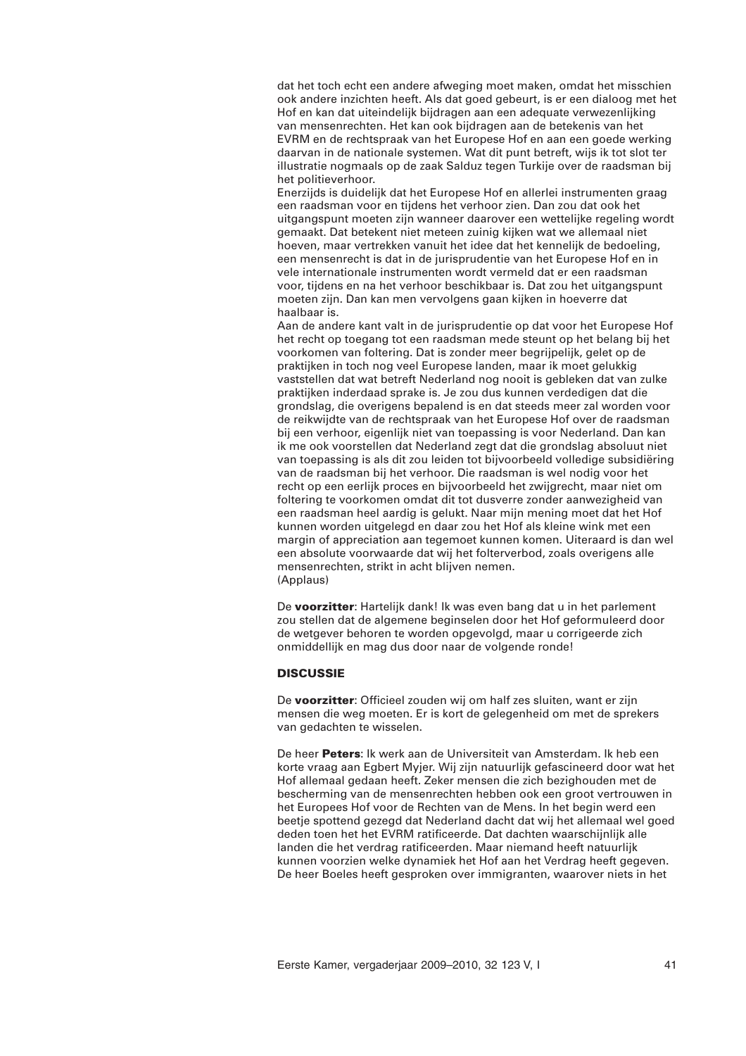dat het toch echt een andere afweging moet maken, omdat het misschien ook andere inzichten heeft. Als dat goed gebeurt, is er een dialoog met het Hof en kan dat uiteindelijk bijdragen aan een adequate verwezenlijking van mensenrechten. Het kan ook bijdragen aan de betekenis van het EVRM en de rechtspraak van het Europese Hof en aan een goede werking daarvan in de nationale systemen. Wat dit punt betreft, wijs ik tot slot ter illustratie nogmaals op de zaak Salduz tegen Turkije over de raadsman bij het politieverhoor.

Enerzijds is duidelijk dat het Europese Hof en allerlei instrumenten graag een raadsman voor en tijdens het verhoor zien. Dan zou dat ook het uitgangspunt moeten zijn wanneer daarover een wettelijke regeling wordt gemaakt. Dat betekent niet meteen zuinig kijken wat we allemaal niet hoeven, maar vertrekken vanuit het idee dat het kennelijk de bedoeling, een mensenrecht is dat in de jurisprudentie van het Europese Hof en in vele internationale instrumenten wordt vermeld dat er een raadsman voor, tijdens en na het verhoor beschikbaar is. Dat zou het uitgangspunt moeten zijn. Dan kan men vervolgens gaan kijken in hoeverre dat haalbaar is.

Aan de andere kant valt in de jurisprudentie op dat voor het Europese Hof het recht op toegang tot een raadsman mede steunt op het belang bij het voorkomen van foltering. Dat is zonder meer begrijpelijk, gelet op de praktijken in toch nog veel Europese landen, maar ik moet gelukkig vaststellen dat wat betreft Nederland nog nooit is gebleken dat van zulke praktijken inderdaad sprake is. Je zou dus kunnen verdedigen dat die grondslag, die overigens bepalend is en dat steeds meer zal worden voor de reikwijdte van de rechtspraak van het Europese Hof over de raadsman bij een verhoor, eigenlijk niet van toepassing is voor Nederland. Dan kan ik me ook voorstellen dat Nederland zegt dat die grondslag absoluut niet van toepassing is als dit zou leiden tot bijvoorbeeld volledige subsidiëring van de raadsman bij het verhoor. Die raadsman is wel nodig voor het recht op een eerlijk proces en bijvoorbeeld het zwijgrecht, maar niet om foltering te voorkomen omdat dit tot dusverre zonder aanwezigheid van een raadsman heel aardig is gelukt. Naar mijn mening moet dat het Hof kunnen worden uitgelegd en daar zou het Hof als kleine wink met een margin of appreciation aan tegemoet kunnen komen. Uiteraard is dan wel een absolute voorwaarde dat wij het folterverbod, zoals overigens alle mensenrechten, strikt in acht blijven nemen.
(Applaus)

De **voorzitter**: Hartelijk dank! Ik was even bang dat u in het parlement zou stellen dat de algemene beginselen door het Hof geformuleerd door de wetgever behoren te worden opgevolgd, maar u corrigeerde zich onmiddellijk en mag dus door naar de volgende ronde!

## DISCUSSIE

De **voorzitter**: Officieel zouden wij om half zes sluiten, want er zijn mensen die weg moeten. Er is kort de gelegenheid om met de sprekers van gedachten te wisselen.

De heer **Peters**: Ik werk aan de Universiteit van Amsterdam. Ik heb een korte vraag aan Egbert Myjer. Wij zijn natuurlijk gefascineerd door wat het Hof allemaal gedaan heeft. Zeker mensen die zich bezighouden met de bescherming van de mensenrechten hebben ook een groot vertrouwen in het Europees Hof voor de Rechten van de Mens. In het begin werd een beetje spottend gezegd dat Nederland dacht dat wij het allemaal wel goed deden toen het het EVRM ratificeerde. Dat dachten waarschijnlijk alle landen die het verdrag ratificeerden. Maar niemand heeft natuurlijk kunnen voorzien welke dynamiek het Hof aan het Verdrag heeft gegeven. De heer Boeles heeft gesproken over immigranten, waarover niets in het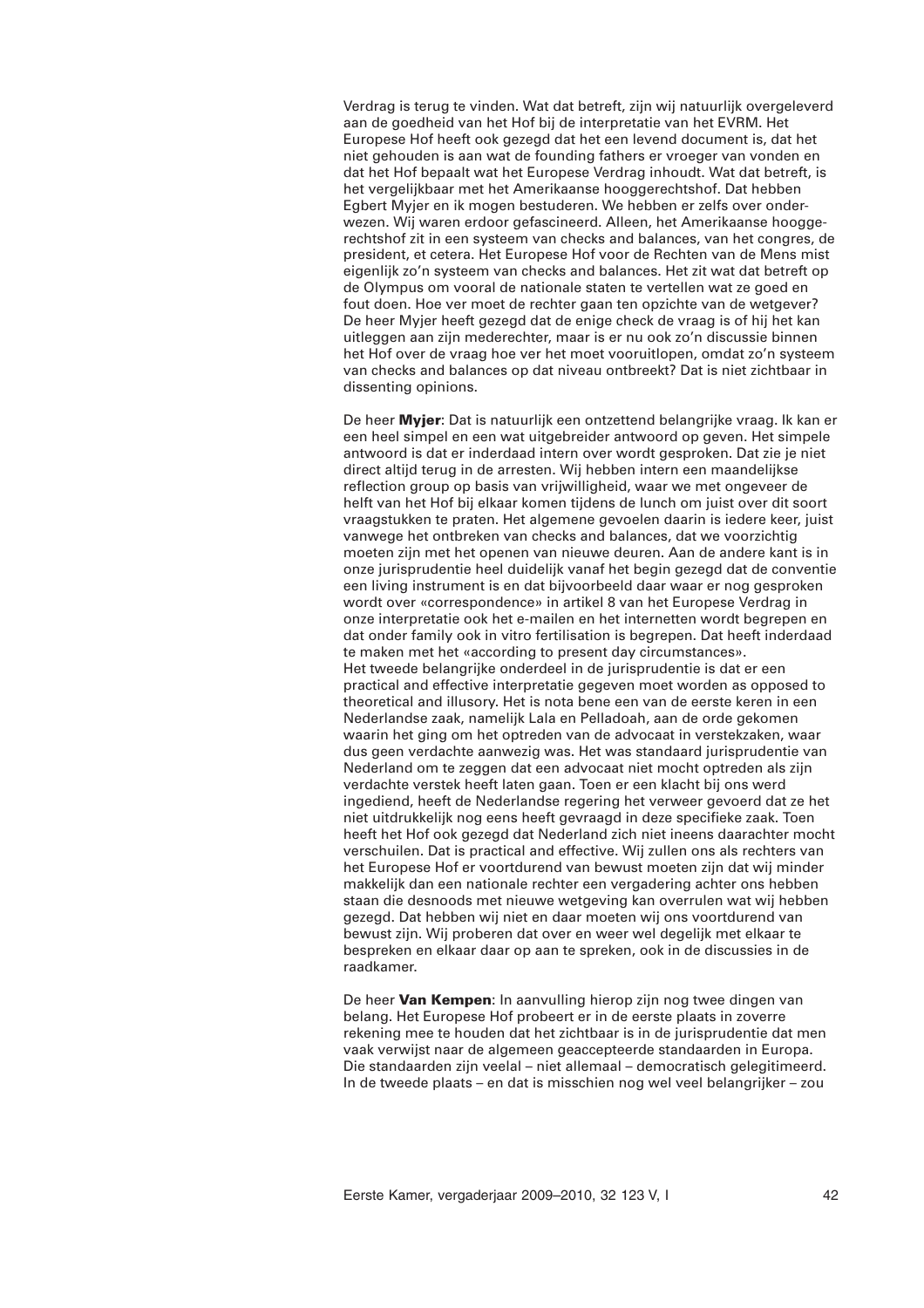Verdrag is terug te vinden. Wat dat betreft, zijn wij natuurlijk overgeleverd aan de goedheid van het Hof bij de interpretatie van het EVRM. Het Europese Hof heeft ook gezegd dat het een levend document is, dat het niet gehouden is aan wat de founding fathers er vroeger van vonden en dat het Hof bepaalt wat het Europese Verdrag inhoudt. Wat dat betreft, is het vergelijkbaar met het Amerikaanse hooggerechtshof. Dat hebben Egbert Myjer en ik mogen bestuderen. We hebben er zelfs over onderwezen. Wij waren erdoor gefascineerd. Alleen, het Amerikaanse hooggerechtshof zit in een systeem van checks and balances, van het congres, de president, et cetera. Het Europese Hof voor de Rechten van de Mens mist eigenlijk zo'n systeem van checks and balances. Het zit wat dat betreft op de Olympus om vooral de nationale staten te vertellen wat ze goed en fout doen. Hoe ver moet de rechter gaan ten opzichte van de wetgever? De heer Myjer heeft gezegd dat de enige check de vraag is of hij het kan uitleggen aan zijn mederechter, maar is er nu ook zo'n discussie binnen het Hof over de vraag hoe ver het moet vooruitlopen, omdat zo'n systeem van checks and balances op dat niveau ontbreekt? Dat is niet zichtbaar in dissenting opinions.

De heer **Myjer**: Dat is natuurlijk een ontzettend belangrijke vraag. Ik kan er een heel simpel en een wat uitgebreider antwoord op geven. Het simpele antwoord is dat er inderdaad intern over wordt gesproken. Dat zie je niet direct altijd terug in de arresten. Wij hebben intern een maandelijkse reflection group op basis van vrijwilligheid, waar we met ongeveer de helft van het Hof bij elkaar komen tijdens de lunch om juist over dit soort vraagstukken te praten. Het algemene gevoelen daarin is iedere keer, juist vanwege het ontbreken van checks and balances, dat we voorzichtig moeten zijn met het openen van nieuwe deuren. Aan de andere kant is in onze jurisprudentie heel duidelijk vanaf het begin gezegd dat de conventie een living instrument is en dat bijvoorbeeld daar waar er nog gesproken wordt over «correspondence» in artikel 8 van het Europese Verdrag in onze interpretatie ook het e-mailen en het internetten wordt begrepen en dat onder family ook in vitro fertilisation is begrepen. Dat heeft inderdaad te maken met het «according to present day circumstances».
Het tweede belangrijke onderdeel in de jurisprudentie is dat er een practical and effective interpretatie gegeven moet worden as opposed to theoretical and illusory. Het is nota bene een van de eerste keren in een Nederlandse zaak, namelijk Lala en Pelladoah, aan de orde gekomen waarin het ging om het optreden van de advocaat in verstekzaken, waar dus geen verdachte aanwezig was. Het was standaard jurisprudentie van Nederland om te zeggen dat een advocaat niet mocht optreden als zijn verdachte verstek heeft laten gaan. Toen er een klacht bij ons werd ingediend, heeft de Nederlandse regering het verweer gevoerd dat ze het niet uitdrukkelijk nog eens heeft gevraagd in deze specifieke zaak. Toen heeft het Hof ook gezegd dat Nederland zich niet ineens daarachter mocht verschuilen. Dat is practical and effective. Wij zullen ons als rechters van het Europese Hof er voortdurend van bewust moeten zijn dat wij minder makkelijk dan een nationale rechter een vergadering achter ons hebben staan die desnoods met nieuwe wetgeving kan overrulen wat wij hebben gezegd. Dat hebben wij niet en daar moeten wij ons voortdurend van bewust zijn. Wij proberen dat over en weer wel degelijk met elkaar te bespreken en elkaar daar op aan te spreken, ook in de discussies in de raadkamer.

De heer **Van Kempen**: In aanvulling hierop zijn nog twee dingen van belang. Het Europese Hof probeert er in de eerste plaats in zoverre rekening mee te houden dat het zichtbaar is in de jurisprudentie dat men vaak verwijst naar de algemeen geaccepteerde standaarden in Europa. Die standaarden zijn veelal – niet allemaal – democratisch gelegitimeerd. In de tweede plaats – en dat is misschien nog wel veel belangrijker – zou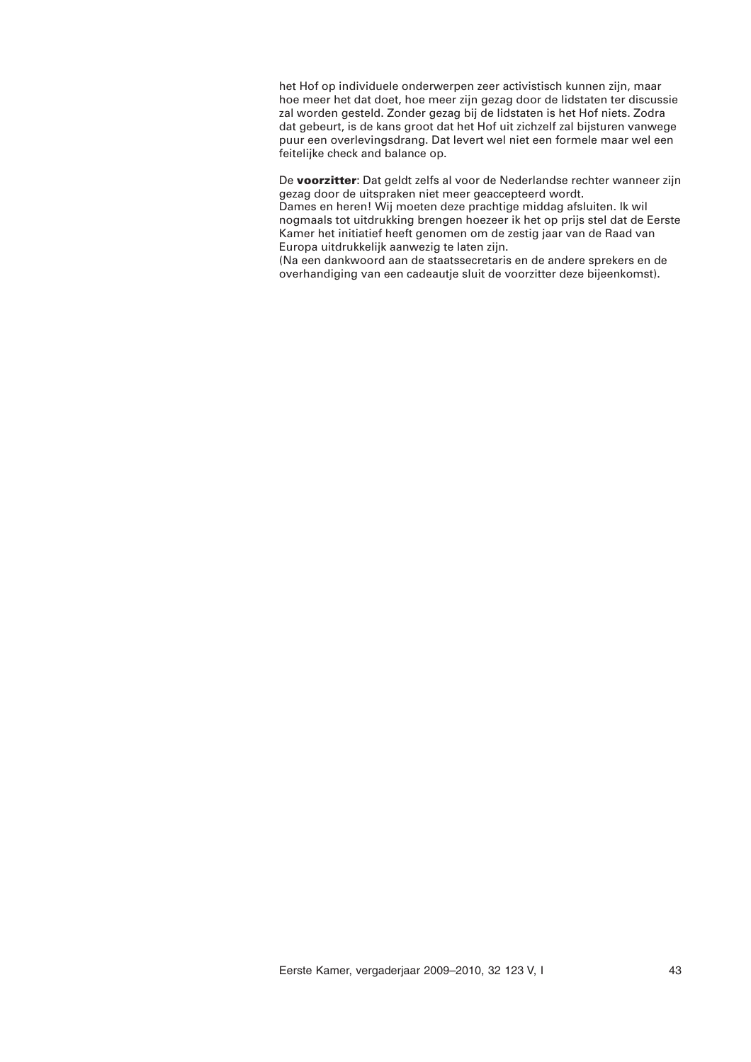het Hof op individuele onderwerpen zeer activistisch kunnen zijn, maar hoe meer het dat doet, hoe meer zijn gezag door de lidstaten ter discussie zal worden gesteld. Zonder gezag bij de lidstaten is het Hof niets. Zodra dat gebeurt, is de kans groot dat het Hof uit zichzelf zal bijsturen vanwege puur een overlevingsdrang. Dat levert wel niet een formele maar wel een feitelijke check and balance op.

De **voorzitter**: Dat geldt zelfs al voor de Nederlandse rechter wanneer zijn gezag door de uitspraken niet meer geaccepteerd wordt.
Dames en heren! Wij moeten deze prachtige middag afsluiten. Ik wil nogmaals tot uitdrukking brengen hoezeer ik het op prijs stel dat de Eerste Kamer het initiatief heeft genomen om de zestig jaar van de Raad van Europa uitdrukkelijk aanwezig te laten zijn.
(Na een dankwoord aan de staatssecretaris en de andere sprekers en de overhandiging van een cadeautje sluit de voorzitter deze bijeenkomst).